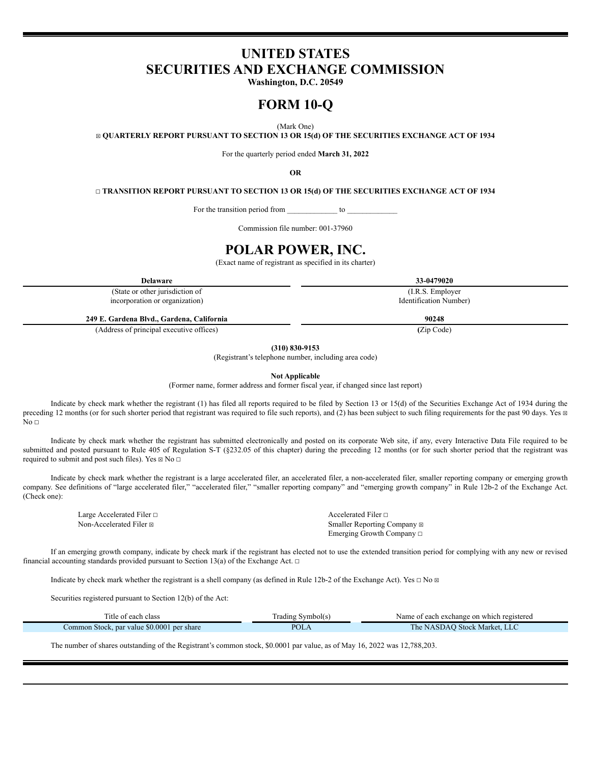# UNITED STATES
# SECURITIES AND EXCHANGE COMMISSION

**Washington, D.C. 20549**

# FORM 10-Q

(Mark One)

☒ **QUARTERLY REPORT PURSUANT TO SECTION 13 OR 15(d) OF THE SECURITIES EXCHANGE ACT OF 1934**

For the quarterly period ended **March 31, 2022**

**OR**

☐ **TRANSITION REPORT PURSUANT TO SECTION 13 OR 15(d) OF THE SECURITIES EXCHANGE ACT OF 1934**

For the transition period from _____________ to _____________

Commission file number: 001-37960

# POLAR POWER, INC.

(Exact name of registrant as specified in its charter)

| **Delaware** | **33-0479020** |
|---|---|
| (State or other jurisdiction of incorporation or organization) | (I.R.S. Employer Identification Number) |
| **249 E. Gardena Blvd., Gardena, California** | **90248** |
| (Address of principal executive offices) | (Zip Code) |

**(310) 830-9153**

(Registrant's telephone number, including area code)

**Not Applicable**

(Former name, former address and former fiscal year, if changed since last report)

Indicate by check mark whether the registrant (1) has filed all reports required to be filed by Section 13 or 15(d) of the Securities Exchange Act of 1934 during the preceding 12 months (or for such shorter period that registrant was required to file such reports), and (2) has been subject to such filing requirements for the past 90 days. Yes ☒ No ☐

Indicate by check mark whether the registrant has submitted electronically and posted on its corporate Web site, if any, every Interactive Data File required to be submitted and posted pursuant to Rule 405 of Regulation S-T (§232.05 of this chapter) during the preceding 12 months (or for such shorter period that the registrant was required to submit and post such files). Yes ☒ No ☐

Indicate by check mark whether the registrant is a large accelerated filer, an accelerated filer, a non-accelerated filer, smaller reporting company or emerging growth company. See definitions of "large accelerated filer," "accelerated filer," "smaller reporting company" and "emerging growth company" in Rule 12b-2 of the Exchange Act. (Check one):

| | |
|---|---|
| Large Accelerated Filer ☐ | Accelerated Filer ☐ |
| Non-Accelerated Filer ☒ | Smaller Reporting Company ☒ |
| | Emerging Growth Company ☐ |

If an emerging growth company, indicate by check mark if the registrant has elected not to use the extended transition period for complying with any new or revised financial accounting standards provided pursuant to Section 13(a) of the Exchange Act. ☐

Indicate by check mark whether the registrant is a shell company (as defined in Rule 12b-2 of the Exchange Act). Yes ☐ No ☒

Securities registered pursuant to Section 12(b) of the Act:

| Title of each class | Trading Symbol(s) | Name of each exchange on which registered |
|---|---|---|
| Common Stock, par value $0.0001 per share | POLA | The NASDAQ Stock Market, LLC |

The number of shares outstanding of the Registrant's common stock, $0.0001 par value, as of May 16, 2022 was 12,788,203.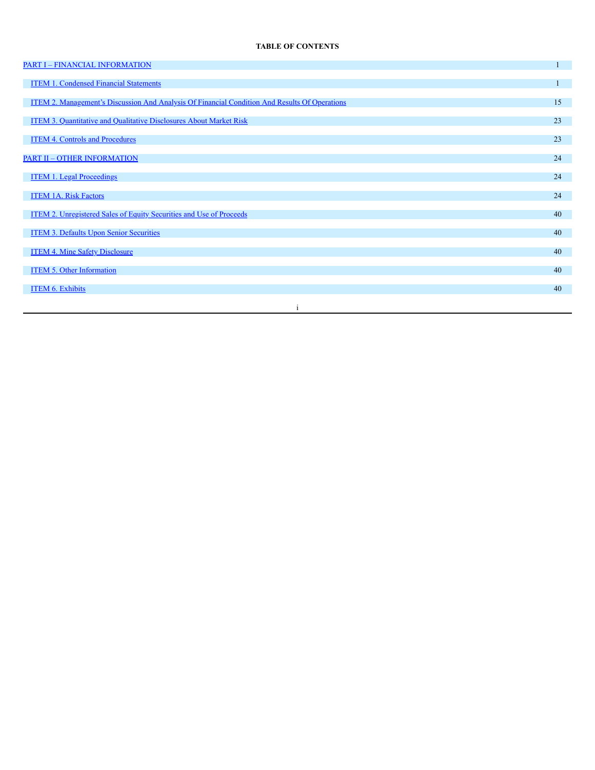**TABLE OF CONTENTS**

| | |
|---|---|
| PART I – FINANCIAL INFORMATION | 1 |
| ITEM 1. Condensed Financial Statements | 1 |
| ITEM 2. Management's Discussion And Analysis Of Financial Condition And Results Of Operations | 15 |
| ITEM 3. Quantitative and Qualitative Disclosures About Market Risk | 23 |
| ITEM 4. Controls and Procedures | 23 |
| PART II – OTHER INFORMATION | 24 |
| ITEM 1. Legal Proceedings | 24 |
| ITEM 1A. Risk Factors | 24 |
| ITEM 2. Unregistered Sales of Equity Securities and Use of Proceeds | 40 |
| ITEM 3. Defaults Upon Senior Securities | 40 |
| ITEM 4. Mine Safety Disclosure | 40 |
| ITEM 5. Other Information | 40 |
| ITEM 6. Exhibits | 40 |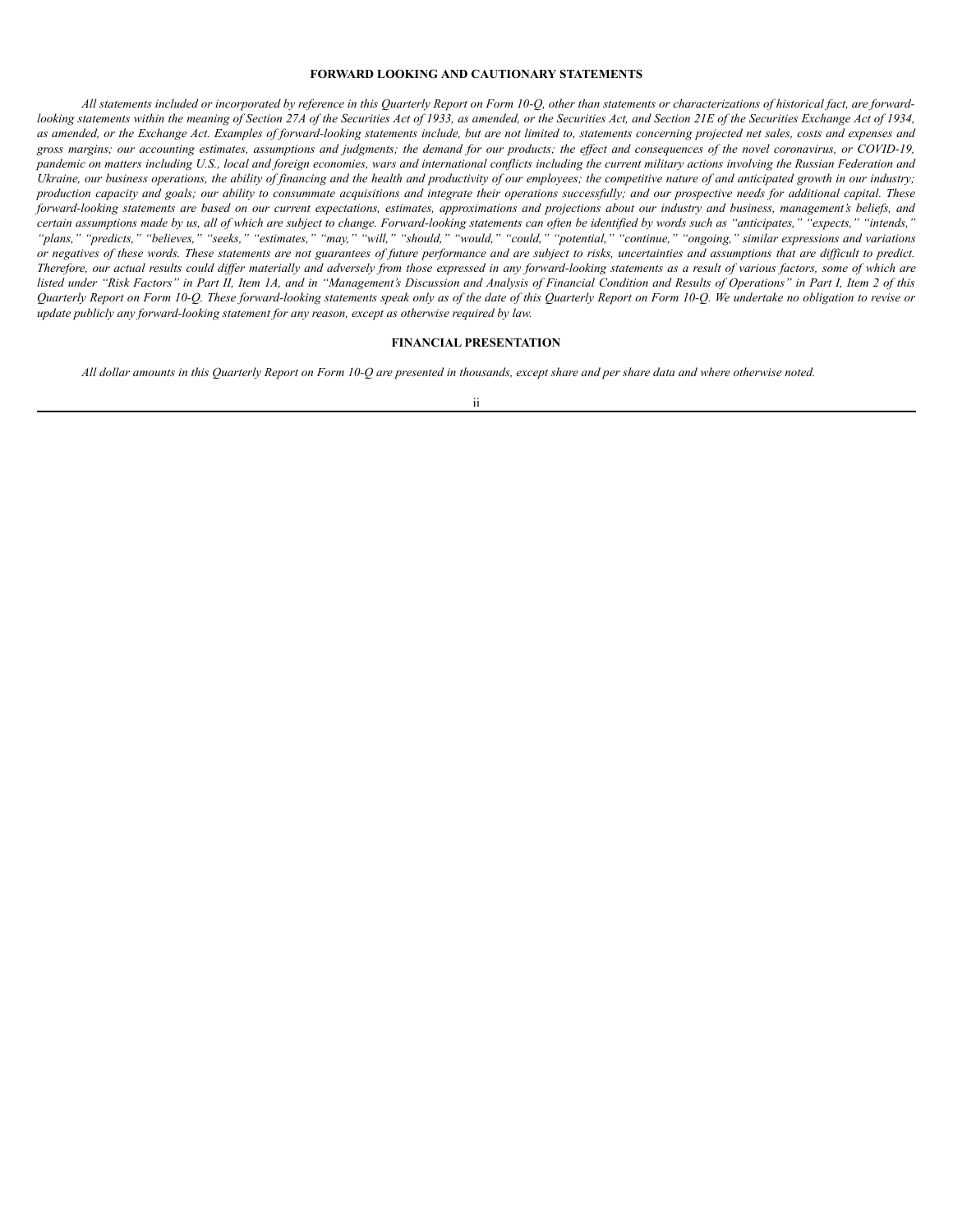## FORWARD LOOKING AND CAUTIONARY STATEMENTS

*All statements included or incorporated by reference in this Quarterly Report on Form 10-Q, other than statements or characterizations of historical fact, are forward-looking statements within the meaning of Section 27A of the Securities Act of 1933, as amended, or the Securities Act, and Section 21E of the Securities Exchange Act of 1934, as amended, or the Exchange Act. Examples of forward-looking statements include, but are not limited to, statements concerning projected net sales, costs and expenses and gross margins; our accounting estimates, assumptions and judgments; the demand for our products; the effect and consequences of the novel coronavirus, or COVID-19, pandemic on matters including U.S., local and foreign economies, wars and international conflicts including the current military actions involving the Russian Federation and Ukraine, our business operations, the ability of financing and the health and productivity of our employees; the competitive nature of and anticipated growth in our industry; production capacity and goals; our ability to consummate acquisitions and integrate their operations successfully; and our prospective needs for additional capital. These forward-looking statements are based on our current expectations, estimates, approximations and projections about our industry and business, management's beliefs, and certain assumptions made by us, all of which are subject to change. Forward-looking statements can often be identified by words such as "anticipates," "expects," "intends," "plans," "predicts," "believes," "seeks," "estimates," "may," "will," "should," "would," "could," "potential," "continue," "ongoing," similar expressions and variations or negatives of these words. These statements are not guarantees of future performance and are subject to risks, uncertainties and assumptions that are difficult to predict. Therefore, our actual results could differ materially and adversely from those expressed in any forward-looking statements as a result of various factors, some of which are listed under "Risk Factors" in Part II, Item 1A, and in "Management's Discussion and Analysis of Financial Condition and Results of Operations" in Part I, Item 2 of this Quarterly Report on Form 10-Q. These forward-looking statements speak only as of the date of this Quarterly Report on Form 10-Q. We undertake no obligation to revise or update publicly any forward-looking statement for any reason, except as otherwise required by law.*

## FINANCIAL PRESENTATION

*All dollar amounts in this Quarterly Report on Form 10-Q are presented in thousands, except share and per share data and where otherwise noted.*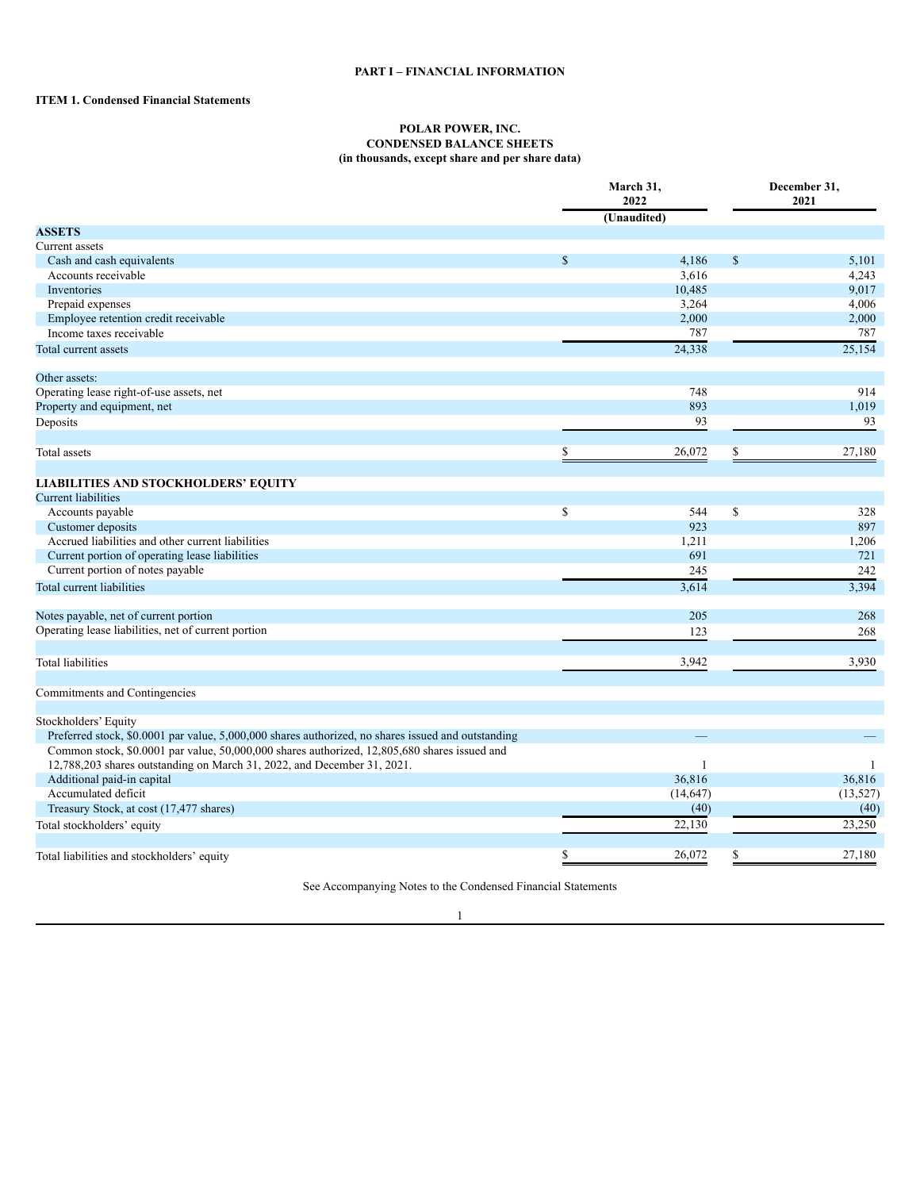**PART I – FINANCIAL INFORMATION**

**ITEM 1. Condensed Financial Statements**

**POLAR POWER, INC.**
**CONDENSED BALANCE SHEETS**
**(in thousands, except share and per share data)**

| | March 31, 2022 (Unaudited) | December 31, 2021 |
|---|---|---|
| **ASSETS** | | |
| Current assets | | |
| Cash and cash equivalents | $ 4,186 | $ 5,101 |
| Accounts receivable | 3,616 | 4,243 |
| Inventories | 10,485 | 9,017 |
| Prepaid expenses | 3,264 | 4,006 |
| Employee retention credit receivable | 2,000 | 2,000 |
| Income taxes receivable | 787 | 787 |
| Total current assets | 24,338 | 25,154 |
| | | |
| Other assets: | | |
| Operating lease right-of-use assets, net | 748 | 914 |
| Property and equipment, net | 893 | 1,019 |
| Deposits | 93 | 93 |
| | | |
| Total assets | $ 26,072 | $ 27,180 |
| | | |
| **LIABILITIES AND STOCKHOLDERS' EQUITY** | | |
| Current liabilities | | |
| Accounts payable | $ 544 | $ 328 |
| Customer deposits | 923 | 897 |
| Accrued liabilities and other current liabilities | 1,211 | 1,206 |
| Current portion of operating lease liabilities | 691 | 721 |
| Current portion of notes payable | 245 | 242 |
| Total current liabilities | 3,614 | 3,394 |
| | | |
| Notes payable, net of current portion | 205 | 268 |
| Operating lease liabilities, net of current portion | 123 | 268 |
| | | |
| Total liabilities | 3,942 | 3,930 |
| | | |
| Commitments and Contingencies | | |
| | | |
| Stockholders' Equity | | |
| Preferred stock, $0.0001 par value, 5,000,000 shares authorized, no shares issued and outstanding | — | — |
| Common stock, $0.0001 par value, 50,000,000 shares authorized, 12,805,680 shares issued and 12,788,203 shares outstanding on March 31, 2022, and December 31, 2021. | 1 | 1 |
| Additional paid-in capital | 36,816 | 36,816 |
| Accumulated deficit | (14,647) | (13,527) |
| Treasury Stock, at cost (17,477 shares) | (40) | (40) |
| Total stockholders' equity | 22,130 | 23,250 |
| | | |
| Total liabilities and stockholders' equity | $ 26,072 | $ 27,180 |

See Accompanying Notes to the Condensed Financial Statements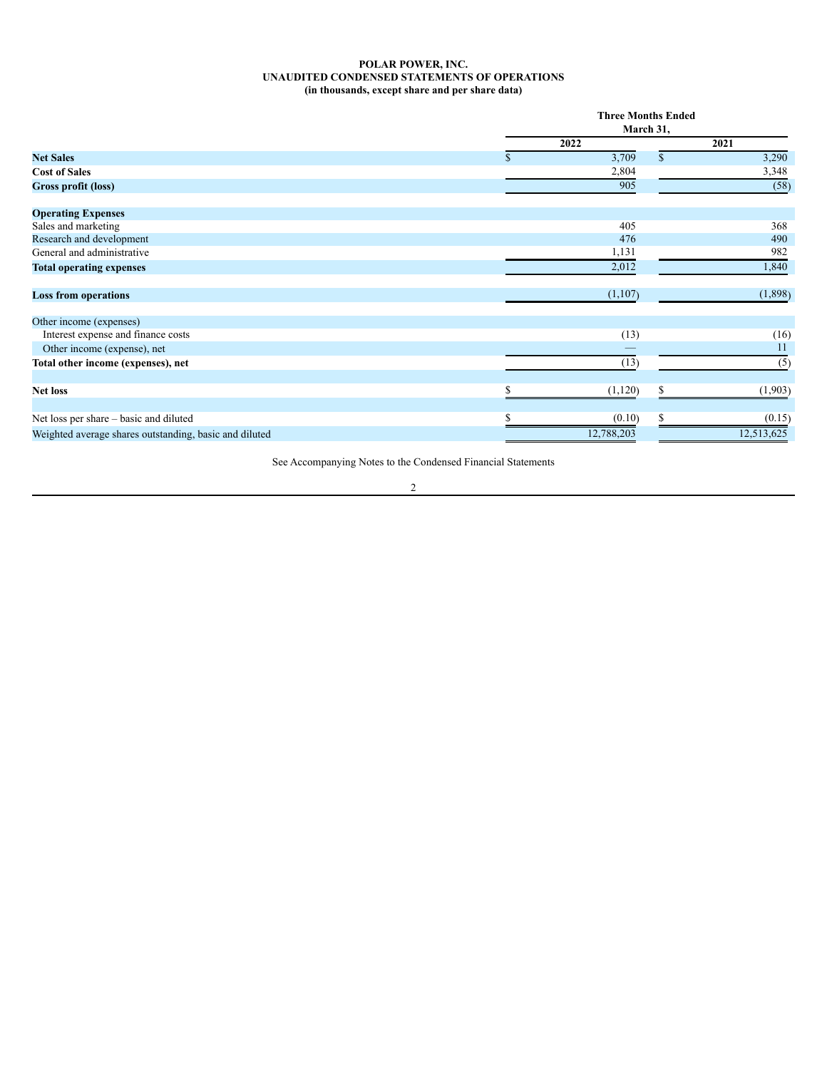**POLAR POWER, INC.**
**UNAUDITED CONDENSED STATEMENTS OF OPERATIONS**
**(in thousands, except share and per share data)**

| | Three Months Ended March 31, | |
|---|---|---|
| | 2022 | 2021 |
| **Net Sales** | $ 3,709 | $ 3,290 |
| **Cost of Sales** | 2,804 | 3,348 |
| **Gross profit (loss)** | 905 | (58) |
| | | |
| **Operating Expenses** | | |
| Sales and marketing | 405 | 368 |
| Research and development | 476 | 490 |
| General and administrative | 1,131 | 982 |
| **Total operating expenses** | 2,012 | 1,840 |
| | | |
| **Loss from operations** | (1,107) | (1,898) |
| | | |
| Other income (expenses) | | |
| Interest expense and finance costs | (13) | (16) |
| Other income (expense), net | — | 11 |
| **Total other income (expenses), net** | (13) | (5) |
| | | |
| **Net loss** | $ (1,120) | $ (1,903) |
| | | |
| Net loss per share – basic and diluted | $ (0.10) | $ (0.15) |
| Weighted average shares outstanding, basic and diluted | 12,788,203 | 12,513,625 |

See Accompanying Notes to the Condensed Financial Statements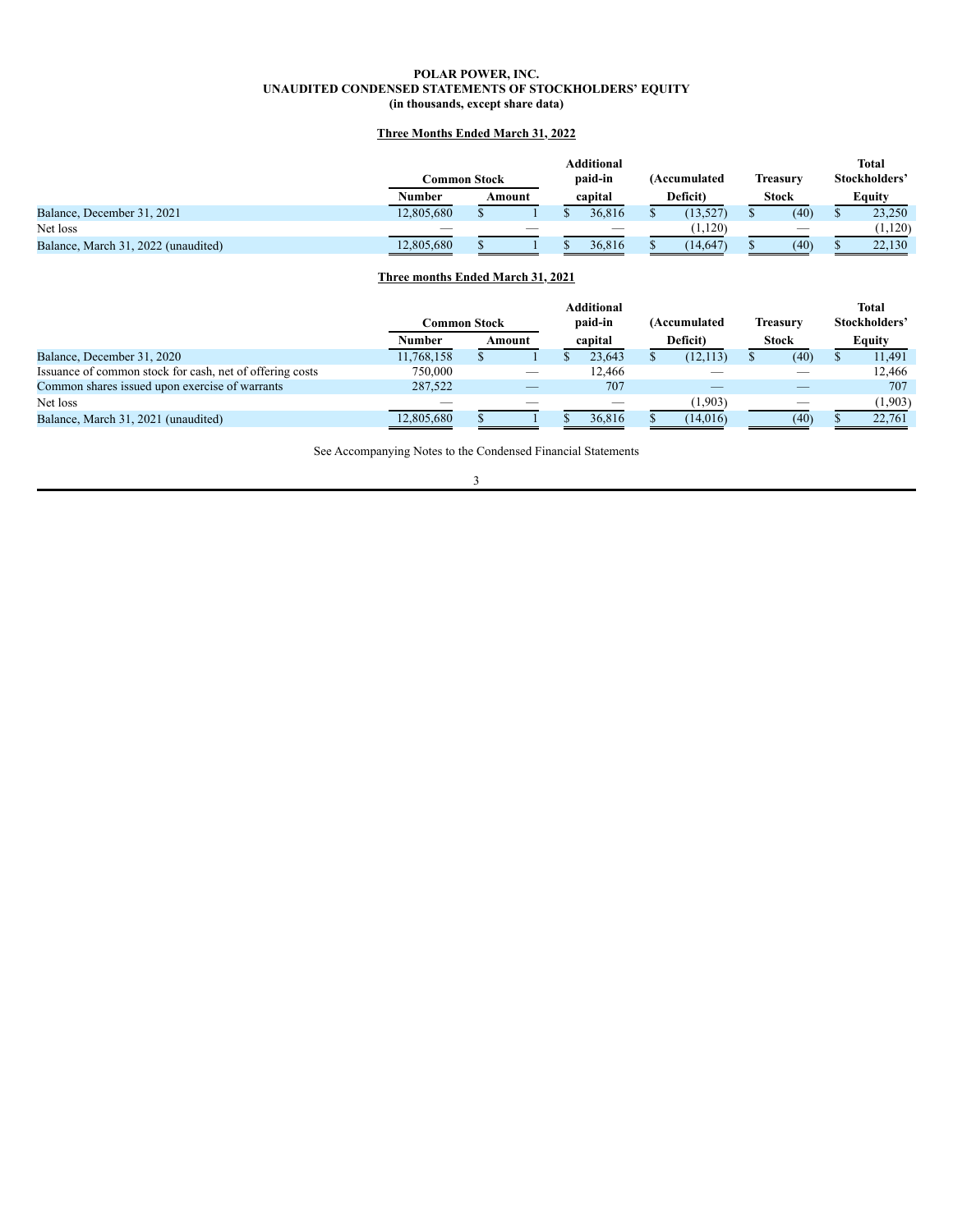**POLAR POWER, INC.**
**UNAUDITED CONDENSED STATEMENTS OF STOCKHOLDERS' EQUITY**
**(in thousands, except share data)**

**Three Months Ended March 31, 2022**

| | Common Stock | | Additional paid-in | (Accumulated | Treasury | Total Stockholders' |
|---|---|---|---|---|---|---|
| | Number | Amount | capital | Deficit) | Stock | Equity |
| Balance, December 31, 2021 | 12,805,680 | $ 1 | $ 36,816 | $ (13,527) | $ (40) | $ 23,250 |
| Net loss | — | — | — | (1,120) | — | (1,120) |
| Balance, March 31, 2022 (unaudited) | 12,805,680 | $ 1 | $ 36,816 | $ (14,647) | $ (40) | $ 22,130 |

**Three months Ended March 31, 2021**

| | Common Stock | | Additional paid-in | (Accumulated | Treasury | Total Stockholders' |
|---|---|---|---|---|---|---|
| | Number | Amount | capital | Deficit) | Stock | Equity |
| Balance, December 31, 2020 | 11,768,158 | $ 1 | $ 23,643 | $ (12,113) | $ (40) | $ 11,491 |
| Issuance of common stock for cash, net of offering costs | 750,000 | — | 12,466 | — | — | 12,466 |
| Common shares issued upon exercise of warrants | 287,522 | — | 707 | — | — | 707 |
| Net loss | — | — | — | (1,903) | — | (1,903) |
| Balance, March 31, 2021 (unaudited) | 12,805,680 | $ 1 | $ 36,816 | $ (14,016) | (40) | $ 22,761 |

See Accompanying Notes to the Condensed Financial Statements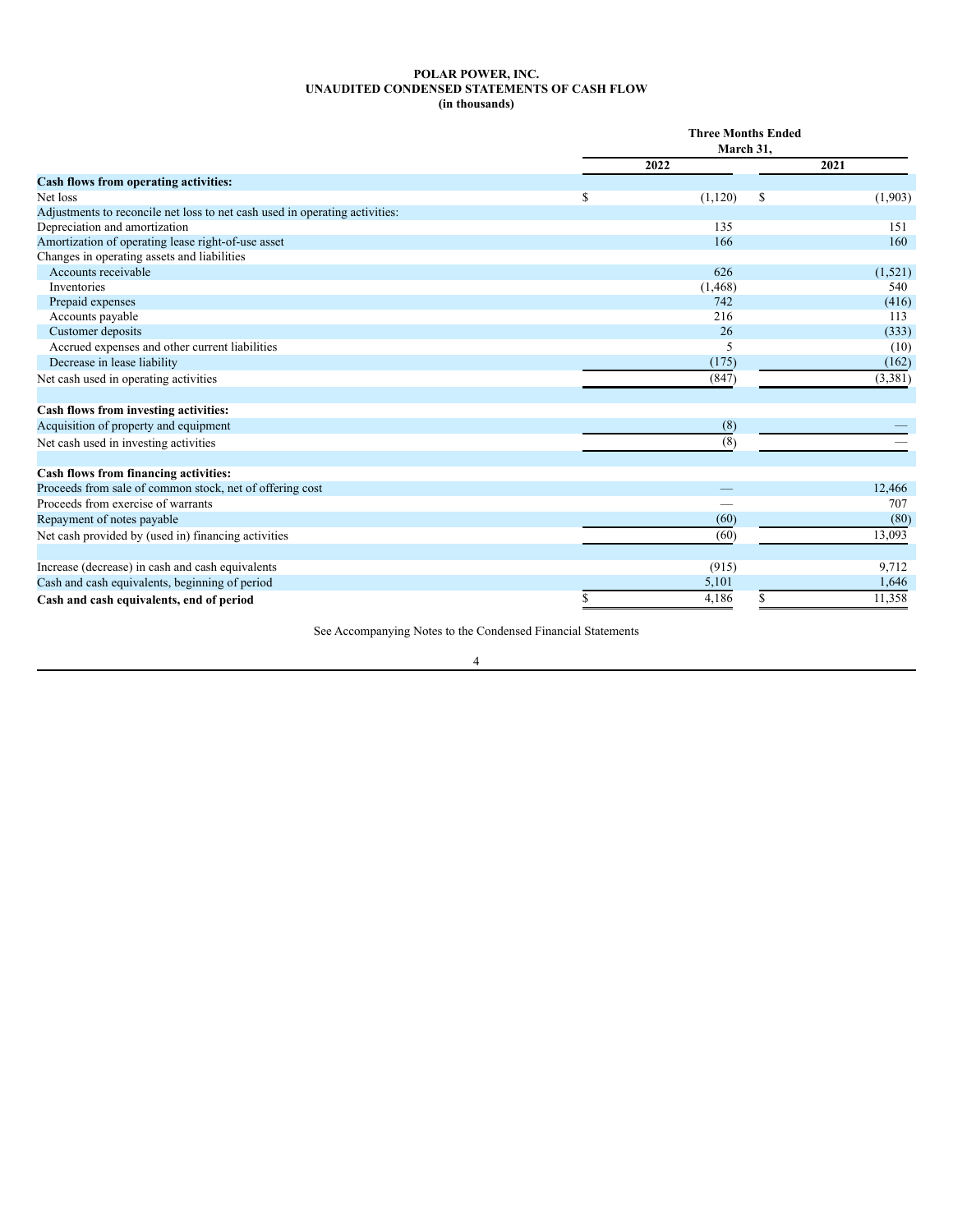# POLAR POWER, INC.
## UNAUDITED CONDENSED STATEMENTS OF CASH FLOW
### (in thousands)

| | Three Months Ended March 31, | |
|---|---|---|
| | 2022 | 2021 |
| **Cash flows from operating activities:** | | |
| Net loss | $ (1,120) | $ (1,903) |
| Adjustments to reconcile net loss to net cash used in operating activities: | | |
| Depreciation and amortization | 135 | 151 |
| Amortization of operating lease right-of-use asset | 166 | 160 |
| Changes in operating assets and liabilities | | |
| Accounts receivable | 626 | (1,521) |
| Inventories | (1,468) | 540 |
| Prepaid expenses | 742 | (416) |
| Accounts payable | 216 | 113 |
| Customer deposits | 26 | (333) |
| Accrued expenses and other current liabilities | 5 | (10) |
| Decrease in lease liability | (175) | (162) |
| Net cash used in operating activities | (847) | (3,381) |
| | | |
| **Cash flows from investing activities:** | | |
| Acquisition of property and equipment | (8) | — |
| Net cash used in investing activities | (8) | — |
| | | |
| **Cash flows from financing activities:** | | |
| Proceeds from sale of common stock, net of offering cost | — | 12,466 |
| Proceeds from exercise of warrants | — | 707 |
| Repayment of notes payable | (60) | (80) |
| Net cash provided by (used in) financing activities | (60) | 13,093 |
| | | |
| Increase (decrease) in cash and cash equivalents | (915) | 9,712 |
| Cash and cash equivalents, beginning of period | 5,101 | 1,646 |
| **Cash and cash equivalents, end of period** | $ 4,186 | $ 11,358 |

See Accompanying Notes to the Condensed Financial Statements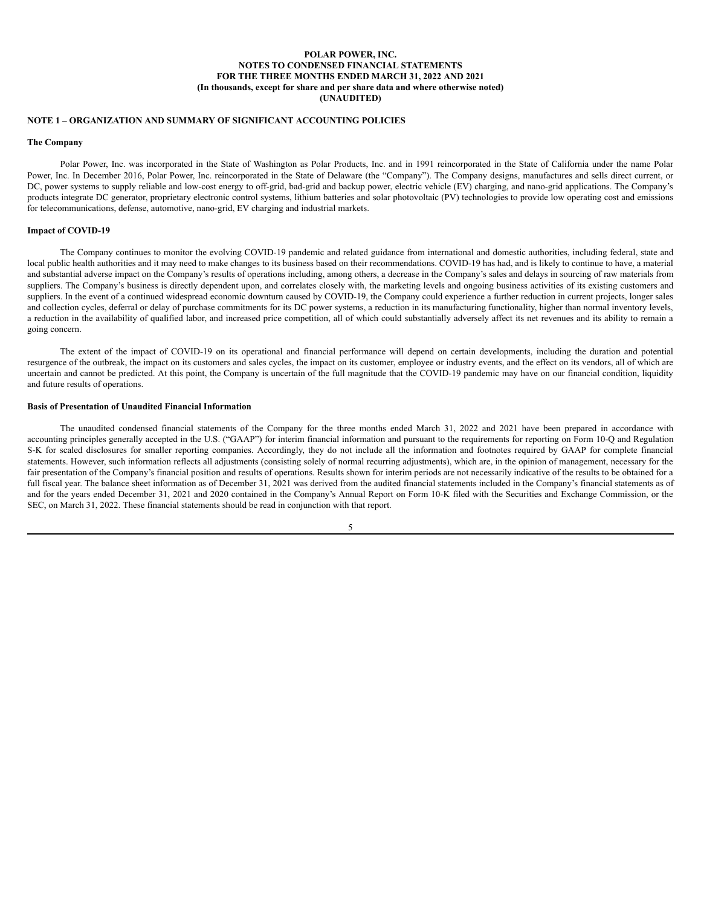**POLAR POWER, INC.**
**NOTES TO CONDENSED FINANCIAL STATEMENTS**
**FOR THE THREE MONTHS ENDED MARCH 31, 2022 AND 2021**
**(In thousands, except for share and per share data and where otherwise noted)**
**(UNAUDITED)**

## NOTE 1 – ORGANIZATION AND SUMMARY OF SIGNIFICANT ACCOUNTING POLICIES

### The Company

Polar Power, Inc. was incorporated in the State of Washington as Polar Products, Inc. and in 1991 reincorporated in the State of California under the name Polar Power, Inc. In December 2016, Polar Power, Inc. reincorporated in the State of Delaware (the "Company"). The Company designs, manufactures and sells direct current, or DC, power systems to supply reliable and low-cost energy to off-grid, bad-grid and backup power, electric vehicle (EV) charging, and nano-grid applications. The Company's products integrate DC generator, proprietary electronic control systems, lithium batteries and solar photovoltaic (PV) technologies to provide low operating cost and emissions for telecommunications, defense, automotive, nano-grid, EV charging and industrial markets.

### Impact of COVID-19

The Company continues to monitor the evolving COVID-19 pandemic and related guidance from international and domestic authorities, including federal, state and local public health authorities and it may need to make changes to its business based on their recommendations. COVID-19 has had, and is likely to continue to have, a material and substantial adverse impact on the Company's results of operations including, among others, a decrease in the Company's sales and delays in sourcing of raw materials from suppliers. The Company's business is directly dependent upon, and correlates closely with, the marketing levels and ongoing business activities of its existing customers and suppliers. In the event of a continued widespread economic downturn caused by COVID-19, the Company could experience a further reduction in current projects, longer sales and collection cycles, deferral or delay of purchase commitments for its DC power systems, a reduction in its manufacturing functionality, higher than normal inventory levels, a reduction in the availability of qualified labor, and increased price competition, all of which could substantially adversely affect its net revenues and its ability to remain a going concern.

The extent of the impact of COVID-19 on its operational and financial performance will depend on certain developments, including the duration and potential resurgence of the outbreak, the impact on its customers and sales cycles, the impact on its customer, employee or industry events, and the effect on its vendors, all of which are uncertain and cannot be predicted. At this point, the Company is uncertain of the full magnitude that the COVID-19 pandemic may have on our financial condition, liquidity and future results of operations.

### Basis of Presentation of Unaudited Financial Information

The unaudited condensed financial statements of the Company for the three months ended March 31, 2022 and 2021 have been prepared in accordance with accounting principles generally accepted in the U.S. ("GAAP") for interim financial information and pursuant to the requirements for reporting on Form 10-Q and Regulation S-K for scaled disclosures for smaller reporting companies. Accordingly, they do not include all the information and footnotes required by GAAP for complete financial statements. However, such information reflects all adjustments (consisting solely of normal recurring adjustments), which are, in the opinion of management, necessary for the fair presentation of the Company's financial position and results of operations. Results shown for interim periods are not necessarily indicative of the results to be obtained for a full fiscal year. The balance sheet information as of December 31, 2021 was derived from the audited financial statements included in the Company's financial statements as of and for the years ended December 31, 2021 and 2020 contained in the Company's Annual Report on Form 10-K filed with the Securities and Exchange Commission, or the SEC, on March 31, 2022. These financial statements should be read in conjunction with that report.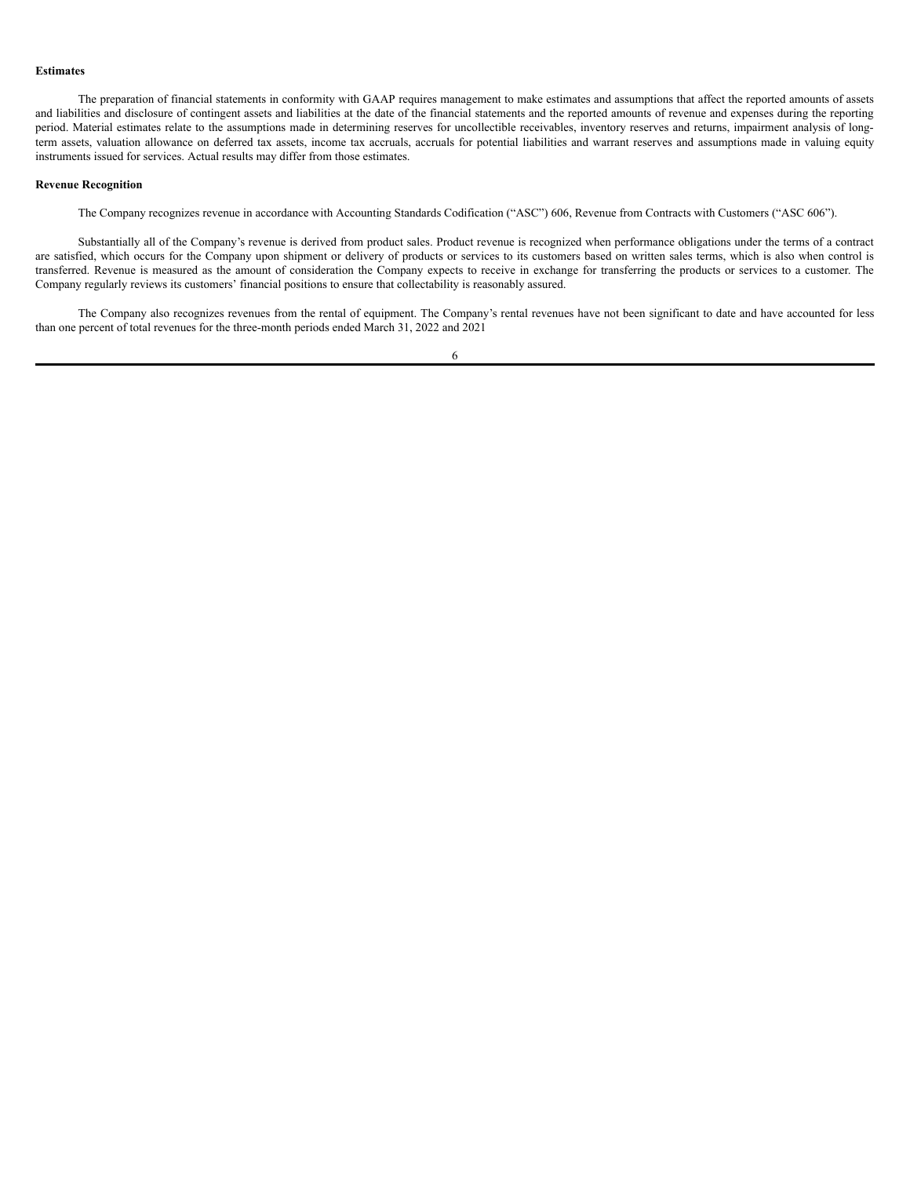**Estimates**

The preparation of financial statements in conformity with GAAP requires management to make estimates and assumptions that affect the reported amounts of assets and liabilities and disclosure of contingent assets and liabilities at the date of the financial statements and the reported amounts of revenue and expenses during the reporting period. Material estimates relate to the assumptions made in determining reserves for uncollectible receivables, inventory reserves and returns, impairment analysis of long-term assets, valuation allowance on deferred tax assets, income tax accruals, accruals for potential liabilities and warrant reserves and assumptions made in valuing equity instruments issued for services. Actual results may differ from those estimates.

**Revenue Recognition**

The Company recognizes revenue in accordance with Accounting Standards Codification ("ASC") 606, Revenue from Contracts with Customers ("ASC 606").

Substantially all of the Company's revenue is derived from product sales. Product revenue is recognized when performance obligations under the terms of a contract are satisfied, which occurs for the Company upon shipment or delivery of products or services to its customers based on written sales terms, which is also when control is transferred. Revenue is measured as the amount of consideration the Company expects to receive in exchange for transferring the products or services to a customer. The Company regularly reviews its customers' financial positions to ensure that collectability is reasonably assured.

The Company also recognizes revenues from the rental of equipment. The Company's rental revenues have not been significant to date and have accounted for less than one percent of total revenues for the three-month periods ended March 31, 2022 and 2021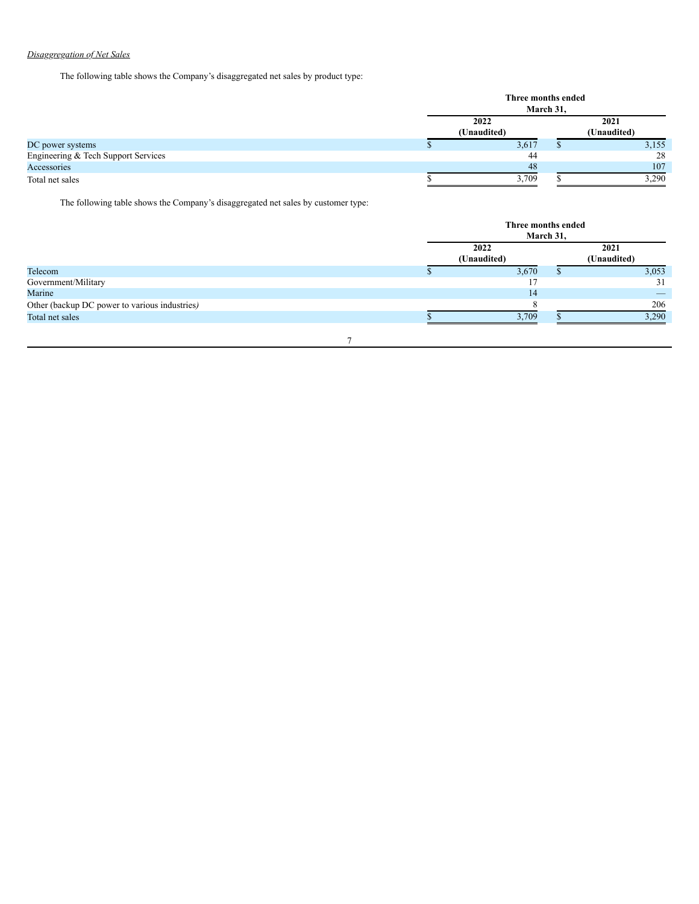*Disaggregation of Net Sales*

The following table shows the Company's disaggregated net sales by product type:

| | Three months ended March 31, | |
|---|---|---|
| | 2022 (Unaudited) | 2021 (Unaudited) |
| DC power systems | $ 3,617 | $ 3,155 |
| Engineering & Tech Support Services | 44 | 28 |
| Accessories | 48 | 107 |
| Total net sales | $ 3,709 | $ 3,290 |

The following table shows the Company's disaggregated net sales by customer type:

| | Three months ended March 31, | |
|---|---|---|
| | 2022 (Unaudited) | 2021 (Unaudited) |
| Telecom | $ 3,670 | $ 3,053 |
| Government/Military | 17 | 31 |
| Marine | 14 | — |
| Other (backup DC power to various industries*)* | 8 | 206 |
| Total net sales | $ 3,709 | $ 3,290 |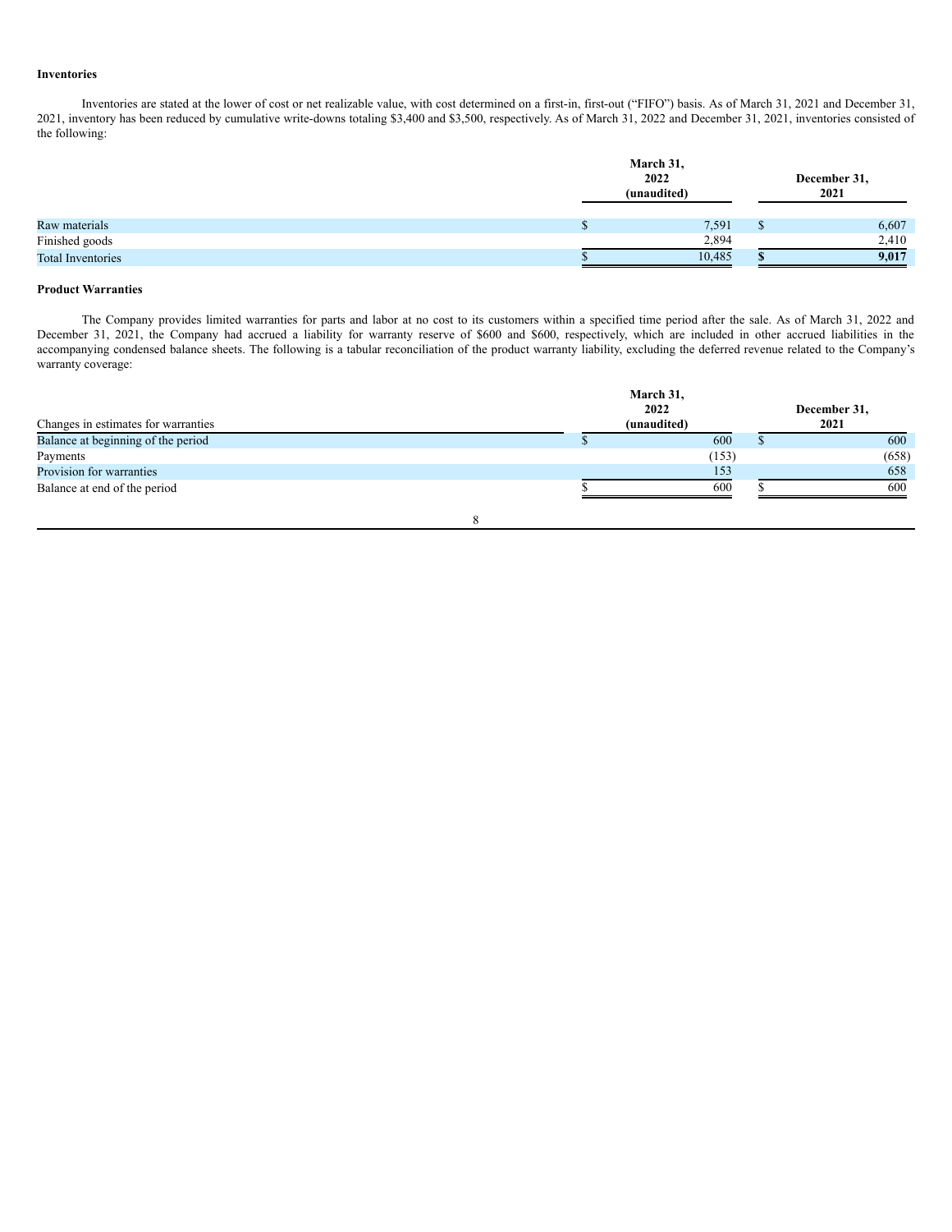**Inventories**

Inventories are stated at the lower of cost or net realizable value, with cost determined on a first-in, first-out ("FIFO") basis. As of March 31, 2021 and December 31, 2021, inventory has been reduced by cumulative write-downs totaling $3,400 and $3,500, respectively. As of March 31, 2022 and December 31, 2021, inventories consisted of the following:

| | March 31, 2022 (unaudited) | December 31, 2021 |
|---|---|---|
| Raw materials | $ 7,591 | $ 6,607 |
| Finished goods | 2,894 | 2,410 |
| Total Inventories | $ 10,485 | **$ 9,017** |

**Product Warranties**

The Company provides limited warranties for parts and labor at no cost to its customers within a specified time period after the sale. As of March 31, 2022 and December 31, 2021, the Company had accrued a liability for warranty reserve of $600 and $600, respectively, which are included in other accrued liabilities in the accompanying condensed balance sheets. The following is a tabular reconciliation of the product warranty liability, excluding the deferred revenue related to the Company's warranty coverage:

| Changes in estimates for warranties | March 31, 2022 (unaudited) | December 31, 2021 |
|---|---|---|
| Balance at beginning of the period | $ 600 | $ 600 |
| Payments | (153) | (658) |
| Provision for warranties | 153 | 658 |
| Balance at end of the period | $ 600 | $ 600 |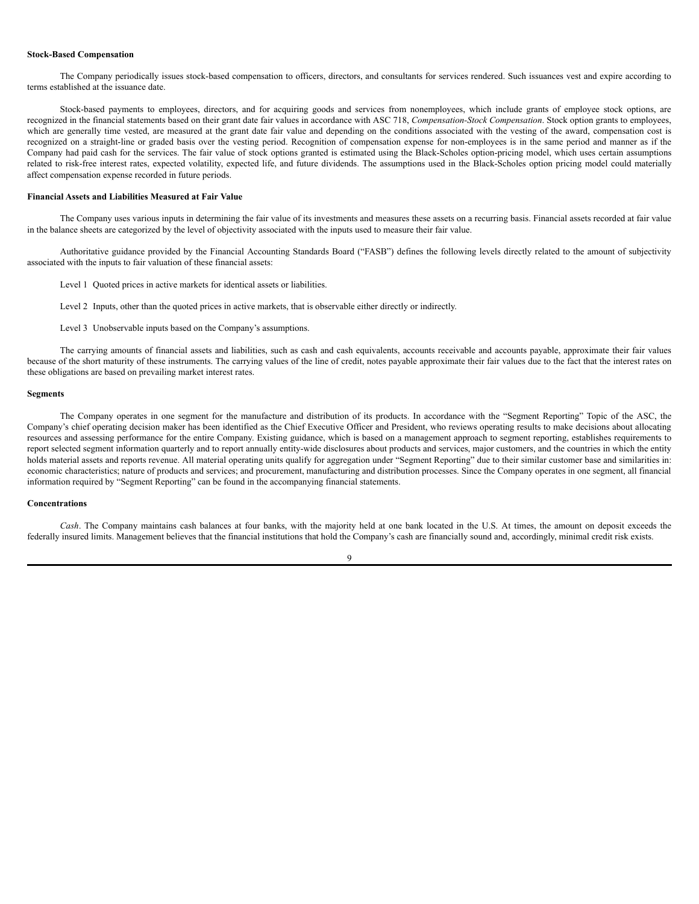**Stock-Based Compensation**

The Company periodically issues stock-based compensation to officers, directors, and consultants for services rendered. Such issuances vest and expire according to terms established at the issuance date.

Stock-based payments to employees, directors, and for acquiring goods and services from nonemployees, which include grants of employee stock options, are recognized in the financial statements based on their grant date fair values in accordance with ASC 718, *Compensation-Stock Compensation*. Stock option grants to employees, which are generally time vested, are measured at the grant date fair value and depending on the conditions associated with the vesting of the award, compensation cost is recognized on a straight-line or graded basis over the vesting period. Recognition of compensation expense for non-employees is in the same period and manner as if the Company had paid cash for the services. The fair value of stock options granted is estimated using the Black-Scholes option-pricing model, which uses certain assumptions related to risk-free interest rates, expected volatility, expected life, and future dividends. The assumptions used in the Black-Scholes option pricing model could materially affect compensation expense recorded in future periods.

**Financial Assets and Liabilities Measured at Fair Value**

The Company uses various inputs in determining the fair value of its investments and measures these assets on a recurring basis. Financial assets recorded at fair value in the balance sheets are categorized by the level of objectivity associated with the inputs used to measure their fair value.

Authoritative guidance provided by the Financial Accounting Standards Board ("FASB") defines the following levels directly related to the amount of subjectivity associated with the inputs to fair valuation of these financial assets:

Level 1 Quoted prices in active markets for identical assets or liabilities.

Level 2 Inputs, other than the quoted prices in active markets, that is observable either directly or indirectly.

Level 3 Unobservable inputs based on the Company's assumptions.

The carrying amounts of financial assets and liabilities, such as cash and cash equivalents, accounts receivable and accounts payable, approximate their fair values because of the short maturity of these instruments. The carrying values of the line of credit, notes payable approximate their fair values due to the fact that the interest rates on these obligations are based on prevailing market interest rates.

**Segments**

The Company operates in one segment for the manufacture and distribution of its products. In accordance with the "Segment Reporting" Topic of the ASC, the Company's chief operating decision maker has been identified as the Chief Executive Officer and President, who reviews operating results to make decisions about allocating resources and assessing performance for the entire Company. Existing guidance, which is based on a management approach to segment reporting, establishes requirements to report selected segment information quarterly and to report annually entity-wide disclosures about products and services, major customers, and the countries in which the entity holds material assets and reports revenue. All material operating units qualify for aggregation under "Segment Reporting" due to their similar customer base and similarities in: economic characteristics; nature of products and services; and procurement, manufacturing and distribution processes. Since the Company operates in one segment, all financial information required by "Segment Reporting" can be found in the accompanying financial statements.

**Concentrations**

*Cash*. The Company maintains cash balances at four banks, with the majority held at one bank located in the U.S. At times, the amount on deposit exceeds the federally insured limits. Management believes that the financial institutions that hold the Company's cash are financially sound and, accordingly, minimal credit risk exists.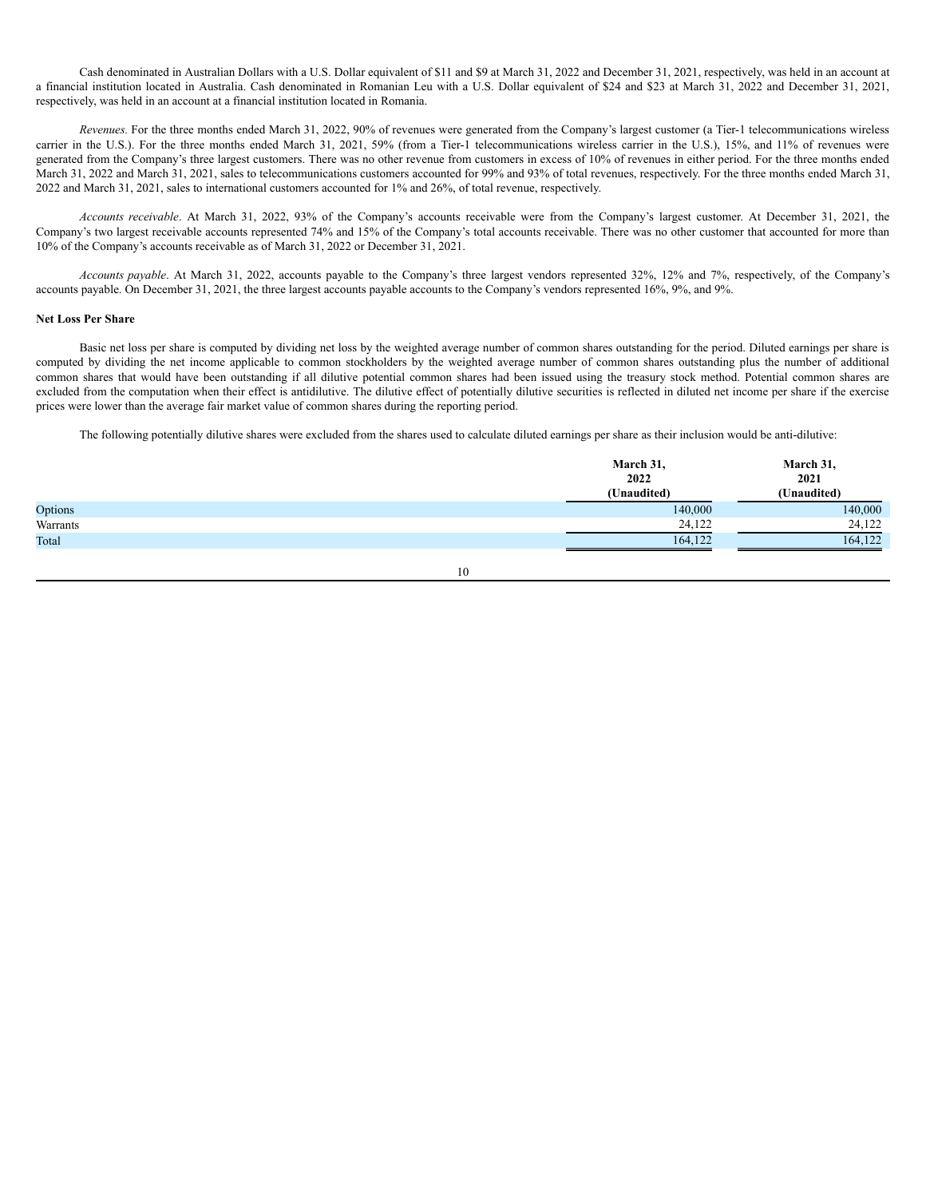Cash denominated in Australian Dollars with a U.S. Dollar equivalent of $11 and $9 at March 31, 2022 and December 31, 2021, respectively, was held in an account at a financial institution located in Australia. Cash denominated in Romanian Leu with a U.S. Dollar equivalent of $24 and $23 at March 31, 2022 and December 31, 2021, respectively, was held in an account at a financial institution located in Romania.

*Revenues.* For the three months ended March 31, 2022, 90% of revenues were generated from the Company's largest customer (a Tier-1 telecommunications wireless carrier in the U.S.). For the three months ended March 31, 2021, 59% (from a Tier-1 telecommunications wireless carrier in the U.S.), 15%, and 11% of revenues were generated from the Company's three largest customers. There was no other revenue from customers in excess of 10% of revenues in either period. For the three months ended March 31, 2022 and March 31, 2021, sales to telecommunications customers accounted for 99% and 93% of total revenues, respectively. For the three months ended March 31, 2022 and March 31, 2021, sales to international customers accounted for 1% and 26%, of total revenue, respectively.

*Accounts receivable*. At March 31, 2022, 93% of the Company's accounts receivable were from the Company's largest customer. At December 31, 2021, the Company's two largest receivable accounts represented 74% and 15% of the Company's total accounts receivable. There was no other customer that accounted for more than 10% of the Company's accounts receivable as of March 31, 2022 or December 31, 2021.

*Accounts payable*. At March 31, 2022, accounts payable to the Company's three largest vendors represented 32%, 12% and 7%, respectively, of the Company's accounts payable. On December 31, 2021, the three largest accounts payable accounts to the Company's vendors represented 16%, 9%, and 9%.

**Net Loss Per Share**

Basic net loss per share is computed by dividing net loss by the weighted average number of common shares outstanding for the period. Diluted earnings per share is computed by dividing the net income applicable to common stockholders by the weighted average number of common shares outstanding plus the number of additional common shares that would have been outstanding if all dilutive potential common shares had been issued using the treasury stock method. Potential common shares are excluded from the computation when their effect is antidilutive. The dilutive effect of potentially dilutive securities is reflected in diluted net income per share if the exercise prices were lower than the average fair market value of common shares during the reporting period.

The following potentially dilutive shares were excluded from the shares used to calculate diluted earnings per share as their inclusion would be anti-dilutive:

| | March 31, 2022 (Unaudited) | March 31, 2021 (Unaudited) |
|---|---|---|
| Options | 140,000 | 140,000 |
| Warrants | 24,122 | 24,122 |
| Total | 164,122 | 164,122 |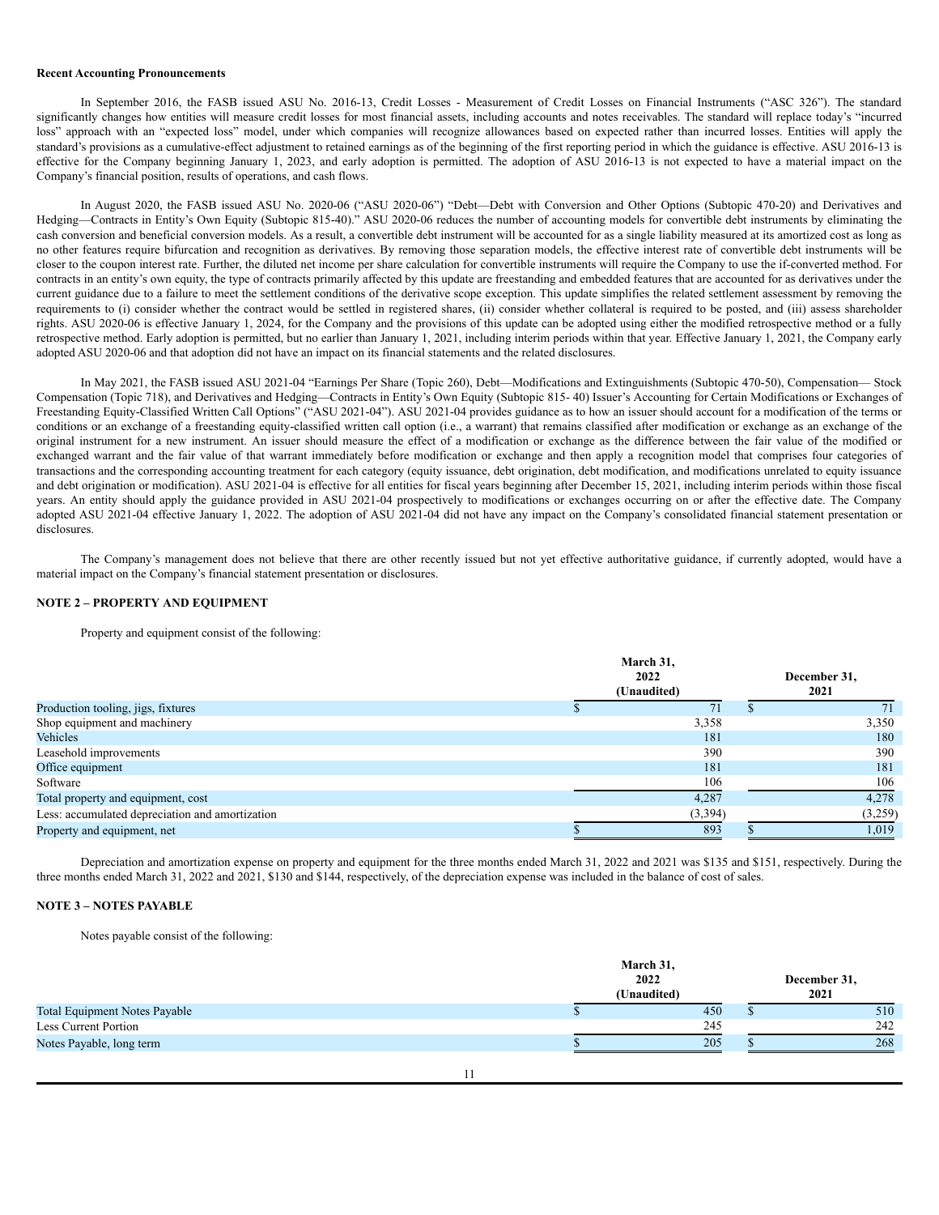**Recent Accounting Pronouncements**

In September 2016, the FASB issued ASU No. 2016-13, Credit Losses - Measurement of Credit Losses on Financial Instruments ("ASC 326"). The standard significantly changes how entities will measure credit losses for most financial assets, including accounts and notes receivables. The standard will replace today's "incurred loss" approach with an "expected loss" model, under which companies will recognize allowances based on expected rather than incurred losses. Entities will apply the standard's provisions as a cumulative-effect adjustment to retained earnings as of the beginning of the first reporting period in which the guidance is effective. ASU 2016-13 is effective for the Company beginning January 1, 2023, and early adoption is permitted. The adoption of ASU 2016-13 is not expected to have a material impact on the Company's financial position, results of operations, and cash flows.

In August 2020, the FASB issued ASU No. 2020-06 ("ASU 2020-06") "Debt—Debt with Conversion and Other Options (Subtopic 470-20) and Derivatives and Hedging—Contracts in Entity's Own Equity (Subtopic 815-40)." ASU 2020-06 reduces the number of accounting models for convertible debt instruments by eliminating the cash conversion and beneficial conversion models. As a result, a convertible debt instrument will be accounted for as a single liability measured at its amortized cost as long as no other features require bifurcation and recognition as derivatives. By removing those separation models, the effective interest rate of convertible debt instruments will be closer to the coupon interest rate. Further, the diluted net income per share calculation for convertible instruments will require the Company to use the if-converted method. For contracts in an entity's own equity, the type of contracts primarily affected by this update are freestanding and embedded features that are accounted for as derivatives under the current guidance due to a failure to meet the settlement conditions of the derivative scope exception. This update simplifies the related settlement assessment by removing the requirements to (i) consider whether the contract would be settled in registered shares, (ii) consider whether collateral is required to be posted, and (iii) assess shareholder rights. ASU 2020-06 is effective January 1, 2024, for the Company and the provisions of this update can be adopted using either the modified retrospective method or a fully retrospective method. Early adoption is permitted, but no earlier than January 1, 2021, including interim periods within that year. Effective January 1, 2021, the Company early adopted ASU 2020-06 and that adoption did not have an impact on its financial statements and the related disclosures.

In May 2021, the FASB issued ASU 2021-04 "Earnings Per Share (Topic 260), Debt—Modifications and Extinguishments (Subtopic 470-50), Compensation— Stock Compensation (Topic 718), and Derivatives and Hedging—Contracts in Entity's Own Equity (Subtopic 815- 40) Issuer's Accounting for Certain Modifications or Exchanges of Freestanding Equity-Classified Written Call Options" ("ASU 2021-04"). ASU 2021-04 provides guidance as to how an issuer should account for a modification of the terms or conditions or an exchange of a freestanding equity-classified written call option (i.e., a warrant) that remains classified after modification or exchange as an exchange of the original instrument for a new instrument. An issuer should measure the effect of a modification or exchange as the difference between the fair value of the modified or exchanged warrant and the fair value of that warrant immediately before modification or exchange and then apply a recognition model that comprises four categories of transactions and the corresponding accounting treatment for each category (equity issuance, debt origination, debt modification, and modifications unrelated to equity issuance and debt origination or modification). ASU 2021-04 is effective for all entities for fiscal years beginning after December 15, 2021, including interim periods within those fiscal years. An entity should apply the guidance provided in ASU 2021-04 prospectively to modifications or exchanges occurring on or after the effective date. The Company adopted ASU 2021-04 effective January 1, 2022. The adoption of ASU 2021-04 did not have any impact on the Company's consolidated financial statement presentation or disclosures.

The Company's management does not believe that there are other recently issued but not yet effective authoritative guidance, if currently adopted, would have a material impact on the Company's financial statement presentation or disclosures.

**NOTE 2 – PROPERTY AND EQUIPMENT**

Property and equipment consist of the following:

| | March 31, 2022 (Unaudited) | December 31, 2021 |
|---|---|---|
| Production tooling, jigs, fixtures | $ 71 | $ 71 |
| Shop equipment and machinery | 3,358 | 3,350 |
| Vehicles | 181 | 180 |
| Leasehold improvements | 390 | 390 |
| Office equipment | 181 | 181 |
| Software | 106 | 106 |
| Total property and equipment, cost | 4,287 | 4,278 |
| Less: accumulated depreciation and amortization | (3,394) | (3,259) |
| Property and equipment, net | $ 893 | $ 1,019 |

Depreciation and amortization expense on property and equipment for the three months ended March 31, 2022 and 2021 was $135 and $151, respectively. During the three months ended March 31, 2022 and 2021, $130 and $144, respectively, of the depreciation expense was included in the balance of cost of sales.

**NOTE 3 – NOTES PAYABLE**

Notes payable consist of the following:

| | March 31, 2022 (Unaudited) | December 31, 2021 |
|---|---|---|
| Total Equipment Notes Payable | $ 450 | $ 510 |
| Less Current Portion | 245 | 242 |
| Notes Payable, long term | $ 205 | $ 268 |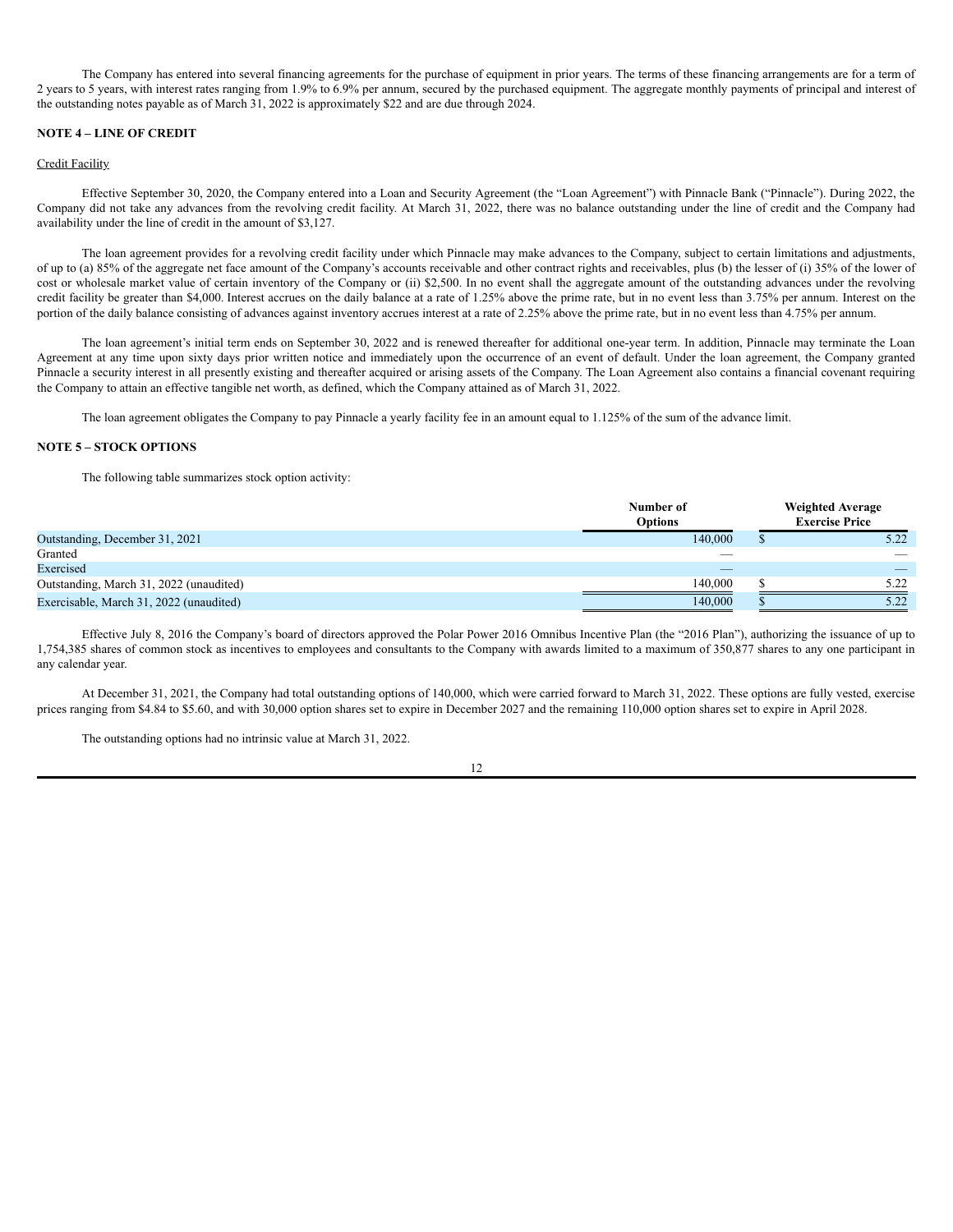The Company has entered into several financing agreements for the purchase of equipment in prior years. The terms of these financing arrangements are for a term of 2 years to 5 years, with interest rates ranging from 1.9% to 6.9% per annum, secured by the purchased equipment. The aggregate monthly payments of principal and interest of the outstanding notes payable as of March 31, 2022 is approximately $22 and are due through 2024.

**NOTE 4 – LINE OF CREDIT**

Credit Facility

Effective September 30, 2020, the Company entered into a Loan and Security Agreement (the "Loan Agreement") with Pinnacle Bank ("Pinnacle"). During 2022, the Company did not take any advances from the revolving credit facility. At March 31, 2022, there was no balance outstanding under the line of credit and the Company had availability under the line of credit in the amount of $3,127.

The loan agreement provides for a revolving credit facility under which Pinnacle may make advances to the Company, subject to certain limitations and adjustments, of up to (a) 85% of the aggregate net face amount of the Company's accounts receivable and other contract rights and receivables, plus (b) the lesser of (i) 35% of the lower of cost or wholesale market value of certain inventory of the Company or (ii) $2,500. In no event shall the aggregate amount of the outstanding advances under the revolving credit facility be greater than $4,000. Interest accrues on the daily balance at a rate of 1.25% above the prime rate, but in no event less than 3.75% per annum. Interest on the portion of the daily balance consisting of advances against inventory accrues interest at a rate of 2.25% above the prime rate, but in no event less than 4.75% per annum.

The loan agreement's initial term ends on September 30, 2022 and is renewed thereafter for additional one-year term. In addition, Pinnacle may terminate the Loan Agreement at any time upon sixty days prior written notice and immediately upon the occurrence of an event of default. Under the loan agreement, the Company granted Pinnacle a security interest in all presently existing and thereafter acquired or arising assets of the Company. The Loan Agreement also contains a financial covenant requiring the Company to attain an effective tangible net worth, as defined, which the Company attained as of March 31, 2022.

The loan agreement obligates the Company to pay Pinnacle a yearly facility fee in an amount equal to 1.125% of the sum of the advance limit.

**NOTE 5 – STOCK OPTIONS**

The following table summarizes stock option activity:

| | Number of Options | Weighted Average Exercise Price |
|---|---|---|
| Outstanding, December 31, 2021 | 140,000 | $ 5.22 |
| Granted | — | — |
| Exercised | — | — |
| Outstanding, March 31, 2022 (unaudited) | 140,000 | $ 5.22 |
| Exercisable, March 31, 2022 (unaudited) | 140,000 | $ 5.22 |

Effective July 8, 2016 the Company's board of directors approved the Polar Power 2016 Omnibus Incentive Plan (the "2016 Plan"), authorizing the issuance of up to 1,754,385 shares of common stock as incentives to employees and consultants to the Company with awards limited to a maximum of 350,877 shares to any one participant in any calendar year.

At December 31, 2021, the Company had total outstanding options of 140,000, which were carried forward to March 31, 2022. These options are fully vested, exercise prices ranging from $4.84 to $5.60, and with 30,000 option shares set to expire in December 2027 and the remaining 110,000 option shares set to expire in April 2028.

The outstanding options had no intrinsic value at March 31, 2022.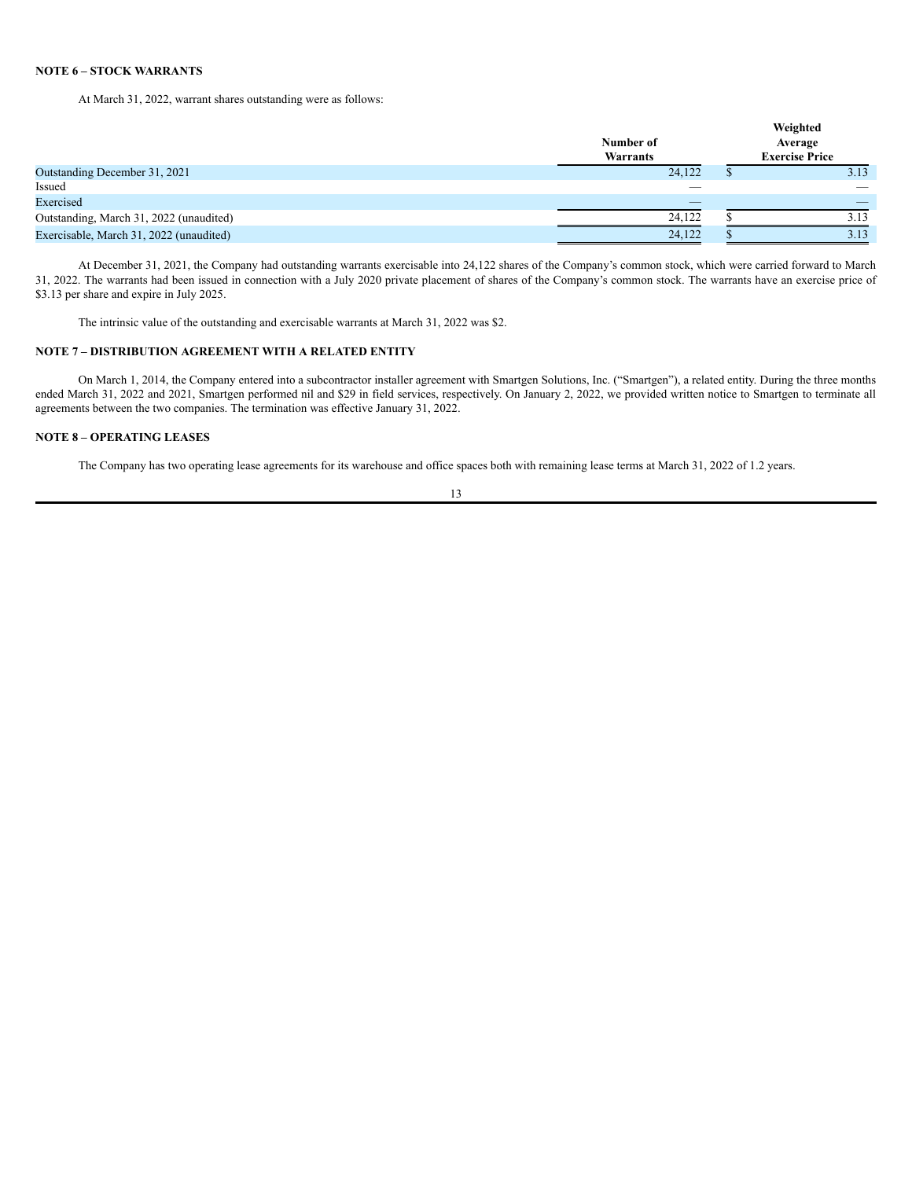**NOTE 6 – STOCK WARRANTS**

At March 31, 2022, warrant shares outstanding were as follows:

| | Number of Warrants | Weighted Average Exercise Price |
|---|---|---|
| Outstanding December 31, 2021 | 24,122 | $ 3.13 |
| Issued | — | — |
| Exercised | — | — |
| Outstanding, March 31, 2022 (unaudited) | 24,122 | $ 3.13 |
| Exercisable, March 31, 2022 (unaudited) | 24,122 | $ 3.13 |

At December 31, 2021, the Company had outstanding warrants exercisable into 24,122 shares of the Company's common stock, which were carried forward to March 31, 2022. The warrants had been issued in connection with a July 2020 private placement of shares of the Company's common stock. The warrants have an exercise price of $3.13 per share and expire in July 2025.

The intrinsic value of the outstanding and exercisable warrants at March 31, 2022 was $2.

**NOTE 7 – DISTRIBUTION AGREEMENT WITH A RELATED ENTITY**

On March 1, 2014, the Company entered into a subcontractor installer agreement with Smartgen Solutions, Inc. ("Smartgen"), a related entity. During the three months ended March 31, 2022 and 2021, Smartgen performed nil and $29 in field services, respectively. On January 2, 2022, we provided written notice to Smartgen to terminate all agreements between the two companies. The termination was effective January 31, 2022.

**NOTE 8 – OPERATING LEASES**

The Company has two operating lease agreements for its warehouse and office spaces both with remaining lease terms at March 31, 2022 of 1.2 years.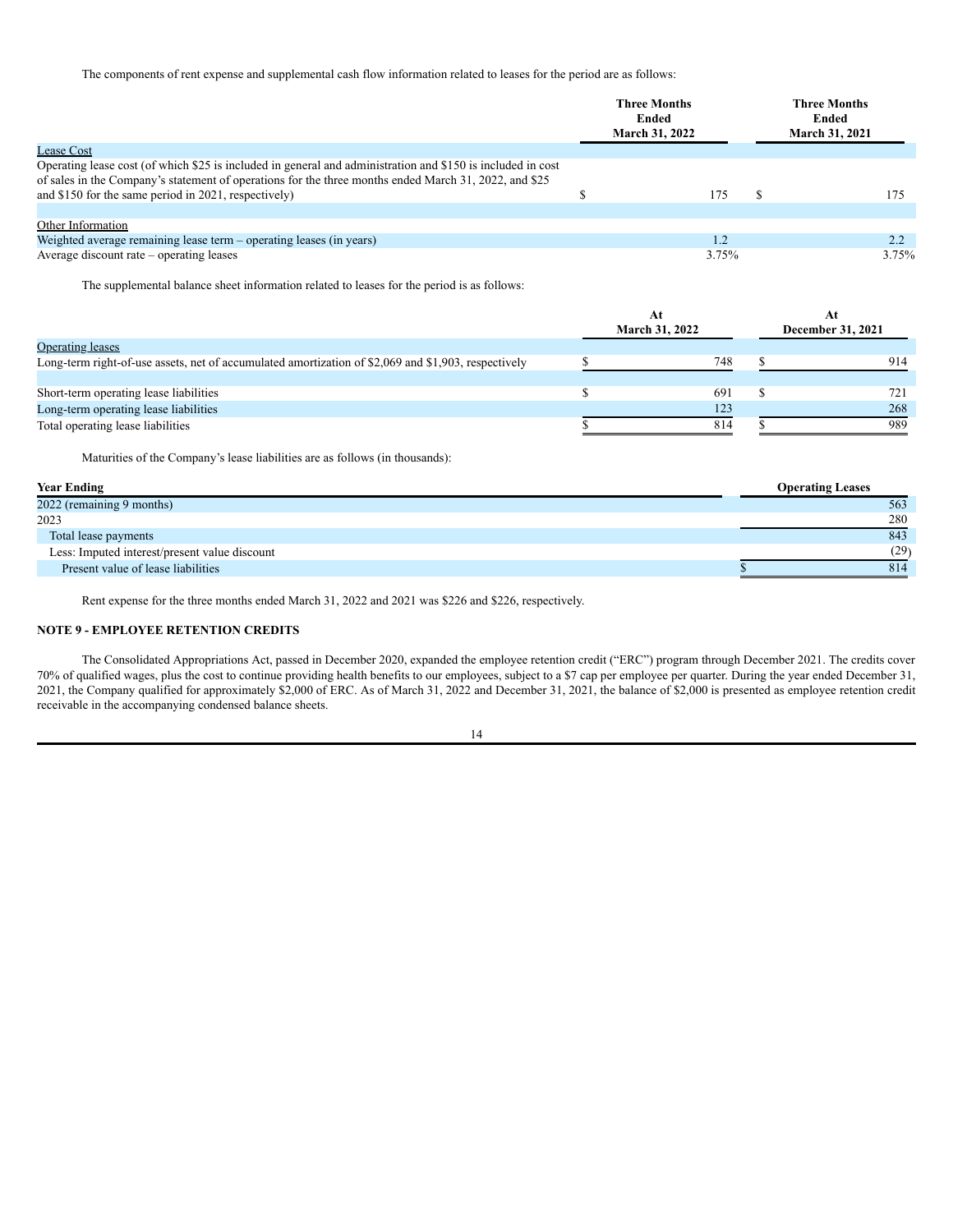The components of rent expense and supplemental cash flow information related to leases for the period are as follows:

| | Three Months Ended March 31, 2022 | Three Months Ended March 31, 2021 |
|---|---|---|
| Lease Cost | | |
| Operating lease cost (of which $25 is included in general and administration and $150 is included in cost of sales in the Company's statement of operations for the three months ended March 31, 2022, and $25 and $150 for the same period in 2021, respectively) | $ 175 | $ 175 |
| | | |
| Other Information | | |
| Weighted average remaining lease term – operating leases (in years) | 1.2 | 2.2 |
| Average discount rate – operating leases | 3.75% | 3.75% |

The supplemental balance sheet information related to leases for the period is as follows:

| | At March 31, 2022 | At December 31, 2021 |
|---|---|---|
| Operating leases | | |
| Long-term right-of-use assets, net of accumulated amortization of $2,069 and $1,903, respectively | $ 748 | $ 914 |
| | | |
| Short-term operating lease liabilities | $ 691 | $ 721 |
| Long-term operating lease liabilities | 123 | 268 |
| Total operating lease liabilities | $ 814 | $ 989 |

Maturities of the Company's lease liabilities are as follows (in thousands):

| Year Ending | Operating Leases |
|---|---|
| 2022 (remaining 9 months) | 563 |
| 2023 | 280 |
| Total lease payments | 843 |
| Less: Imputed interest/present value discount | (29) |
| Present value of lease liabilities | $ 814 |

Rent expense for the three months ended March 31, 2022 and 2021 was $226 and $226, respectively.

**NOTE 9 - EMPLOYEE RETENTION CREDITS**

The Consolidated Appropriations Act, passed in December 2020, expanded the employee retention credit ("ERC") program through December 2021. The credits cover 70% of qualified wages, plus the cost to continue providing health benefits to our employees, subject to a $7 cap per employee per quarter. During the year ended December 31, 2021, the Company qualified for approximately $2,000 of ERC. As of March 31, 2022 and December 31, 2021, the balance of $2,000 is presented as employee retention credit receivable in the accompanying condensed balance sheets.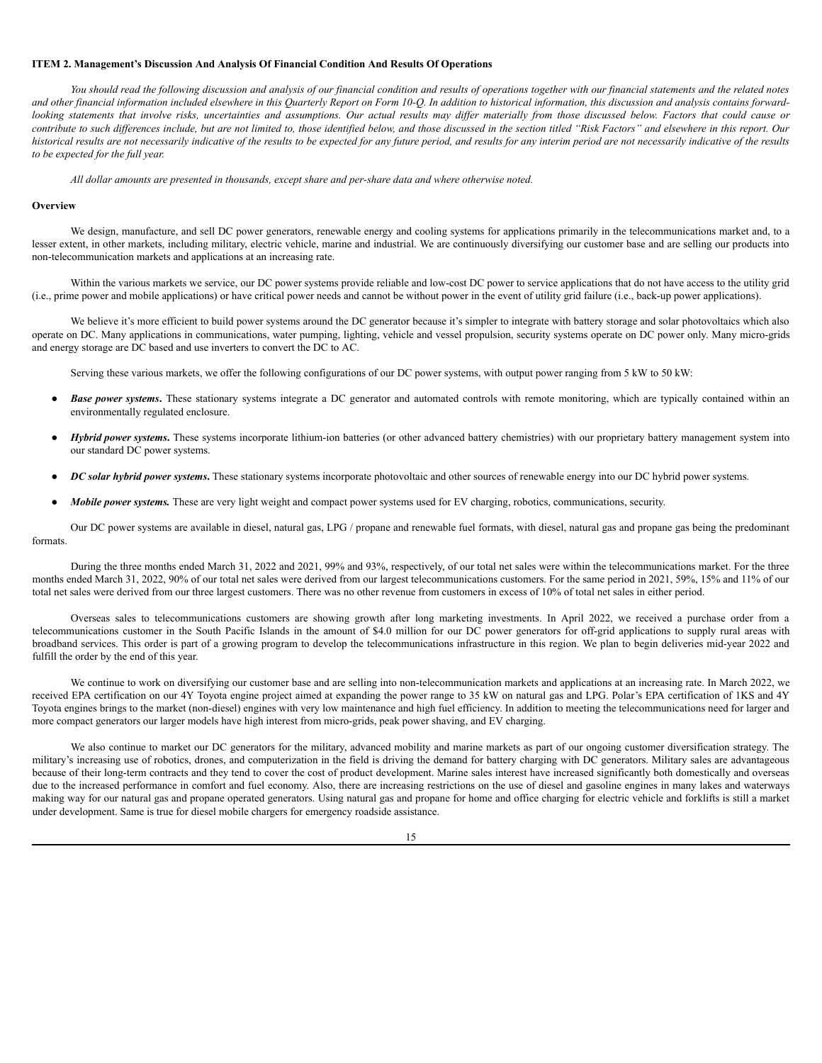**ITEM 2. Management's Discussion And Analysis Of Financial Condition And Results Of Operations**

*You should read the following discussion and analysis of our financial condition and results of operations together with our financial statements and the related notes and other financial information included elsewhere in this Quarterly Report on Form 10-Q. In addition to historical information, this discussion and analysis contains forward-looking statements that involve risks, uncertainties and assumptions. Our actual results may differ materially from those discussed below. Factors that could cause or contribute to such differences include, but are not limited to, those identified below, and those discussed in the section titled "Risk Factors" and elsewhere in this report. Our historical results are not necessarily indicative of the results to be expected for any future period, and results for any interim period are not necessarily indicative of the results to be expected for the full year.*

*All dollar amounts are presented in thousands, except share and per-share data and where otherwise noted.*

**Overview**

We design, manufacture, and sell DC power generators, renewable energy and cooling systems for applications primarily in the telecommunications market and, to a lesser extent, in other markets, including military, electric vehicle, marine and industrial. We are continuously diversifying our customer base and are selling our products into non-telecommunication markets and applications at an increasing rate.

Within the various markets we service, our DC power systems provide reliable and low-cost DC power to service applications that do not have access to the utility grid (i.e., prime power and mobile applications) or have critical power needs and cannot be without power in the event of utility grid failure (i.e., back-up power applications).

We believe it's more efficient to build power systems around the DC generator because it's simpler to integrate with battery storage and solar photovoltaics which also operate on DC. Many applications in communications, water pumping, lighting, vehicle and vessel propulsion, security systems operate on DC power only. Many micro-grids and energy storage are DC based and use inverters to convert the DC to AC.

Serving these various markets, we offer the following configurations of our DC power systems, with output power ranging from 5 kW to 50 kW:

- ***Base power systems***. These stationary systems integrate a DC generator and automated controls with remote monitoring, which are typically contained within an environmentally regulated enclosure.
- ***Hybrid power systems***. These systems incorporate lithium-ion batteries (or other advanced battery chemistries) with our proprietary battery management system into our standard DC power systems.
- ***DC solar hybrid power systems***. These stationary systems incorporate photovoltaic and other sources of renewable energy into our DC hybrid power systems.
- ***Mobile power systems.*** These are very light weight and compact power systems used for EV charging, robotics, communications, security.

Our DC power systems are available in diesel, natural gas, LPG / propane and renewable fuel formats, with diesel, natural gas and propane gas being the predominant formats.

During the three months ended March 31, 2022 and 2021, 99% and 93%, respectively, of our total net sales were within the telecommunications market. For the three months ended March 31, 2022, 90% of our total net sales were derived from our largest telecommunications customers. For the same period in 2021, 59%, 15% and 11% of our total net sales were derived from our three largest customers. There was no other revenue from customers in excess of 10% of total net sales in either period.

Overseas sales to telecommunications customers are showing growth after long marketing investments. In April 2022, we received a purchase order from a telecommunications customer in the South Pacific Islands in the amount of $4.0 million for our DC power generators for off-grid applications to supply rural areas with broadband services. This order is part of a growing program to develop the telecommunications infrastructure in this region. We plan to begin deliveries mid-year 2022 and fulfill the order by the end of this year.

We continue to work on diversifying our customer base and are selling into non-telecommunication markets and applications at an increasing rate. In March 2022, we received EPA certification on our 4Y Toyota engine project aimed at expanding the power range to 35 kW on natural gas and LPG. Polar's EPA certification of 1KS and 4Y Toyota engines brings to the market (non-diesel) engines with very low maintenance and high fuel efficiency. In addition to meeting the telecommunications need for larger and more compact generators our larger models have high interest from micro-grids, peak power shaving, and EV charging.

We also continue to market our DC generators for the military, advanced mobility and marine markets as part of our ongoing customer diversification strategy. The military's increasing use of robotics, drones, and computerization in the field is driving the demand for battery charging with DC generators. Military sales are advantageous because of their long-term contracts and they tend to cover the cost of product development. Marine sales interest have increased significantly both domestically and overseas due to the increased performance in comfort and fuel economy. Also, there are increasing restrictions on the use of diesel and gasoline engines in many lakes and waterways making way for our natural gas and propane operated generators. Using natural gas and propane for home and office charging for electric vehicle and forklifts is still a market under development. Same is true for diesel mobile chargers for emergency roadside assistance.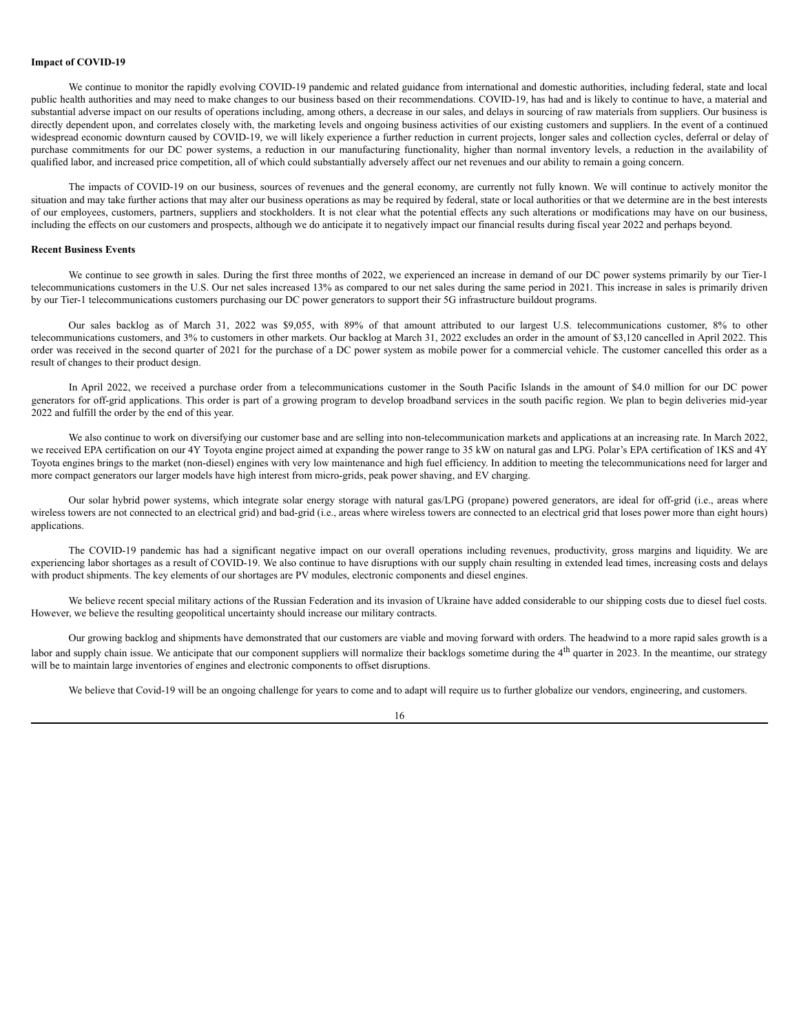**Impact of COVID-19**

We continue to monitor the rapidly evolving COVID-19 pandemic and related guidance from international and domestic authorities, including federal, state and local public health authorities and may need to make changes to our business based on their recommendations. COVID-19, has had and is likely to continue to have, a material and substantial adverse impact on our results of operations including, among others, a decrease in our sales, and delays in sourcing of raw materials from suppliers. Our business is directly dependent upon, and correlates closely with, the marketing levels and ongoing business activities of our existing customers and suppliers. In the event of a continued widespread economic downturn caused by COVID-19, we will likely experience a further reduction in current projects, longer sales and collection cycles, deferral or delay of purchase commitments for our DC power systems, a reduction in our manufacturing functionality, higher than normal inventory levels, a reduction in the availability of qualified labor, and increased price competition, all of which could substantially adversely affect our net revenues and our ability to remain a going concern.

The impacts of COVID-19 on our business, sources of revenues and the general economy, are currently not fully known. We will continue to actively monitor the situation and may take further actions that may alter our business operations as may be required by federal, state or local authorities or that we determine are in the best interests of our employees, customers, partners, suppliers and stockholders. It is not clear what the potential effects any such alterations or modifications may have on our business, including the effects on our customers and prospects, although we do anticipate it to negatively impact our financial results during fiscal year 2022 and perhaps beyond.

**Recent Business Events**

We continue to see growth in sales. During the first three months of 2022, we experienced an increase in demand of our DC power systems primarily by our Tier-1 telecommunications customers in the U.S. Our net sales increased 13% as compared to our net sales during the same period in 2021. This increase in sales is primarily driven by our Tier-1 telecommunications customers purchasing our DC power generators to support their 5G infrastructure buildout programs.

Our sales backlog as of March 31, 2022 was $9,055, with 89% of that amount attributed to our largest U.S. telecommunications customer, 8% to other telecommunications customers, and 3% to customers in other markets. Our backlog at March 31, 2022 excludes an order in the amount of $3,120 cancelled in April 2022. This order was received in the second quarter of 2021 for the purchase of a DC power system as mobile power for a commercial vehicle. The customer cancelled this order as a result of changes to their product design.

In April 2022, we received a purchase order from a telecommunications customer in the South Pacific Islands in the amount of $4.0 million for our DC power generators for off-grid applications. This order is part of a growing program to develop broadband services in the south pacific region. We plan to begin deliveries mid-year 2022 and fulfill the order by the end of this year.

We also continue to work on diversifying our customer base and are selling into non-telecommunication markets and applications at an increasing rate. In March 2022, we received EPA certification on our 4Y Toyota engine project aimed at expanding the power range to 35 kW on natural gas and LPG. Polar's EPA certification of 1KS and 4Y Toyota engines brings to the market (non-diesel) engines with very low maintenance and high fuel efficiency. In addition to meeting the telecommunications need for larger and more compact generators our larger models have high interest from micro-grids, peak power shaving, and EV charging.

Our solar hybrid power systems, which integrate solar energy storage with natural gas/LPG (propane) powered generators, are ideal for off-grid (i.e., areas where wireless towers are not connected to an electrical grid) and bad-grid (i.e., areas where wireless towers are connected to an electrical grid that loses power more than eight hours) applications.

The COVID-19 pandemic has had a significant negative impact on our overall operations including revenues, productivity, gross margins and liquidity. We are experiencing labor shortages as a result of COVID-19. We also continue to have disruptions with our supply chain resulting in extended lead times, increasing costs and delays with product shipments. The key elements of our shortages are PV modules, electronic components and diesel engines.

We believe recent special military actions of the Russian Federation and its invasion of Ukraine have added considerable to our shipping costs due to diesel fuel costs. However, we believe the resulting geopolitical uncertainty should increase our military contracts.

Our growing backlog and shipments have demonstrated that our customers are viable and moving forward with orders. The headwind to a more rapid sales growth is a labor and supply chain issue. We anticipate that our component suppliers will normalize their backlogs sometime during the 4th quarter in 2023. In the meantime, our strategy will be to maintain large inventories of engines and electronic components to offset disruptions.

We believe that Covid-19 will be an ongoing challenge for years to come and to adapt will require us to further globalize our vendors, engineering, and customers.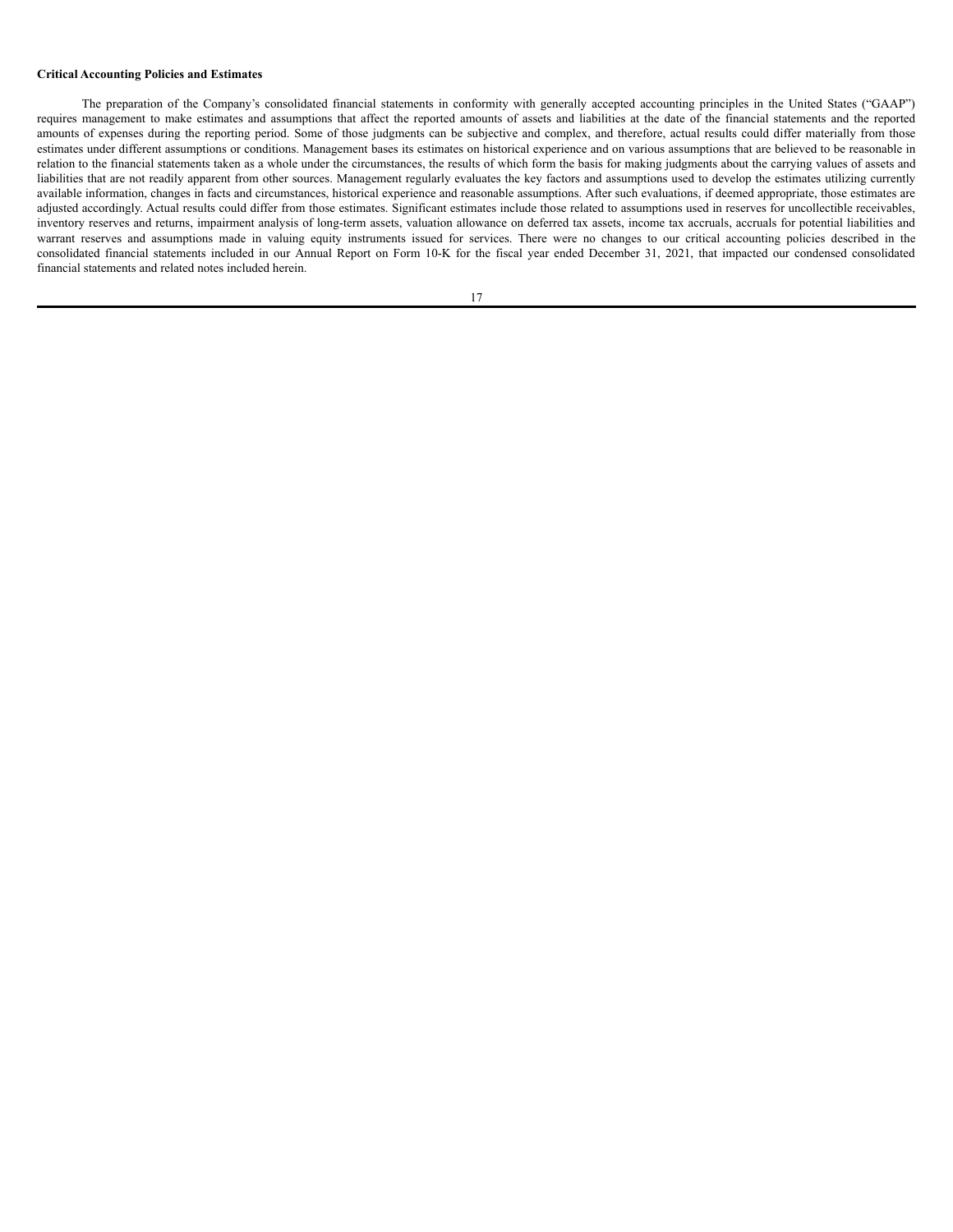**Critical Accounting Policies and Estimates**

The preparation of the Company's consolidated financial statements in conformity with generally accepted accounting principles in the United States ("GAAP") requires management to make estimates and assumptions that affect the reported amounts of assets and liabilities at the date of the financial statements and the reported amounts of expenses during the reporting period. Some of those judgments can be subjective and complex, and therefore, actual results could differ materially from those estimates under different assumptions or conditions. Management bases its estimates on historical experience and on various assumptions that are believed to be reasonable in relation to the financial statements taken as a whole under the circumstances, the results of which form the basis for making judgments about the carrying values of assets and liabilities that are not readily apparent from other sources. Management regularly evaluates the key factors and assumptions used to develop the estimates utilizing currently available information, changes in facts and circumstances, historical experience and reasonable assumptions. After such evaluations, if deemed appropriate, those estimates are adjusted accordingly. Actual results could differ from those estimates. Significant estimates include those related to assumptions used in reserves for uncollectible receivables, inventory reserves and returns, impairment analysis of long-term assets, valuation allowance on deferred tax assets, income tax accruals, accruals for potential liabilities and warrant reserves and assumptions made in valuing equity instruments issued for services. There were no changes to our critical accounting policies described in the consolidated financial statements included in our Annual Report on Form 10-K for the fiscal year ended December 31, 2021, that impacted our condensed consolidated financial statements and related notes included herein.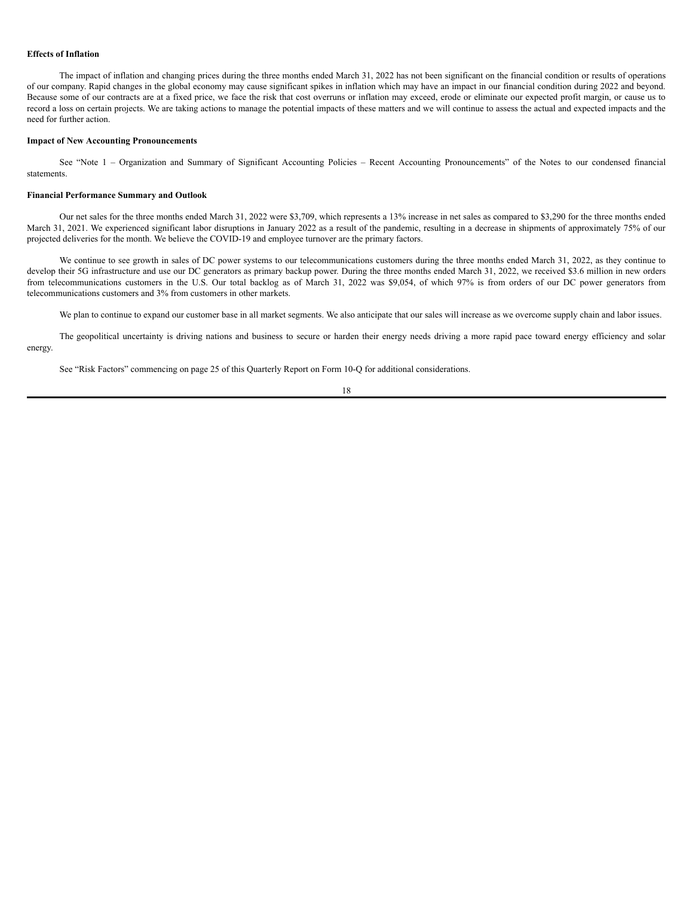**Effects of Inflation**

The impact of inflation and changing prices during the three months ended March 31, 2022 has not been significant on the financial condition or results of operations of our company. Rapid changes in the global economy may cause significant spikes in inflation which may have an impact in our financial condition during 2022 and beyond. Because some of our contracts are at a fixed price, we face the risk that cost overruns or inflation may exceed, erode or eliminate our expected profit margin, or cause us to record a loss on certain projects. We are taking actions to manage the potential impacts of these matters and we will continue to assess the actual and expected impacts and the need for further action.

**Impact of New Accounting Pronouncements**

See "Note 1 – Organization and Summary of Significant Accounting Policies – Recent Accounting Pronouncements" of the Notes to our condensed financial statements.

**Financial Performance Summary and Outlook**

Our net sales for the three months ended March 31, 2022 were $3,709, which represents a 13% increase in net sales as compared to $3,290 for the three months ended March 31, 2021. We experienced significant labor disruptions in January 2022 as a result of the pandemic, resulting in a decrease in shipments of approximately 75% of our projected deliveries for the month. We believe the COVID-19 and employee turnover are the primary factors.

We continue to see growth in sales of DC power systems to our telecommunications customers during the three months ended March 31, 2022, as they continue to develop their 5G infrastructure and use our DC generators as primary backup power. During the three months ended March 31, 2022, we received $3.6 million in new orders from telecommunications customers in the U.S. Our total backlog as of March 31, 2022 was $9,054, of which 97% is from orders of our DC power generators from telecommunications customers and 3% from customers in other markets.

We plan to continue to expand our customer base in all market segments. We also anticipate that our sales will increase as we overcome supply chain and labor issues.

The geopolitical uncertainty is driving nations and business to secure or harden their energy needs driving a more rapid pace toward energy efficiency and solar energy.

See "Risk Factors" commencing on page 25 of this Quarterly Report on Form 10-Q for additional considerations.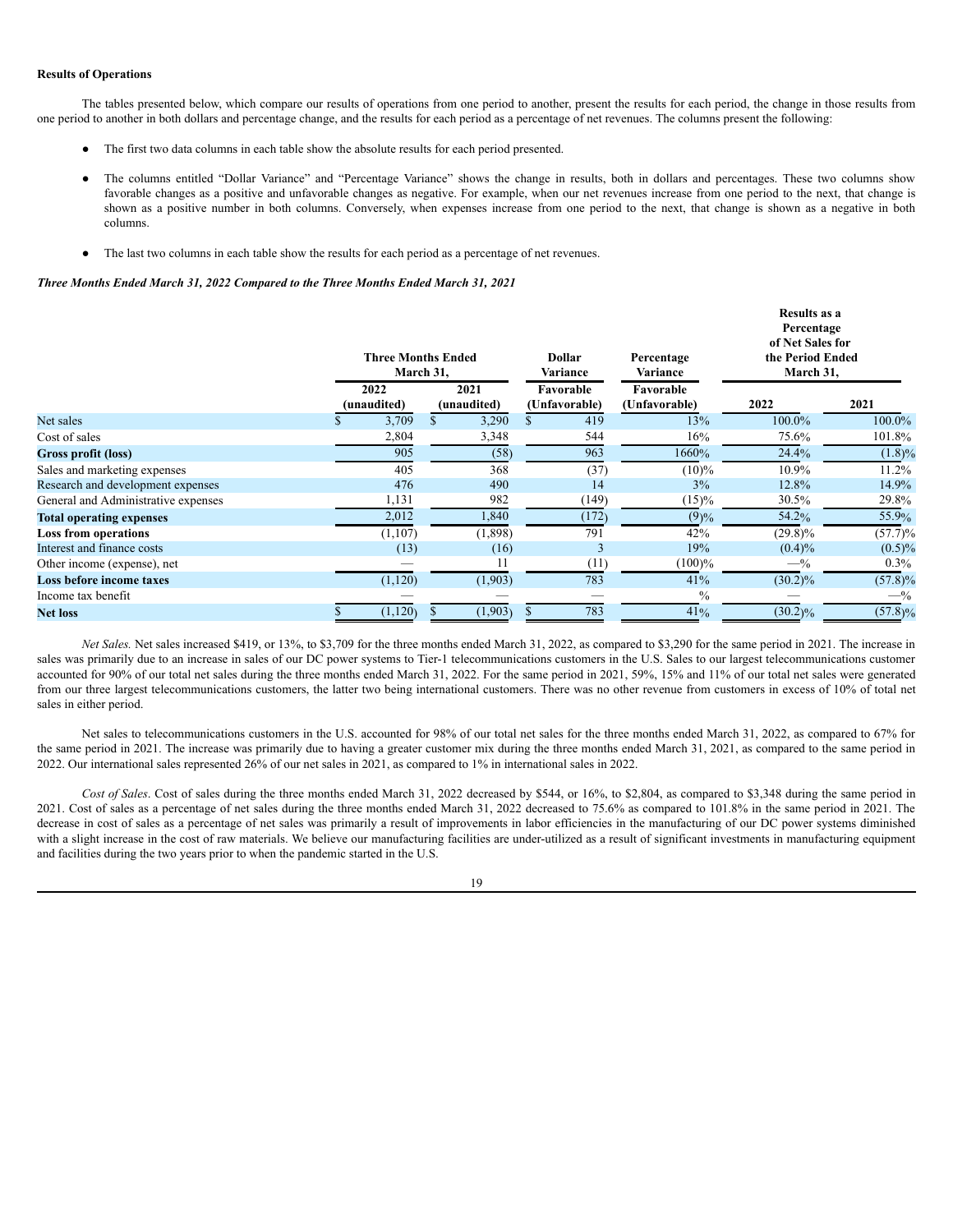**Results of Operations**

The tables presented below, which compare our results of operations from one period to another, present the results for each period, the change in those results from one period to another in both dollars and percentage change, and the results for each period as a percentage of net revenues. The columns present the following:

- The first two data columns in each table show the absolute results for each period presented.
- The columns entitled "Dollar Variance" and "Percentage Variance" shows the change in results, both in dollars and percentages. These two columns show favorable changes as a positive and unfavorable changes as negative. For example, when our net revenues increase from one period to the next, that change is shown as a positive number in both columns. Conversely, when expenses increase from one period to the next, that change is shown as a negative in both columns.
- The last two columns in each table show the results for each period as a percentage of net revenues.

***Three Months Ended March 31, 2022 Compared to the Three Months Ended March 31, 2021***

| | Three Months Ended March 31, | | Dollar Variance | Percentage Variance | Results as a Percentage of Net Sales for the Period Ended March 31, | |
|---|---|---|---|---|---|---|
| | 2022 (unaudited) | 2021 (unaudited) | Favorable (Unfavorable) | Favorable (Unfavorable) | 2022 | 2021 |
| Net sales | $ 3,709 | $ 3,290 | $ 419 | 13% | 100.0% | 100.0% |
| Cost of sales | 2,804 | 3,348 | 544 | 16% | 75.6% | 101.8% |
| **Gross profit (loss)** | 905 | (58) | 963 | 1660% | 24.4% | (1.8)% |
| Sales and marketing expenses | 405 | 368 | (37) | (10)% | 10.9% | 11.2% |
| Research and development expenses | 476 | 490 | 14 | 3% | 12.8% | 14.9% |
| General and Administrative expenses | 1,131 | 982 | (149) | (15)% | 30.5% | 29.8% |
| **Total operating expenses** | 2,012 | 1,840 | (172) | (9)% | 54.2% | 55.9% |
| **Loss from operations** | (1,107) | (1,898) | 791 | 42% | (29.8)% | (57.7)% |
| Interest and finance costs | (13) | (16) | 3 | 19% | (0.4)% | (0.5)% |
| Other income (expense), net | — | 11 | (11) | (100)% | —% | 0.3% |
| **Loss before income taxes** | (1,120) | (1,903) | 783 | 41% | (30.2)% | (57.8)% |
| Income tax benefit | — | — | — | % | — | —% |
| **Net loss** | $ (1,120) | $ (1,903) | $ 783 | 41% | (30.2)% | (57.8)% |

*Net Sales.* Net sales increased $419, or 13%, to $3,709 for the three months ended March 31, 2022, as compared to $3,290 for the same period in 2021. The increase in sales was primarily due to an increase in sales of our DC power systems to Tier-1 telecommunications customers in the U.S. Sales to our largest telecommunications customer accounted for 90% of our total net sales during the three months ended March 31, 2022. For the same period in 2021, 59%, 15% and 11% of our total net sales were generated from our three largest telecommunications customers, the latter two being international customers. There was no other revenue from customers in excess of 10% of total net sales in either period.

Net sales to telecommunications customers in the U.S. accounted for 98% of our total net sales for the three months ended March 31, 2022, as compared to 67% for the same period in 2021. The increase was primarily due to having a greater customer mix during the three months ended March 31, 2021, as compared to the same period in 2022. Our international sales represented 26% of our net sales in 2021, as compared to 1% in international sales in 2022.

*Cost of Sales*. Cost of sales during the three months ended March 31, 2022 decreased by $544, or 16%, to $2,804, as compared to $3,348 during the same period in 2021. Cost of sales as a percentage of net sales during the three months ended March 31, 2022 decreased to 75.6% as compared to 101.8% in the same period in 2021. The decrease in cost of sales as a percentage of net sales was primarily a result of improvements in labor efficiencies in the manufacturing of our DC power systems diminished with a slight increase in the cost of raw materials. We believe our manufacturing facilities are under-utilized as a result of significant investments in manufacturing equipment and facilities during the two years prior to when the pandemic started in the U.S.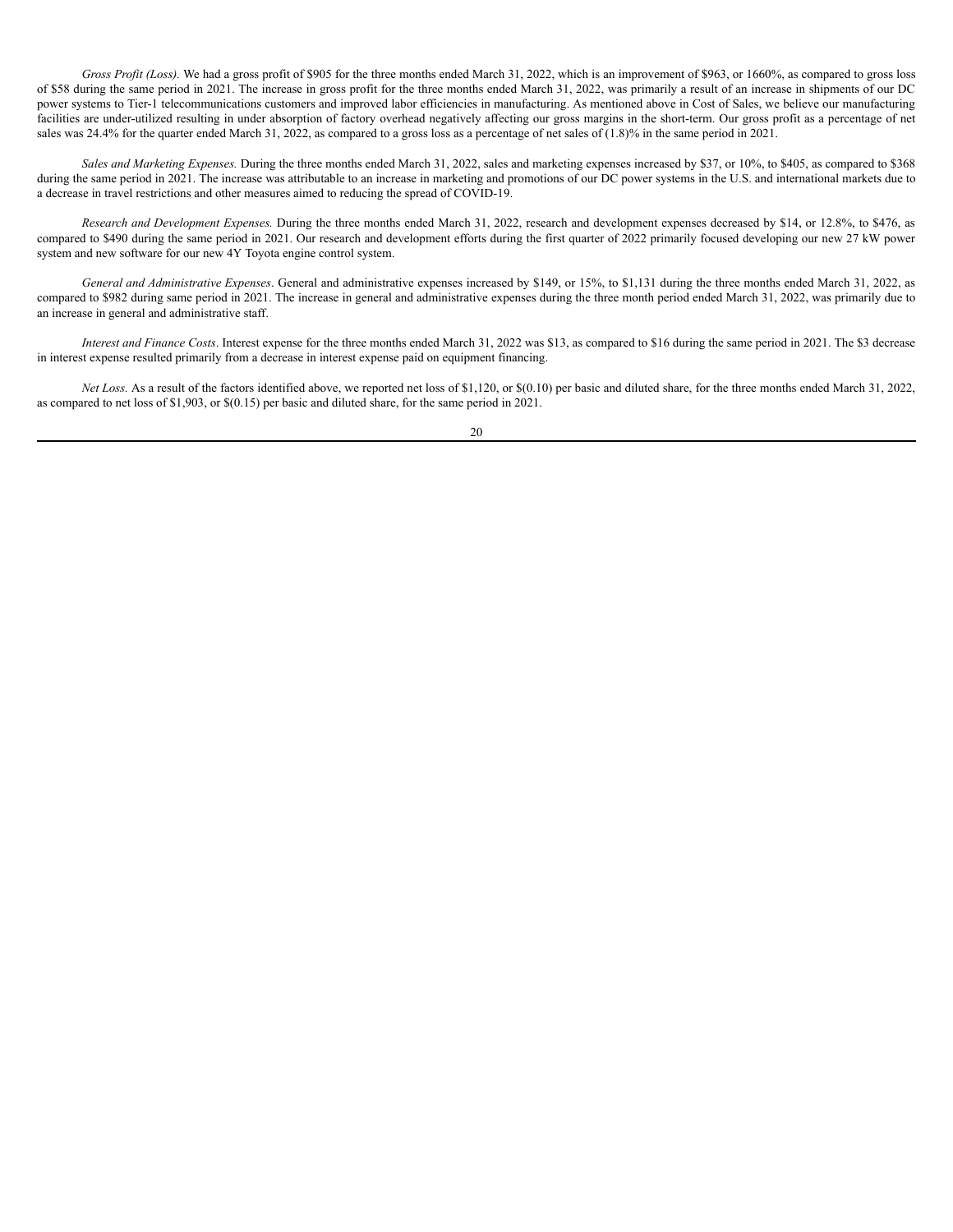*Gross Profit (Loss).* We had a gross profit of $905 for the three months ended March 31, 2022, which is an improvement of $963, or 1660%, as compared to gross loss of $58 during the same period in 2021. The increase in gross profit for the three months ended March 31, 2022, was primarily a result of an increase in shipments of our DC power systems to Tier-1 telecommunications customers and improved labor efficiencies in manufacturing. As mentioned above in Cost of Sales, we believe our manufacturing facilities are under-utilized resulting in under absorption of factory overhead negatively affecting our gross margins in the short-term. Our gross profit as a percentage of net sales was 24.4% for the quarter ended March 31, 2022, as compared to a gross loss as a percentage of net sales of (1.8)% in the same period in 2021.

*Sales and Marketing Expenses.* During the three months ended March 31, 2022, sales and marketing expenses increased by $37, or 10%, to $405, as compared to $368 during the same period in 2021. The increase was attributable to an increase in marketing and promotions of our DC power systems in the U.S. and international markets due to a decrease in travel restrictions and other measures aimed to reducing the spread of COVID-19.

*Research and Development Expenses.* During the three months ended March 31, 2022, research and development expenses decreased by $14, or 12.8%, to $476, as compared to $490 during the same period in 2021. Our research and development efforts during the first quarter of 2022 primarily focused developing our new 27 kW power system and new software for our new 4Y Toyota engine control system.

*General and Administrative Expenses*. General and administrative expenses increased by $149, or 15%, to $1,131 during the three months ended March 31, 2022, as compared to $982 during same period in 2021. The increase in general and administrative expenses during the three month period ended March 31, 2022, was primarily due to an increase in general and administrative staff.

*Interest and Finance Costs*. Interest expense for the three months ended March 31, 2022 was $13, as compared to $16 during the same period in 2021. The $3 decrease in interest expense resulted primarily from a decrease in interest expense paid on equipment financing.

*Net Loss.* As a result of the factors identified above, we reported net loss of $1,120, or $(0.10) per basic and diluted share, for the three months ended March 31, 2022, as compared to net loss of $1,903, or $(0.15) per basic and diluted share, for the same period in 2021.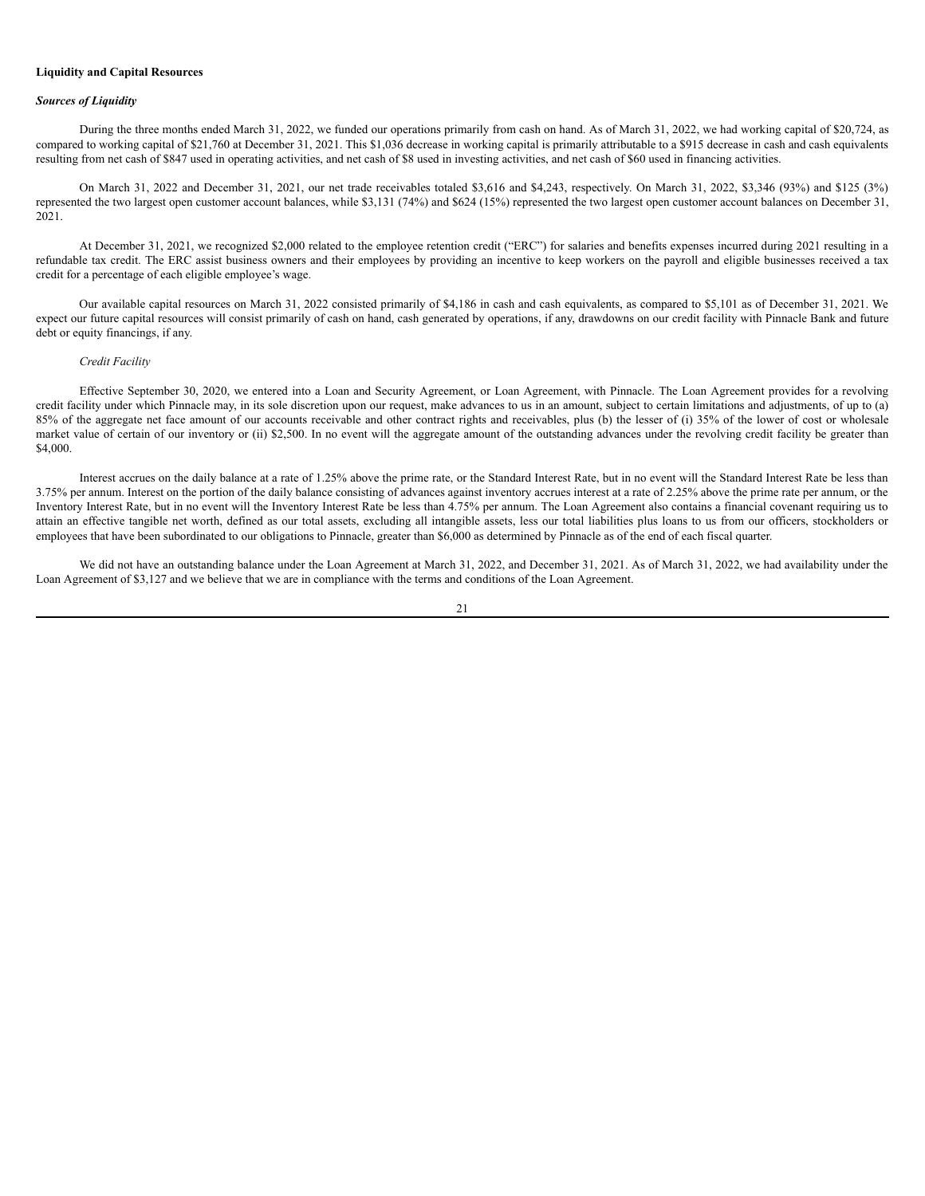**Liquidity and Capital Resources**

***Sources of Liquidity***

During the three months ended March 31, 2022, we funded our operations primarily from cash on hand. As of March 31, 2022, we had working capital of $20,724, as compared to working capital of $21,760 at December 31, 2021. This $1,036 decrease in working capital is primarily attributable to a $915 decrease in cash and cash equivalents resulting from net cash of $847 used in operating activities, and net cash of $8 used in investing activities, and net cash of $60 used in financing activities.

On March 31, 2022 and December 31, 2021, our net trade receivables totaled $3,616 and $4,243, respectively. On March 31, 2022, $3,346 (93%) and $125 (3%) represented the two largest open customer account balances, while $3,131 (74%) and $624 (15%) represented the two largest open customer account balances on December 31, 2021.

At December 31, 2021, we recognized $2,000 related to the employee retention credit ("ERC") for salaries and benefits expenses incurred during 2021 resulting in a refundable tax credit. The ERC assist business owners and their employees by providing an incentive to keep workers on the payroll and eligible businesses received a tax credit for a percentage of each eligible employee's wage.

Our available capital resources on March 31, 2022 consisted primarily of $4,186 in cash and cash equivalents, as compared to $5,101 as of December 31, 2021. We expect our future capital resources will consist primarily of cash on hand, cash generated by operations, if any, drawdowns on our credit facility with Pinnacle Bank and future debt or equity financings, if any.

*Credit Facility*

Effective September 30, 2020, we entered into a Loan and Security Agreement, or Loan Agreement, with Pinnacle. The Loan Agreement provides for a revolving credit facility under which Pinnacle may, in its sole discretion upon our request, make advances to us in an amount, subject to certain limitations and adjustments, of up to (a) 85% of the aggregate net face amount of our accounts receivable and other contract rights and receivables, plus (b) the lesser of (i) 35% of the lower of cost or wholesale market value of certain of our inventory or (ii) $2,500. In no event will the aggregate amount of the outstanding advances under the revolving credit facility be greater than $4,000.

Interest accrues on the daily balance at a rate of 1.25% above the prime rate, or the Standard Interest Rate, but in no event will the Standard Interest Rate be less than 3.75% per annum. Interest on the portion of the daily balance consisting of advances against inventory accrues interest at a rate of 2.25% above the prime rate per annum, or the Inventory Interest Rate, but in no event will the Inventory Interest Rate be less than 4.75% per annum. The Loan Agreement also contains a financial covenant requiring us to attain an effective tangible net worth, defined as our total assets, excluding all intangible assets, less our total liabilities plus loans to us from our officers, stockholders or employees that have been subordinated to our obligations to Pinnacle, greater than $6,000 as determined by Pinnacle as of the end of each fiscal quarter.

We did not have an outstanding balance under the Loan Agreement at March 31, 2022, and December 31, 2021. As of March 31, 2022, we had availability under the Loan Agreement of $3,127 and we believe that we are in compliance with the terms and conditions of the Loan Agreement.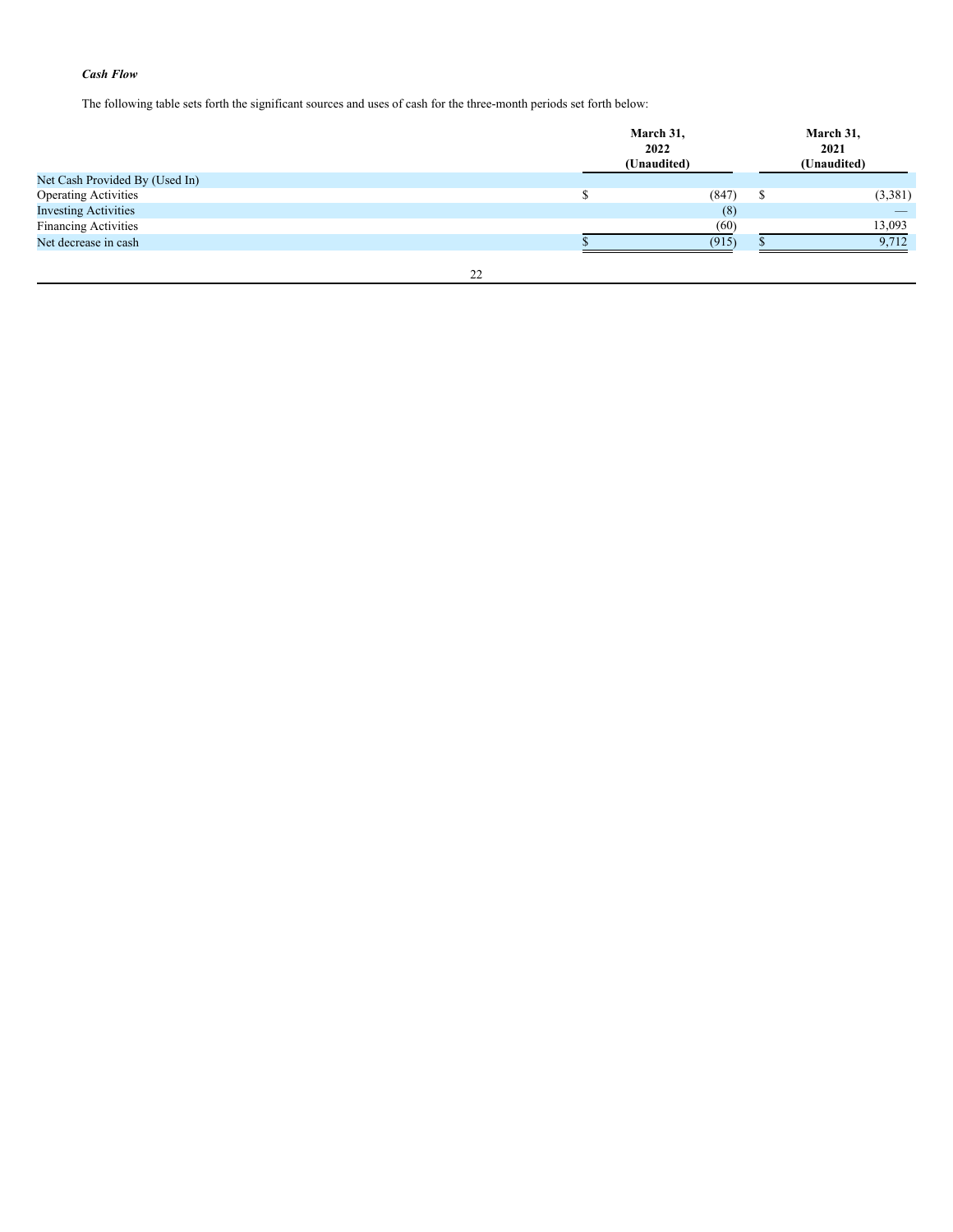***Cash Flow***

The following table sets forth the significant sources and uses of cash for the three-month periods set forth below:

| | March 31, 2022 (Unaudited) | March 31, 2021 (Unaudited) |
|---|---|---|
| Net Cash Provided By (Used In) | | |
| Operating Activities | $ (847) | $ (3,381) |
| Investing Activities | (8) | — |
| Financing Activities | (60) | 13,093 |
| Net decrease in cash | $ (915) | $ 9,712 |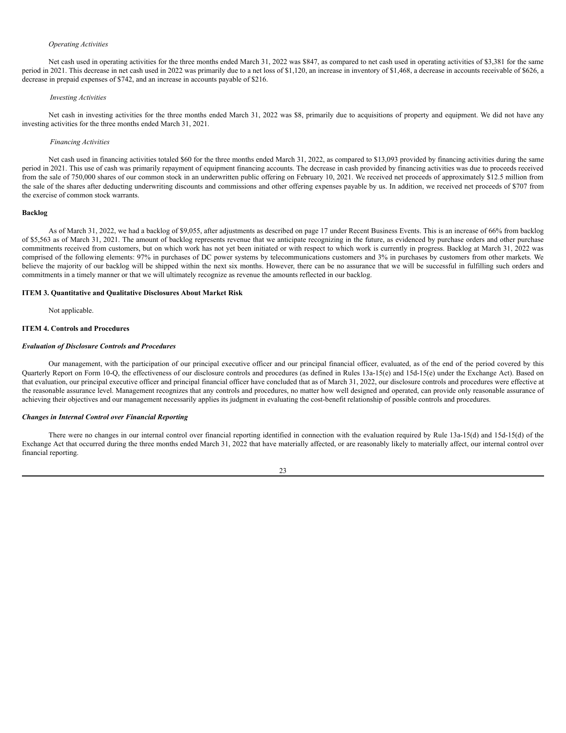*Operating Activities*

Net cash used in operating activities for the three months ended March 31, 2022 was $847, as compared to net cash used in operating activities of $3,381 for the same period in 2021. This decrease in net cash used in 2022 was primarily due to a net loss of $1,120, an increase in inventory of $1,468, a decrease in accounts receivable of $626, a decrease in prepaid expenses of $742, and an increase in accounts payable of $216.

*Investing Activities*

Net cash in investing activities for the three months ended March 31, 2022 was $8, primarily due to acquisitions of property and equipment. We did not have any investing activities for the three months ended March 31, 2021.

*Financing Activities*

Net cash used in financing activities totaled $60 for the three months ended March 31, 2022, as compared to $13,093 provided by financing activities during the same period in 2021. This use of cash was primarily repayment of equipment financing accounts. The decrease in cash provided by financing activities was due to proceeds received from the sale of 750,000 shares of our common stock in an underwritten public offering on February 10, 2021. We received net proceeds of approximately $12.5 million from the sale of the shares after deducting underwriting discounts and commissions and other offering expenses payable by us. In addition, we received net proceeds of $707 from the exercise of common stock warrants.

**Backlog**

As of March 31, 2022, we had a backlog of $9,055, after adjustments as described on page 17 under Recent Business Events. This is an increase of 66% from backlog of $5,563 as of March 31, 2021. The amount of backlog represents revenue that we anticipate recognizing in the future, as evidenced by purchase orders and other purchase commitments received from customers, but on which work has not yet been initiated or with respect to which work is currently in progress. Backlog at March 31, 2022 was comprised of the following elements: 97% in purchases of DC power systems by telecommunications customers and 3% in purchases by customers from other markets. We believe the majority of our backlog will be shipped within the next six months. However, there can be no assurance that we will be successful in fulfilling such orders and commitments in a timely manner or that we will ultimately recognize as revenue the amounts reflected in our backlog.

**ITEM 3. Quantitative and Qualitative Disclosures About Market Risk**

Not applicable.

**ITEM 4. Controls and Procedures**

***Evaluation of Disclosure Controls and Procedures***

Our management, with the participation of our principal executive officer and our principal financial officer, evaluated, as of the end of the period covered by this Quarterly Report on Form 10-Q, the effectiveness of our disclosure controls and procedures (as defined in Rules 13a-15(e) and 15d-15(e) under the Exchange Act). Based on that evaluation, our principal executive officer and principal financial officer have concluded that as of March 31, 2022, our disclosure controls and procedures were effective at the reasonable assurance level. Management recognizes that any controls and procedures, no matter how well designed and operated, can provide only reasonable assurance of achieving their objectives and our management necessarily applies its judgment in evaluating the cost-benefit relationship of possible controls and procedures.

***Changes in Internal Control over Financial Reporting***

There were no changes in our internal control over financial reporting identified in connection with the evaluation required by Rule 13a-15(d) and 15d-15(d) of the Exchange Act that occurred during the three months ended March 31, 2022 that have materially affected, or are reasonably likely to materially affect, our internal control over financial reporting.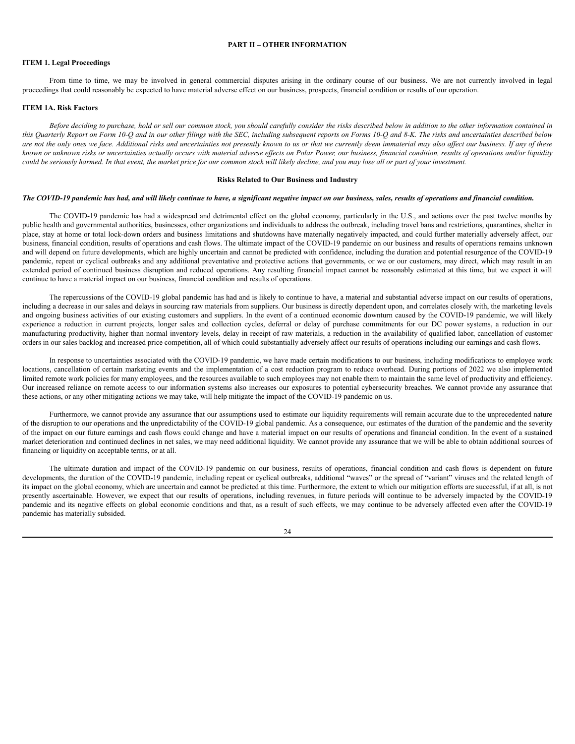## PART II – OTHER INFORMATION

### ITEM 1. Legal Proceedings

From time to time, we may be involved in general commercial disputes arising in the ordinary course of our business. We are not currently involved in legal proceedings that could reasonably be expected to have material adverse effect on our business, prospects, financial condition or results of our operation.

### ITEM 1A. Risk Factors

*Before deciding to purchase, hold or sell our common stock, you should carefully consider the risks described below in addition to the other information contained in this Quarterly Report on Form 10-Q and in our other filings with the SEC, including subsequent reports on Forms 10-Q and 8-K. The risks and uncertainties described below are not the only ones we face. Additional risks and uncertainties not presently known to us or that we currently deem immaterial may also affect our business. If any of these known or unknown risks or uncertainties actually occurs with material adverse effects on Polar Power, our business, financial condition, results of operations and/or liquidity could be seriously harmed. In that event, the market price for our common stock will likely decline, and you may lose all or part of your investment.*

#### Risks Related to Our Business and Industry

***The COVID-19 pandemic has had, and will likely continue to have, a significant negative impact on our business, sales, results of operations and financial condition.***

The COVID-19 pandemic has had a widespread and detrimental effect on the global economy, particularly in the U.S., and actions over the past twelve months by public health and governmental authorities, businesses, other organizations and individuals to address the outbreak, including travel bans and restrictions, quarantines, shelter in place, stay at home or total lock-down orders and business limitations and shutdowns have materially negatively impacted, and could further materially adversely affect, our business, financial condition, results of operations and cash flows. The ultimate impact of the COVID-19 pandemic on our business and results of operations remains unknown and will depend on future developments, which are highly uncertain and cannot be predicted with confidence, including the duration and potential resurgence of the COVID-19 pandemic, repeat or cyclical outbreaks and any additional preventative and protective actions that governments, or we or our customers, may direct, which may result in an extended period of continued business disruption and reduced operations. Any resulting financial impact cannot be reasonably estimated at this time, but we expect it will continue to have a material impact on our business, financial condition and results of operations.

The repercussions of the COVID-19 global pandemic has had and is likely to continue to have, a material and substantial adverse impact on our results of operations, including a decrease in our sales and delays in sourcing raw materials from suppliers. Our business is directly dependent upon, and correlates closely with, the marketing levels and ongoing business activities of our existing customers and suppliers. In the event of a continued economic downturn caused by the COVID-19 pandemic, we will likely experience a reduction in current projects, longer sales and collection cycles, deferral or delay of purchase commitments for our DC power systems, a reduction in our manufacturing productivity, higher than normal inventory levels, delay in receipt of raw materials, a reduction in the availability of qualified labor, cancellation of customer orders in our sales backlog and increased price competition, all of which could substantially adversely affect our results of operations including our earnings and cash flows.

In response to uncertainties associated with the COVID-19 pandemic, we have made certain modifications to our business, including modifications to employee work locations, cancellation of certain marketing events and the implementation of a cost reduction program to reduce overhead. During portions of 2022 we also implemented limited remote work policies for many employees, and the resources available to such employees may not enable them to maintain the same level of productivity and efficiency. Our increased reliance on remote access to our information systems also increases our exposures to potential cybersecurity breaches. We cannot provide any assurance that these actions, or any other mitigating actions we may take, will help mitigate the impact of the COVID-19 pandemic on us.

Furthermore, we cannot provide any assurance that our assumptions used to estimate our liquidity requirements will remain accurate due to the unprecedented nature of the disruption to our operations and the unpredictability of the COVID-19 global pandemic. As a consequence, our estimates of the duration of the pandemic and the severity of the impact on our future earnings and cash flows could change and have a material impact on our results of operations and financial condition. In the event of a sustained market deterioration and continued declines in net sales, we may need additional liquidity. We cannot provide any assurance that we will be able to obtain additional sources of financing or liquidity on acceptable terms, or at all.

The ultimate duration and impact of the COVID-19 pandemic on our business, results of operations, financial condition and cash flows is dependent on future developments, the duration of the COVID-19 pandemic, including repeat or cyclical outbreaks, additional "waves" or the spread of "variant" viruses and the related length of its impact on the global economy, which are uncertain and cannot be predicted at this time. Furthermore, the extent to which our mitigation efforts are successful, if at all, is not presently ascertainable. However, we expect that our results of operations, including revenues, in future periods will continue to be adversely impacted by the COVID-19 pandemic and its negative effects on global economic conditions and that, as a result of such effects, we may continue to be adversely affected even after the COVID-19 pandemic has materially subsided.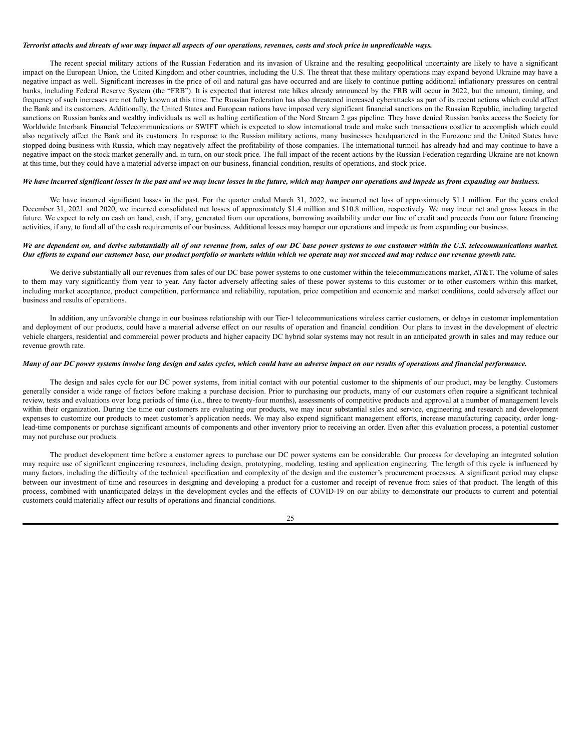***Terrorist attacks and threats of war may impact all aspects of our operations, revenues, costs and stock price in unpredictable ways.***

The recent special military actions of the Russian Federation and its invasion of Ukraine and the resulting geopolitical uncertainty are likely to have a significant impact on the European Union, the United Kingdom and other countries, including the U.S. The threat that these military operations may expand beyond Ukraine may have a negative impact as well. Significant increases in the price of oil and natural gas have occurred and are likely to continue putting additional inflationary pressures on central banks, including Federal Reserve System (the "FRB"). It is expected that interest rate hikes already announced by the FRB will occur in 2022, but the amount, timing, and frequency of such increases are not fully known at this time. The Russian Federation has also threatened increased cyberattacks as part of its recent actions which could affect the Bank and its customers. Additionally, the United States and European nations have imposed very significant financial sanctions on the Russian Republic, including targeted sanctions on Russian banks and wealthy individuals as well as halting certification of the Nord Stream 2 gas pipeline. They have denied Russian banks access the Society for Worldwide Interbank Financial Telecommunications or SWIFT which is expected to slow international trade and make such transactions costlier to accomplish which could also negatively affect the Bank and its customers. In response to the Russian military actions, many businesses headquartered in the Eurozone and the United States have stopped doing business with Russia, which may negatively affect the profitability of those companies. The international turmoil has already had and may continue to have a negative impact on the stock market generally and, in turn, on our stock price. The full impact of the recent actions by the Russian Federation regarding Ukraine are not known at this time, but they could have a material adverse impact on our business, financial condition, results of operations, and stock price.

***We have incurred significant losses in the past and we may incur losses in the future, which may hamper our operations and impede us from expanding our business.***

We have incurred significant losses in the past. For the quarter ended March 31, 2022, we incurred net loss of approximately $1.1 million. For the years ended December 31, 2021 and 2020, we incurred consolidated net losses of approximately $1.4 million and $10.8 million, respectively. We may incur net and gross losses in the future. We expect to rely on cash on hand, cash, if any, generated from our operations, borrowing availability under our line of credit and proceeds from our future financing activities, if any, to fund all of the cash requirements of our business. Additional losses may hamper our operations and impede us from expanding our business.

***We are dependent on, and derive substantially all of our revenue from, sales of our DC base power systems to one customer within the U.S. telecommunications market. Our efforts to expand our customer base, our product portfolio or markets within which we operate may not succeed and may reduce our revenue growth rate.***

We derive substantially all our revenues from sales of our DC base power systems to one customer within the telecommunications market, AT&T. The volume of sales to them may vary significantly from year to year. Any factor adversely affecting sales of these power systems to this customer or to other customers within this market, including market acceptance, product competition, performance and reliability, reputation, price competition and economic and market conditions, could adversely affect our business and results of operations.

In addition, any unfavorable change in our business relationship with our Tier-1 telecommunications wireless carrier customers, or delays in customer implementation and deployment of our products, could have a material adverse effect on our results of operation and financial condition. Our plans to invest in the development of electric vehicle chargers, residential and commercial power products and higher capacity DC hybrid solar systems may not result in an anticipated growth in sales and may reduce our revenue growth rate.

***Many of our DC power systems involve long design and sales cycles, which could have an adverse impact on our results of operations and financial performance.***

The design and sales cycle for our DC power systems, from initial contact with our potential customer to the shipments of our product, may be lengthy. Customers generally consider a wide range of factors before making a purchase decision. Prior to purchasing our products, many of our customers often require a significant technical review, tests and evaluations over long periods of time (i.e., three to twenty-four months), assessments of competitive products and approval at a number of management levels within their organization. During the time our customers are evaluating our products, we may incur substantial sales and service, engineering and research and development expenses to customize our products to meet customer's application needs. We may also expend significant management efforts, increase manufacturing capacity, order long-lead-time components or purchase significant amounts of components and other inventory prior to receiving an order. Even after this evaluation process, a potential customer may not purchase our products.

The product development time before a customer agrees to purchase our DC power systems can be considerable. Our process for developing an integrated solution may require use of significant engineering resources, including design, prototyping, modeling, testing and application engineering. The length of this cycle is influenced by many factors, including the difficulty of the technical specification and complexity of the design and the customer's procurement processes. A significant period may elapse between our investment of time and resources in designing and developing a product for a customer and receipt of revenue from sales of that product. The length of this process, combined with unanticipated delays in the development cycles and the effects of COVID-19 on our ability to demonstrate our products to current and potential customers could materially affect our results of operations and financial conditions.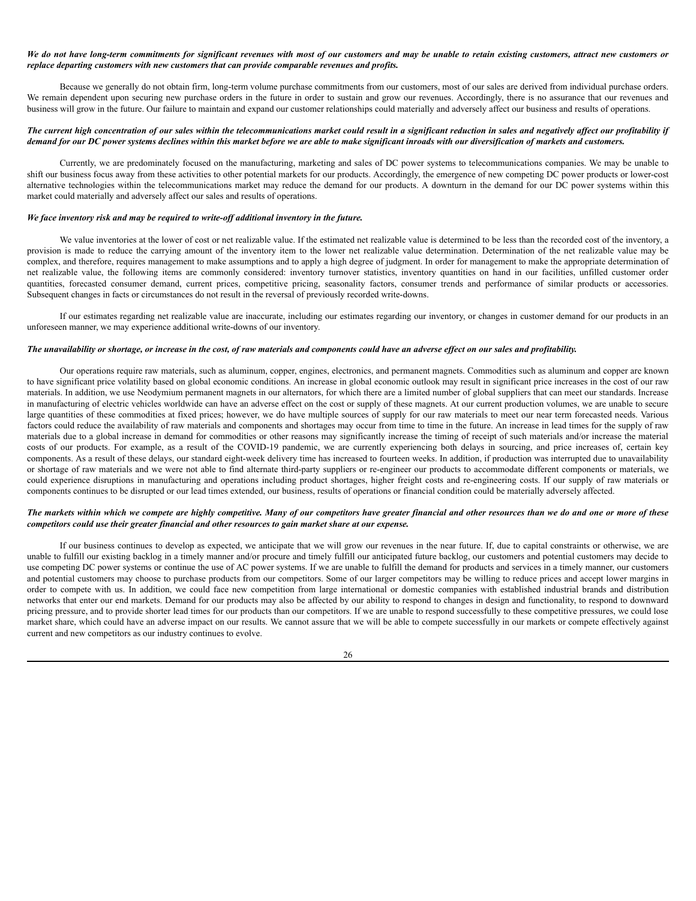***We do not have long-term commitments for significant revenues with most of our customers and may be unable to retain existing customers, attract new customers or replace departing customers with new customers that can provide comparable revenues and profits.***

Because we generally do not obtain firm, long-term volume purchase commitments from our customers, most of our sales are derived from individual purchase orders. We remain dependent upon securing new purchase orders in the future in order to sustain and grow our revenues. Accordingly, there is no assurance that our revenues and business will grow in the future. Our failure to maintain and expand our customer relationships could materially and adversely affect our business and results of operations.

***The current high concentration of our sales within the telecommunications market could result in a significant reduction in sales and negatively affect our profitability if demand for our DC power systems declines within this market before we are able to make significant inroads with our diversification of markets and customers.***

Currently, we are predominately focused on the manufacturing, marketing and sales of DC power systems to telecommunications companies. We may be unable to shift our business focus away from these activities to other potential markets for our products. Accordingly, the emergence of new competing DC power products or lower-cost alternative technologies within the telecommunications market may reduce the demand for our products. A downturn in the demand for our DC power systems within this market could materially and adversely affect our sales and results of operations.

***We face inventory risk and may be required to write-off additional inventory in the future.***

We value inventories at the lower of cost or net realizable value. If the estimated net realizable value is determined to be less than the recorded cost of the inventory, a provision is made to reduce the carrying amount of the inventory item to the lower net realizable value determination. Determination of the net realizable value may be complex, and therefore, requires management to make assumptions and to apply a high degree of judgment. In order for management to make the appropriate determination of net realizable value, the following items are commonly considered: inventory turnover statistics, inventory quantities on hand in our facilities, unfilled customer order quantities, forecasted consumer demand, current prices, competitive pricing, seasonality factors, consumer trends and performance of similar products or accessories. Subsequent changes in facts or circumstances do not result in the reversal of previously recorded write-downs.

If our estimates regarding net realizable value are inaccurate, including our estimates regarding our inventory, or changes in customer demand for our products in an unforeseen manner, we may experience additional write-downs of our inventory.

***The unavailability or shortage, or increase in the cost, of raw materials and components could have an adverse effect on our sales and profitability.***

Our operations require raw materials, such as aluminum, copper, engines, electronics, and permanent magnets. Commodities such as aluminum and copper are known to have significant price volatility based on global economic conditions. An increase in global economic outlook may result in significant price increases in the cost of our raw materials. In addition, we use Neodymium permanent magnets in our alternators, for which there are a limited number of global suppliers that can meet our standards. Increase in manufacturing of electric vehicles worldwide can have an adverse effect on the cost or supply of these magnets. At our current production volumes, we are unable to secure large quantities of these commodities at fixed prices; however, we do have multiple sources of supply for our raw materials to meet our near term forecasted needs. Various factors could reduce the availability of raw materials and components and shortages may occur from time to time in the future. An increase in lead times for the supply of raw materials due to a global increase in demand for commodities or other reasons may significantly increase the timing of receipt of such materials and/or increase the material costs of our products. For example, as a result of the COVID-19 pandemic, we are currently experiencing both delays in sourcing, and price increases of, certain key components. As a result of these delays, our standard eight-week delivery time has increased to fourteen weeks. In addition, if production was interrupted due to unavailability or shortage of raw materials and we were not able to find alternate third-party suppliers or re-engineer our products to accommodate different components or materials, we could experience disruptions in manufacturing and operations including product shortages, higher freight costs and re-engineering costs. If our supply of raw materials or components continues to be disrupted or our lead times extended, our business, results of operations or financial condition could be materially adversely affected.

***The markets within which we compete are highly competitive. Many of our competitors have greater financial and other resources than we do and one or more of these competitors could use their greater financial and other resources to gain market share at our expense.***

If our business continues to develop as expected, we anticipate that we will grow our revenues in the near future. If, due to capital constraints or otherwise, we are unable to fulfill our existing backlog in a timely manner and/or procure and timely fulfill our anticipated future backlog, our customers and potential customers may decide to use competing DC power systems or continue the use of AC power systems. If we are unable to fulfill the demand for products and services in a timely manner, our customers and potential customers may choose to purchase products from our competitors. Some of our larger competitors may be willing to reduce prices and accept lower margins in order to compete with us. In addition, we could face new competition from large international or domestic companies with established industrial brands and distribution networks that enter our end markets. Demand for our products may also be affected by our ability to respond to changes in design and functionality, to respond to downward pricing pressure, and to provide shorter lead times for our products than our competitors. If we are unable to respond successfully to these competitive pressures, we could lose market share, which could have an adverse impact on our results. We cannot assure that we will be able to compete successfully in our markets or compete effectively against current and new competitors as our industry continues to evolve.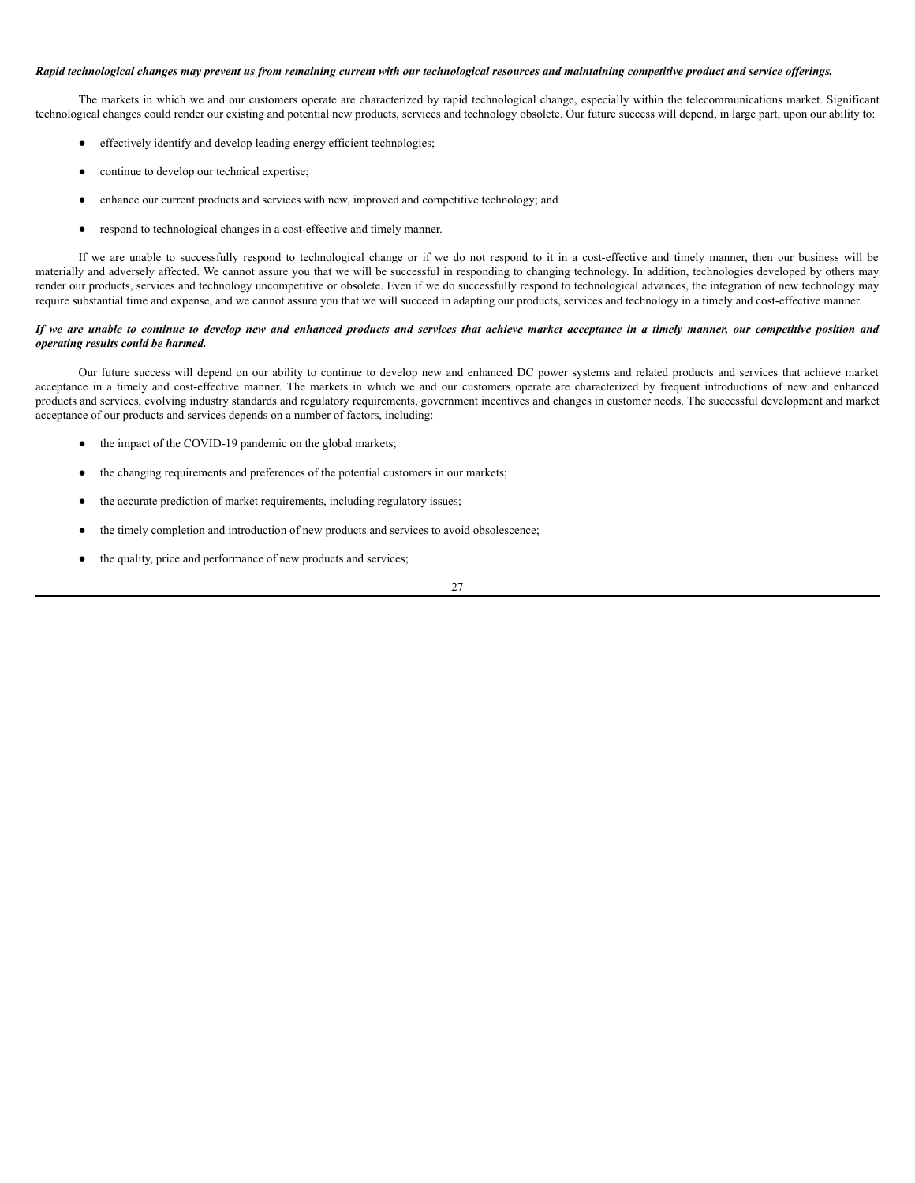***Rapid technological changes may prevent us from remaining current with our technological resources and maintaining competitive product and service offerings.***

The markets in which we and our customers operate are characterized by rapid technological change, especially within the telecommunications market. Significant technological changes could render our existing and potential new products, services and technology obsolete. Our future success will depend, in large part, upon our ability to:

- effectively identify and develop leading energy efficient technologies;
- continue to develop our technical expertise;
- enhance our current products and services with new, improved and competitive technology; and
- respond to technological changes in a cost-effective and timely manner.

If we are unable to successfully respond to technological change or if we do not respond to it in a cost-effective and timely manner, then our business will be materially and adversely affected. We cannot assure you that we will be successful in responding to changing technology. In addition, technologies developed by others may render our products, services and technology uncompetitive or obsolete. Even if we do successfully respond to technological advances, the integration of new technology may require substantial time and expense, and we cannot assure you that we will succeed in adapting our products, services and technology in a timely and cost-effective manner.

***If we are unable to continue to develop new and enhanced products and services that achieve market acceptance in a timely manner, our competitive position and operating results could be harmed.***

Our future success will depend on our ability to continue to develop new and enhanced DC power systems and related products and services that achieve market acceptance in a timely and cost-effective manner. The markets in which we and our customers operate are characterized by frequent introductions of new and enhanced products and services, evolving industry standards and regulatory requirements, government incentives and changes in customer needs. The successful development and market acceptance of our products and services depends on a number of factors, including:

- the impact of the COVID-19 pandemic on the global markets;
- the changing requirements and preferences of the potential customers in our markets;
- the accurate prediction of market requirements, including regulatory issues;
- the timely completion and introduction of new products and services to avoid obsolescence;
- the quality, price and performance of new products and services;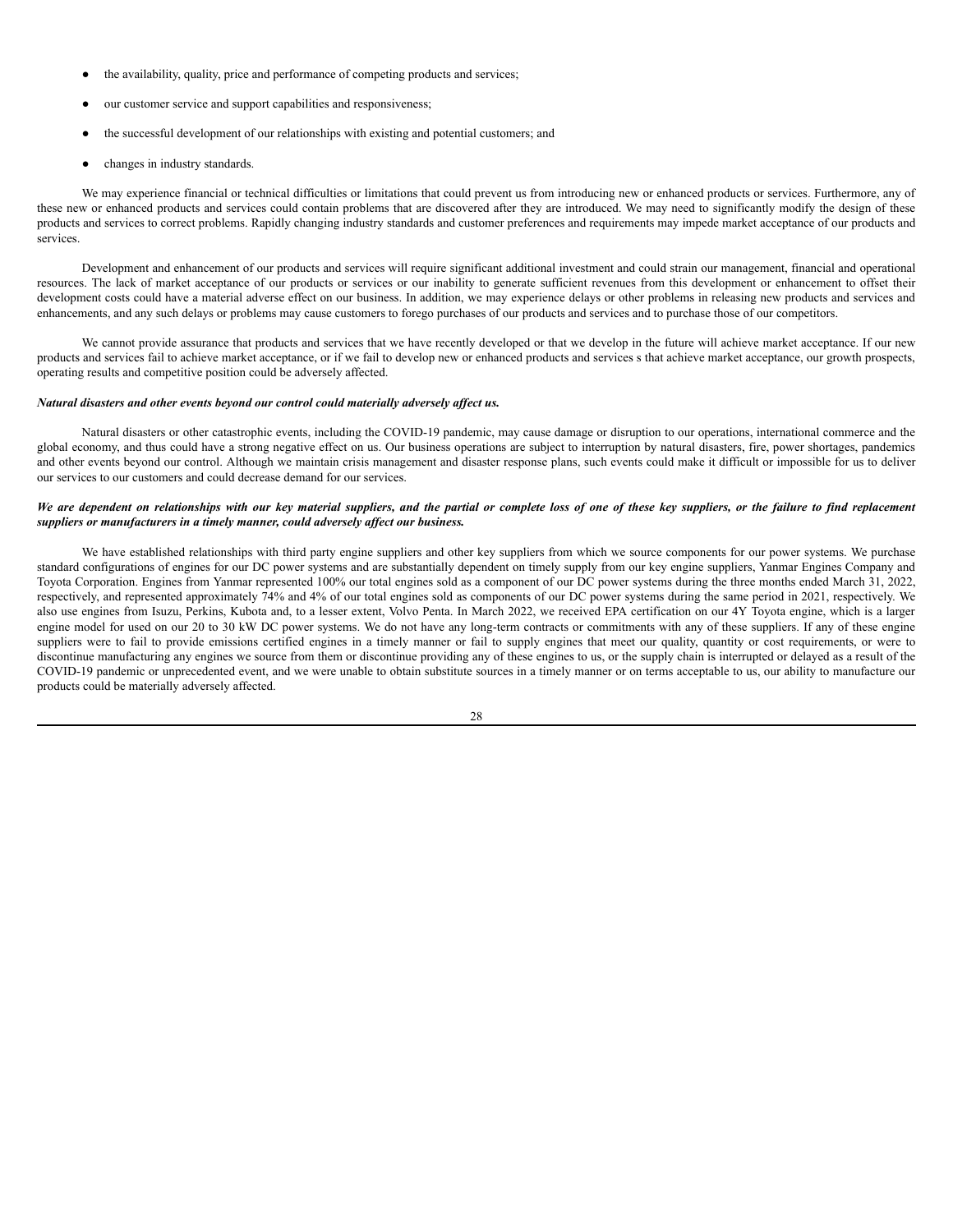- the availability, quality, price and performance of competing products and services;
- our customer service and support capabilities and responsiveness;
- the successful development of our relationships with existing and potential customers; and
- changes in industry standards.

We may experience financial or technical difficulties or limitations that could prevent us from introducing new or enhanced products or services. Furthermore, any of these new or enhanced products and services could contain problems that are discovered after they are introduced. We may need to significantly modify the design of these products and services to correct problems. Rapidly changing industry standards and customer preferences and requirements may impede market acceptance of our products and services.

Development and enhancement of our products and services will require significant additional investment and could strain our management, financial and operational resources. The lack of market acceptance of our products or services or our inability to generate sufficient revenues from this development or enhancement to offset their development costs could have a material adverse effect on our business. In addition, we may experience delays or other problems in releasing new products and services and enhancements, and any such delays or problems may cause customers to forego purchases of our products and services and to purchase those of our competitors.

We cannot provide assurance that products and services that we have recently developed or that we develop in the future will achieve market acceptance. If our new products and services fail to achieve market acceptance, or if we fail to develop new or enhanced products and services s that achieve market acceptance, our growth prospects, operating results and competitive position could be adversely affected.

***Natural disasters and other events beyond our control could materially adversely affect us.***

Natural disasters or other catastrophic events, including the COVID-19 pandemic, may cause damage or disruption to our operations, international commerce and the global economy, and thus could have a strong negative effect on us. Our business operations are subject to interruption by natural disasters, fire, power shortages, pandemics and other events beyond our control. Although we maintain crisis management and disaster response plans, such events could make it difficult or impossible for us to deliver our services to our customers and could decrease demand for our services.

***We are dependent on relationships with our key material suppliers, and the partial or complete loss of one of these key suppliers, or the failure to find replacement suppliers or manufacturers in a timely manner, could adversely affect our business.***

We have established relationships with third party engine suppliers and other key suppliers from which we source components for our power systems. We purchase standard configurations of engines for our DC power systems and are substantially dependent on timely supply from our key engine suppliers, Yanmar Engines Company and Toyota Corporation. Engines from Yanmar represented 100% our total engines sold as a component of our DC power systems during the three months ended March 31, 2022, respectively, and represented approximately 74% and 4% of our total engines sold as components of our DC power systems during the same period in 2021, respectively. We also use engines from Isuzu, Perkins, Kubota and, to a lesser extent, Volvo Penta. In March 2022, we received EPA certification on our 4Y Toyota engine, which is a larger engine model for used on our 20 to 30 kW DC power systems. We do not have any long-term contracts or commitments with any of these suppliers. If any of these engine suppliers were to fail to provide emissions certified engines in a timely manner or fail to supply engines that meet our quality, quantity or cost requirements, or were to discontinue manufacturing any engines we source from them or discontinue providing any of these engines to us, or the supply chain is interrupted or delayed as a result of the COVID-19 pandemic or unprecedented event, and we were unable to obtain substitute sources in a timely manner or on terms acceptable to us, our ability to manufacture our products could be materially adversely affected.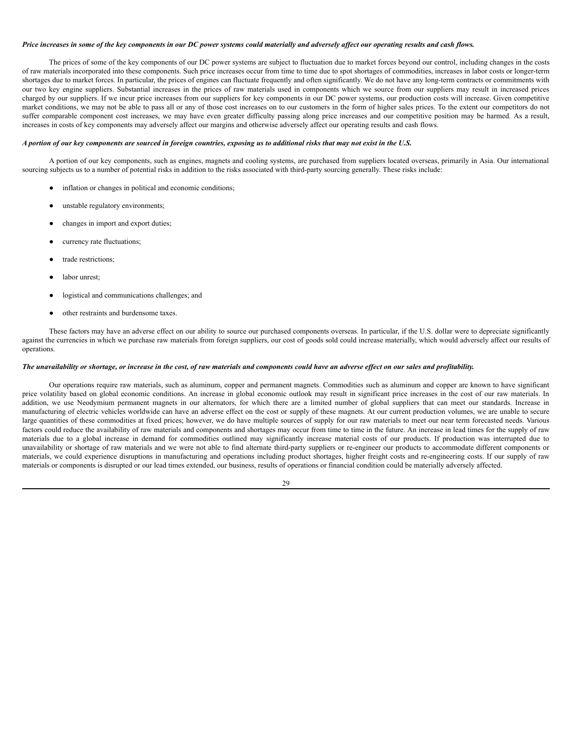***Price increases in some of the key components in our DC power systems could materially and adversely affect our operating results and cash flows.***

The prices of some of the key components of our DC power systems are subject to fluctuation due to market forces beyond our control, including changes in the costs of raw materials incorporated into these components. Such price increases occur from time to time due to spot shortages of commodities, increases in labor costs or longer-term shortages due to market forces. In particular, the prices of engines can fluctuate frequently and often significantly. We do not have any long-term contracts or commitments with our two key engine suppliers. Substantial increases in the prices of raw materials used in components which we source from our suppliers may result in increased prices charged by our suppliers. If we incur price increases from our suppliers for key components in our DC power systems, our production costs will increase. Given competitive market conditions, we may not be able to pass all or any of those cost increases on to our customers in the form of higher sales prices. To the extent our competitors do not suffer comparable component cost increases, we may have even greater difficulty passing along price increases and our competitive position may be harmed. As a result, increases in costs of key components may adversely affect our margins and otherwise adversely affect our operating results and cash flows.

***A portion of our key components are sourced in foreign countries, exposing us to additional risks that may not exist in the U.S.***

A portion of our key components, such as engines, magnets and cooling systems, are purchased from suppliers located overseas, primarily in Asia. Our international sourcing subjects us to a number of potential risks in addition to the risks associated with third-party sourcing generally. These risks include:

- inflation or changes in political and economic conditions;
- unstable regulatory environments;
- changes in import and export duties;
- currency rate fluctuations;
- trade restrictions;
- labor unrest;
- logistical and communications challenges; and
- other restraints and burdensome taxes.

These factors may have an adverse effect on our ability to source our purchased components overseas. In particular, if the U.S. dollar were to depreciate significantly against the currencies in which we purchase raw materials from foreign suppliers, our cost of goods sold could increase materially, which would adversely affect our results of operations.

***The unavailability or shortage, or increase in the cost, of raw materials and components could have an adverse effect on our sales and profitability.***

Our operations require raw materials, such as aluminum, copper and permanent magnets. Commodities such as aluminum and copper are known to have significant price volatility based on global economic conditions. An increase in global economic outlook may result in significant price increases in the cost of our raw materials. In addition, we use Neodymium permanent magnets in our alternators, for which there are a limited number of global suppliers that can meet our standards. Increase in manufacturing of electric vehicles worldwide can have an adverse effect on the cost or supply of these magnets. At our current production volumes, we are unable to secure large quantities of these commodities at fixed prices; however, we do have multiple sources of supply for our raw materials to meet our near term forecasted needs. Various factors could reduce the availability of raw materials and components and shortages may occur from time to time in the future. An increase in lead times for the supply of raw materials due to a global increase in demand for commodities outlined may significantly increase material costs of our products. If production was interrupted due to unavailability or shortage of raw materials and we were not able to find alternate third-party suppliers or re-engineer our products to accommodate different components or materials, we could experience disruptions in manufacturing and operations including product shortages, higher freight costs and re-engineering costs. If our supply of raw materials or components is disrupted or our lead times extended, our business, results of operations or financial condition could be materially adversely affected.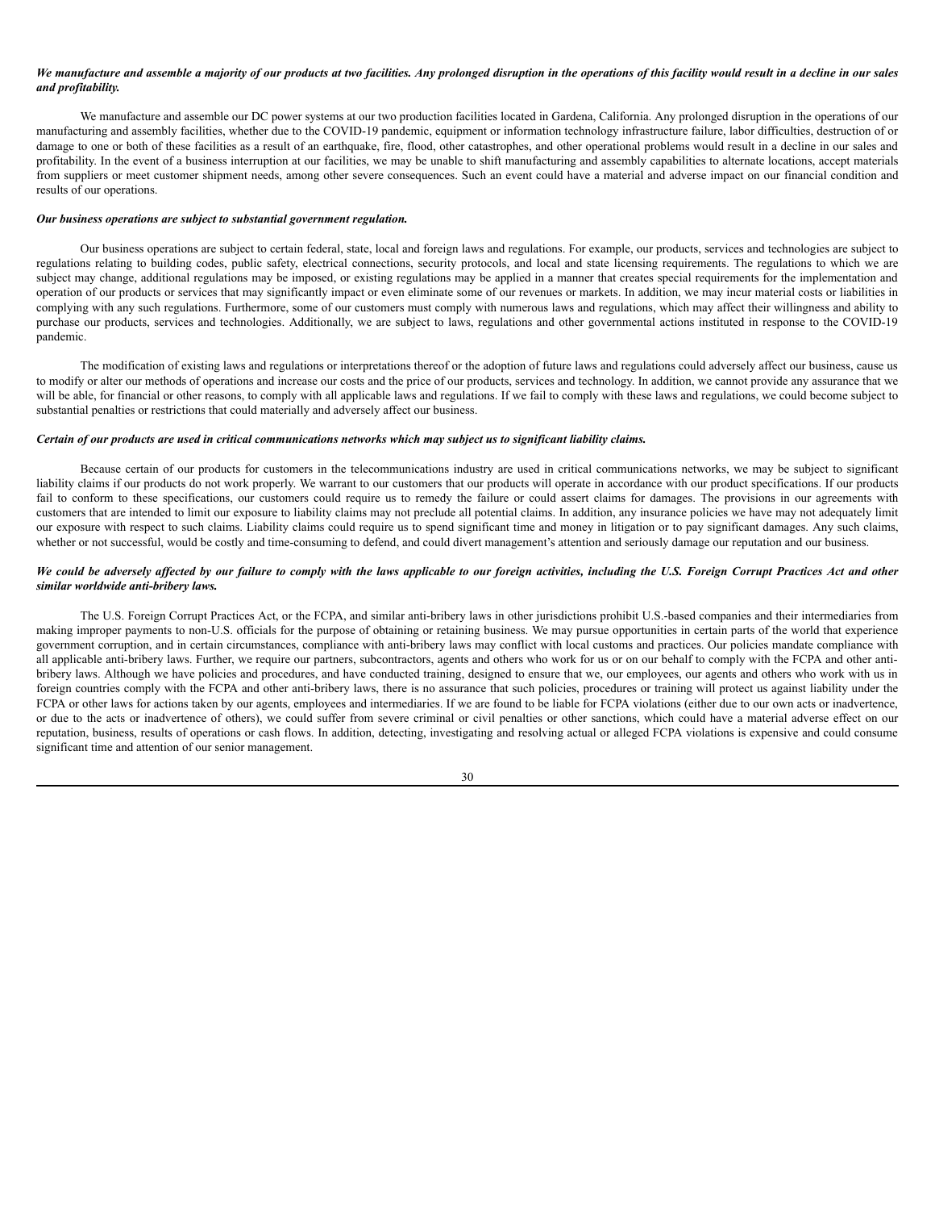***We manufacture and assemble a majority of our products at two facilities. Any prolonged disruption in the operations of this facility would result in a decline in our sales and profitability.***

We manufacture and assemble our DC power systems at our two production facilities located in Gardena, California. Any prolonged disruption in the operations of our manufacturing and assembly facilities, whether due to the COVID-19 pandemic, equipment or information technology infrastructure failure, labor difficulties, destruction of or damage to one or both of these facilities as a result of an earthquake, fire, flood, other catastrophes, and other operational problems would result in a decline in our sales and profitability. In the event of a business interruption at our facilities, we may be unable to shift manufacturing and assembly capabilities to alternate locations, accept materials from suppliers or meet customer shipment needs, among other severe consequences. Such an event could have a material and adverse impact on our financial condition and results of our operations.

***Our business operations are subject to substantial government regulation.***

Our business operations are subject to certain federal, state, local and foreign laws and regulations. For example, our products, services and technologies are subject to regulations relating to building codes, public safety, electrical connections, security protocols, and local and state licensing requirements. The regulations to which we are subject may change, additional regulations may be imposed, or existing regulations may be applied in a manner that creates special requirements for the implementation and operation of our products or services that may significantly impact or even eliminate some of our revenues or markets. In addition, we may incur material costs or liabilities in complying with any such regulations. Furthermore, some of our customers must comply with numerous laws and regulations, which may affect their willingness and ability to purchase our products, services and technologies. Additionally, we are subject to laws, regulations and other governmental actions instituted in response to the COVID-19 pandemic.

The modification of existing laws and regulations or interpretations thereof or the adoption of future laws and regulations could adversely affect our business, cause us to modify or alter our methods of operations and increase our costs and the price of our products, services and technology. In addition, we cannot provide any assurance that we will be able, for financial or other reasons, to comply with all applicable laws and regulations. If we fail to comply with these laws and regulations, we could become subject to substantial penalties or restrictions that could materially and adversely affect our business.

***Certain of our products are used in critical communications networks which may subject us to significant liability claims.***

Because certain of our products for customers in the telecommunications industry are used in critical communications networks, we may be subject to significant liability claims if our products do not work properly. We warrant to our customers that our products will operate in accordance with our product specifications. If our products fail to conform to these specifications, our customers could require us to remedy the failure or could assert claims for damages. The provisions in our agreements with customers that are intended to limit our exposure to liability claims may not preclude all potential claims. In addition, any insurance policies we have may not adequately limit our exposure with respect to such claims. Liability claims could require us to spend significant time and money in litigation or to pay significant damages. Any such claims, whether or not successful, would be costly and time-consuming to defend, and could divert management's attention and seriously damage our reputation and our business.

***We could be adversely affected by our failure to comply with the laws applicable to our foreign activities, including the U.S. Foreign Corrupt Practices Act and other similar worldwide anti-bribery laws.***

The U.S. Foreign Corrupt Practices Act, or the FCPA, and similar anti-bribery laws in other jurisdictions prohibit U.S.-based companies and their intermediaries from making improper payments to non-U.S. officials for the purpose of obtaining or retaining business. We may pursue opportunities in certain parts of the world that experience government corruption, and in certain circumstances, compliance with anti-bribery laws may conflict with local customs and practices. Our policies mandate compliance with all applicable anti-bribery laws. Further, we require our partners, subcontractors, agents and others who work for us or on our behalf to comply with the FCPA and other anti-bribery laws. Although we have policies and procedures, and have conducted training, designed to ensure that we, our employees, our agents and others who work with us in foreign countries comply with the FCPA and other anti-bribery laws, there is no assurance that such policies, procedures or training will protect us against liability under the FCPA or other laws for actions taken by our agents, employees and intermediaries. If we are found to be liable for FCPA violations (either due to our own acts or inadvertence, or due to the acts or inadvertence of others), we could suffer from severe criminal or civil penalties or other sanctions, which could have a material adverse effect on our reputation, business, results of operations or cash flows. In addition, detecting, investigating and resolving actual or alleged FCPA violations is expensive and could consume significant time and attention of our senior management.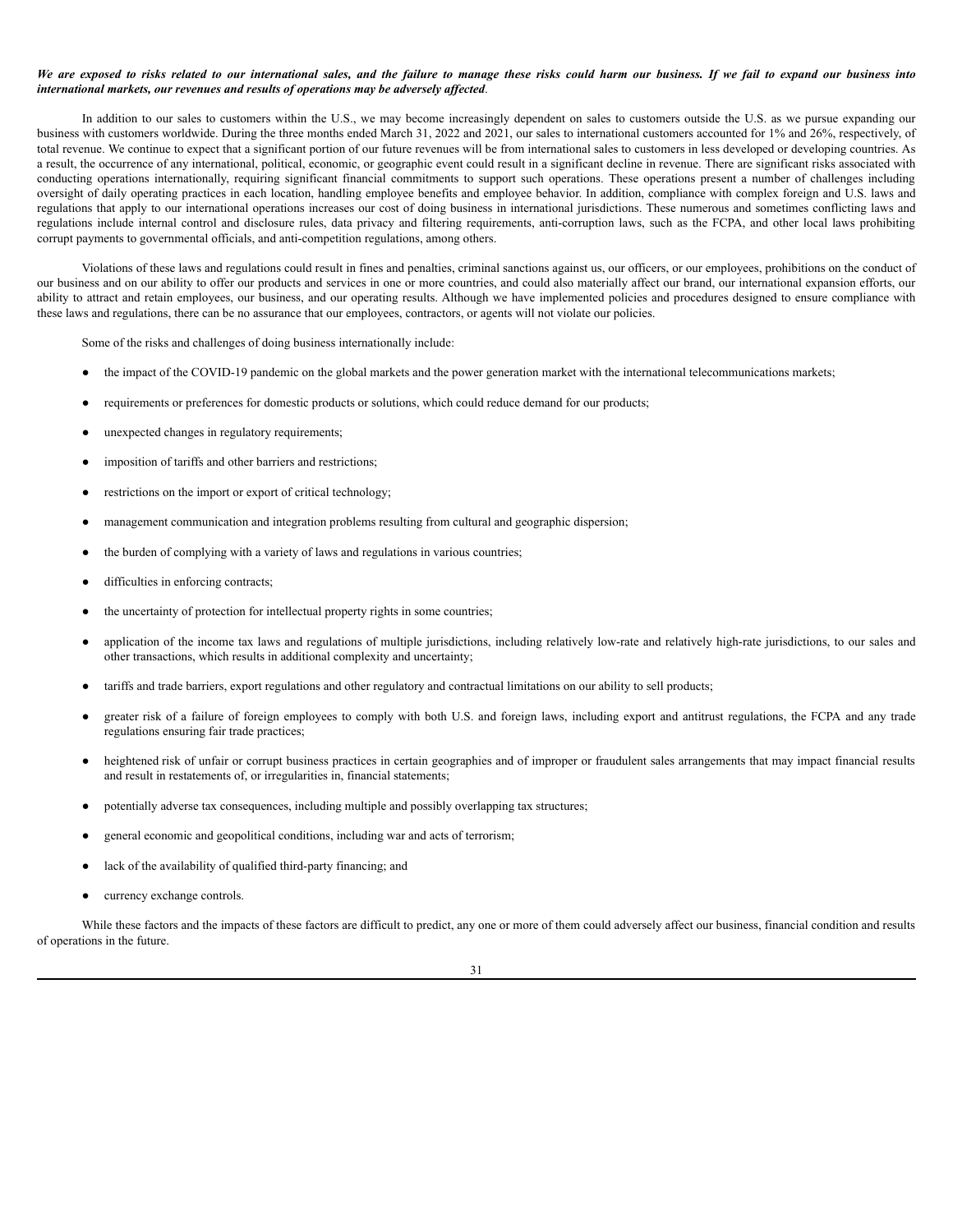***We are exposed to risks related to our international sales, and the failure to manage these risks could harm our business. If we fail to expand our business into international markets, our revenues and results of operations may be adversely affected*.**

In addition to our sales to customers within the U.S., we may become increasingly dependent on sales to customers outside the U.S. as we pursue expanding our business with customers worldwide. During the three months ended March 31, 2022 and 2021, our sales to international customers accounted for 1% and 26%, respectively, of total revenue. We continue to expect that a significant portion of our future revenues will be from international sales to customers in less developed or developing countries. As a result, the occurrence of any international, political, economic, or geographic event could result in a significant decline in revenue. There are significant risks associated with conducting operations internationally, requiring significant financial commitments to support such operations. These operations present a number of challenges including oversight of daily operating practices in each location, handling employee benefits and employee behavior. In addition, compliance with complex foreign and U.S. laws and regulations that apply to our international operations increases our cost of doing business in international jurisdictions. These numerous and sometimes conflicting laws and regulations include internal control and disclosure rules, data privacy and filtering requirements, anti-corruption laws, such as the FCPA, and other local laws prohibiting corrupt payments to governmental officials, and anti-competition regulations, among others.

Violations of these laws and regulations could result in fines and penalties, criminal sanctions against us, our officers, or our employees, prohibitions on the conduct of our business and on our ability to offer our products and services in one or more countries, and could also materially affect our brand, our international expansion efforts, our ability to attract and retain employees, our business, and our operating results. Although we have implemented policies and procedures designed to ensure compliance with these laws and regulations, there can be no assurance that our employees, contractors, or agents will not violate our policies.

Some of the risks and challenges of doing business internationally include:

- the impact of the COVID-19 pandemic on the global markets and the power generation market with the international telecommunications markets;
- requirements or preferences for domestic products or solutions, which could reduce demand for our products;
- unexpected changes in regulatory requirements;
- imposition of tariffs and other barriers and restrictions;
- restrictions on the import or export of critical technology;
- management communication and integration problems resulting from cultural and geographic dispersion;
- the burden of complying with a variety of laws and regulations in various countries;
- difficulties in enforcing contracts;
- the uncertainty of protection for intellectual property rights in some countries;
- application of the income tax laws and regulations of multiple jurisdictions, including relatively low-rate and relatively high-rate jurisdictions, to our sales and other transactions, which results in additional complexity and uncertainty;
- tariffs and trade barriers, export regulations and other regulatory and contractual limitations on our ability to sell products;
- greater risk of a failure of foreign employees to comply with both U.S. and foreign laws, including export and antitrust regulations, the FCPA and any trade regulations ensuring fair trade practices;
- heightened risk of unfair or corrupt business practices in certain geographies and of improper or fraudulent sales arrangements that may impact financial results and result in restatements of, or irregularities in, financial statements;
- potentially adverse tax consequences, including multiple and possibly overlapping tax structures;
- general economic and geopolitical conditions, including war and acts of terrorism;
- lack of the availability of qualified third-party financing; and
- currency exchange controls.

While these factors and the impacts of these factors are difficult to predict, any one or more of them could adversely affect our business, financial condition and results of operations in the future.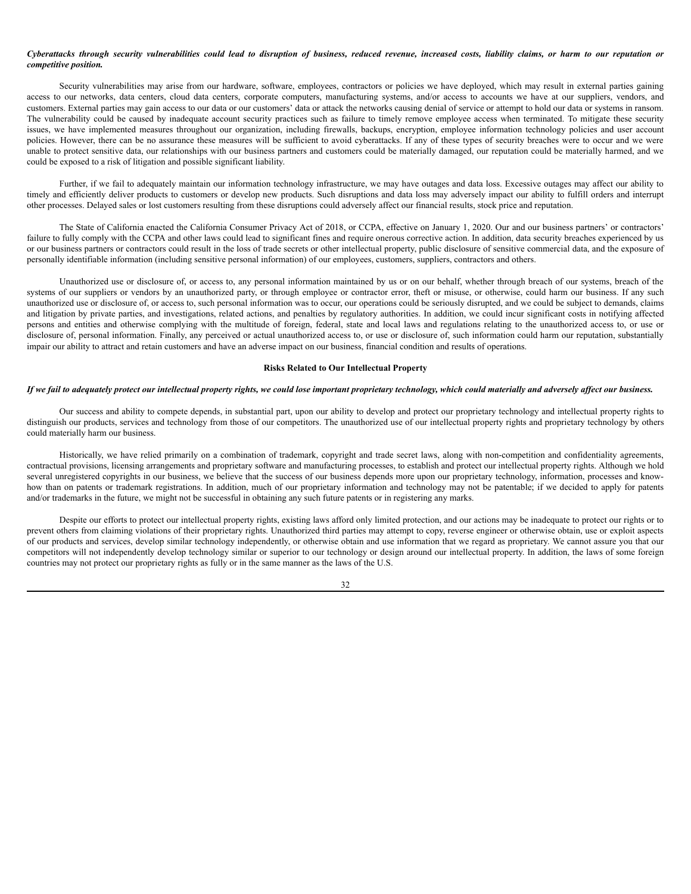***Cyberattacks through security vulnerabilities could lead to disruption of business, reduced revenue, increased costs, liability claims, or harm to our reputation or competitive position.***

Security vulnerabilities may arise from our hardware, software, employees, contractors or policies we have deployed, which may result in external parties gaining access to our networks, data centers, cloud data centers, corporate computers, manufacturing systems, and/or access to accounts we have at our suppliers, vendors, and customers. External parties may gain access to our data or our customers' data or attack the networks causing denial of service or attempt to hold our data or systems in ransom. The vulnerability could be caused by inadequate account security practices such as failure to timely remove employee access when terminated. To mitigate these security issues, we have implemented measures throughout our organization, including firewalls, backups, encryption, employee information technology policies and user account policies. However, there can be no assurance these measures will be sufficient to avoid cyberattacks. If any of these types of security breaches were to occur and we were unable to protect sensitive data, our relationships with our business partners and customers could be materially damaged, our reputation could be materially harmed, and we could be exposed to a risk of litigation and possible significant liability.

Further, if we fail to adequately maintain our information technology infrastructure, we may have outages and data loss. Excessive outages may affect our ability to timely and efficiently deliver products to customers or develop new products. Such disruptions and data loss may adversely impact our ability to fulfill orders and interrupt other processes. Delayed sales or lost customers resulting from these disruptions could adversely affect our financial results, stock price and reputation.

The State of California enacted the California Consumer Privacy Act of 2018, or CCPA, effective on January 1, 2020. Our and our business partners' or contractors' failure to fully comply with the CCPA and other laws could lead to significant fines and require onerous corrective action. In addition, data security breaches experienced by us or our business partners or contractors could result in the loss of trade secrets or other intellectual property, public disclosure of sensitive commercial data, and the exposure of personally identifiable information (including sensitive personal information) of our employees, customers, suppliers, contractors and others.

Unauthorized use or disclosure of, or access to, any personal information maintained by us or on our behalf, whether through breach of our systems, breach of the systems of our suppliers or vendors by an unauthorized party, or through employee or contractor error, theft or misuse, or otherwise, could harm our business. If any such unauthorized use or disclosure of, or access to, such personal information was to occur, our operations could be seriously disrupted, and we could be subject to demands, claims and litigation by private parties, and investigations, related actions, and penalties by regulatory authorities. In addition, we could incur significant costs in notifying affected persons and entities and otherwise complying with the multitude of foreign, federal, state and local laws and regulations relating to the unauthorized access to, or use or disclosure of, personal information. Finally, any perceived or actual unauthorized access to, or use or disclosure of, such information could harm our reputation, substantially impair our ability to attract and retain customers and have an adverse impact on our business, financial condition and results of operations.

**Risks Related to Our Intellectual Property**

***If we fail to adequately protect our intellectual property rights, we could lose important proprietary technology, which could materially and adversely affect our business.***

Our success and ability to compete depends, in substantial part, upon our ability to develop and protect our proprietary technology and intellectual property rights to distinguish our products, services and technology from those of our competitors. The unauthorized use of our intellectual property rights and proprietary technology by others could materially harm our business.

Historically, we have relied primarily on a combination of trademark, copyright and trade secret laws, along with non-competition and confidentiality agreements, contractual provisions, licensing arrangements and proprietary software and manufacturing processes, to establish and protect our intellectual property rights. Although we hold several unregistered copyrights in our business, we believe that the success of our business depends more upon our proprietary technology, information, processes and know-how than on patents or trademark registrations. In addition, much of our proprietary information and technology may not be patentable; if we decided to apply for patents and/or trademarks in the future, we might not be successful in obtaining any such future patents or in registering any marks.

Despite our efforts to protect our intellectual property rights, existing laws afford only limited protection, and our actions may be inadequate to protect our rights or to prevent others from claiming violations of their proprietary rights. Unauthorized third parties may attempt to copy, reverse engineer or otherwise obtain, use or exploit aspects of our products and services, develop similar technology independently, or otherwise obtain and use information that we regard as proprietary. We cannot assure you that our competitors will not independently develop technology similar or superior to our technology or design around our intellectual property. In addition, the laws of some foreign countries may not protect our proprietary rights as fully or in the same manner as the laws of the U.S.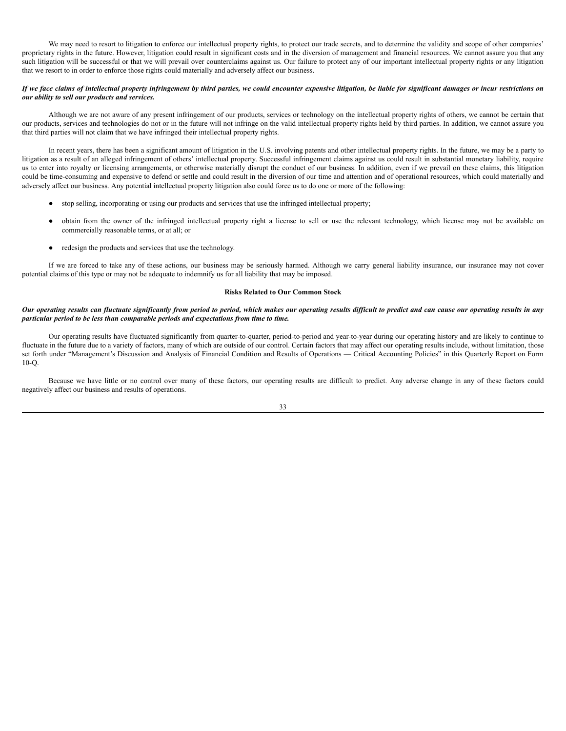We may need to resort to litigation to enforce our intellectual property rights, to protect our trade secrets, and to determine the validity and scope of other companies' proprietary rights in the future. However, litigation could result in significant costs and in the diversion of management and financial resources. We cannot assure you that any such litigation will be successful or that we will prevail over counterclaims against us. Our failure to protect any of our important intellectual property rights or any litigation that we resort to in order to enforce those rights could materially and adversely affect our business.

***If we face claims of intellectual property infringement by third parties, we could encounter expensive litigation, be liable for significant damages or incur restrictions on our ability to sell our products and services.***

Although we are not aware of any present infringement of our products, services or technology on the intellectual property rights of others, we cannot be certain that our products, services and technologies do not or in the future will not infringe on the valid intellectual property rights held by third parties. In addition, we cannot assure you that third parties will not claim that we have infringed their intellectual property rights.

In recent years, there has been a significant amount of litigation in the U.S. involving patents and other intellectual property rights. In the future, we may be a party to litigation as a result of an alleged infringement of others' intellectual property. Successful infringement claims against us could result in substantial monetary liability, require us to enter into royalty or licensing arrangements, or otherwise materially disrupt the conduct of our business. In addition, even if we prevail on these claims, this litigation could be time-consuming and expensive to defend or settle and could result in the diversion of our time and attention and of operational resources, which could materially and adversely affect our business. Any potential intellectual property litigation also could force us to do one or more of the following:

- stop selling, incorporating or using our products and services that use the infringed intellectual property;
- obtain from the owner of the infringed intellectual property right a license to sell or use the relevant technology, which license may not be available on commercially reasonable terms, or at all; or
- redesign the products and services that use the technology.

If we are forced to take any of these actions, our business may be seriously harmed. Although we carry general liability insurance, our insurance may not cover potential claims of this type or may not be adequate to indemnify us for all liability that may be imposed.

**Risks Related to Our Common Stock**

***Our operating results can fluctuate significantly from period to period, which makes our operating results difficult to predict and can cause our operating results in any particular period to be less than comparable periods and expectations from time to time.***

Our operating results have fluctuated significantly from quarter-to-quarter, period-to-period and year-to-year during our operating history and are likely to continue to fluctuate in the future due to a variety of factors, many of which are outside of our control. Certain factors that may affect our operating results include, without limitation, those set forth under "Management's Discussion and Analysis of Financial Condition and Results of Operations — Critical Accounting Policies" in this Quarterly Report on Form 10-Q.

Because we have little or no control over many of these factors, our operating results are difficult to predict. Any adverse change in any of these factors could negatively affect our business and results of operations.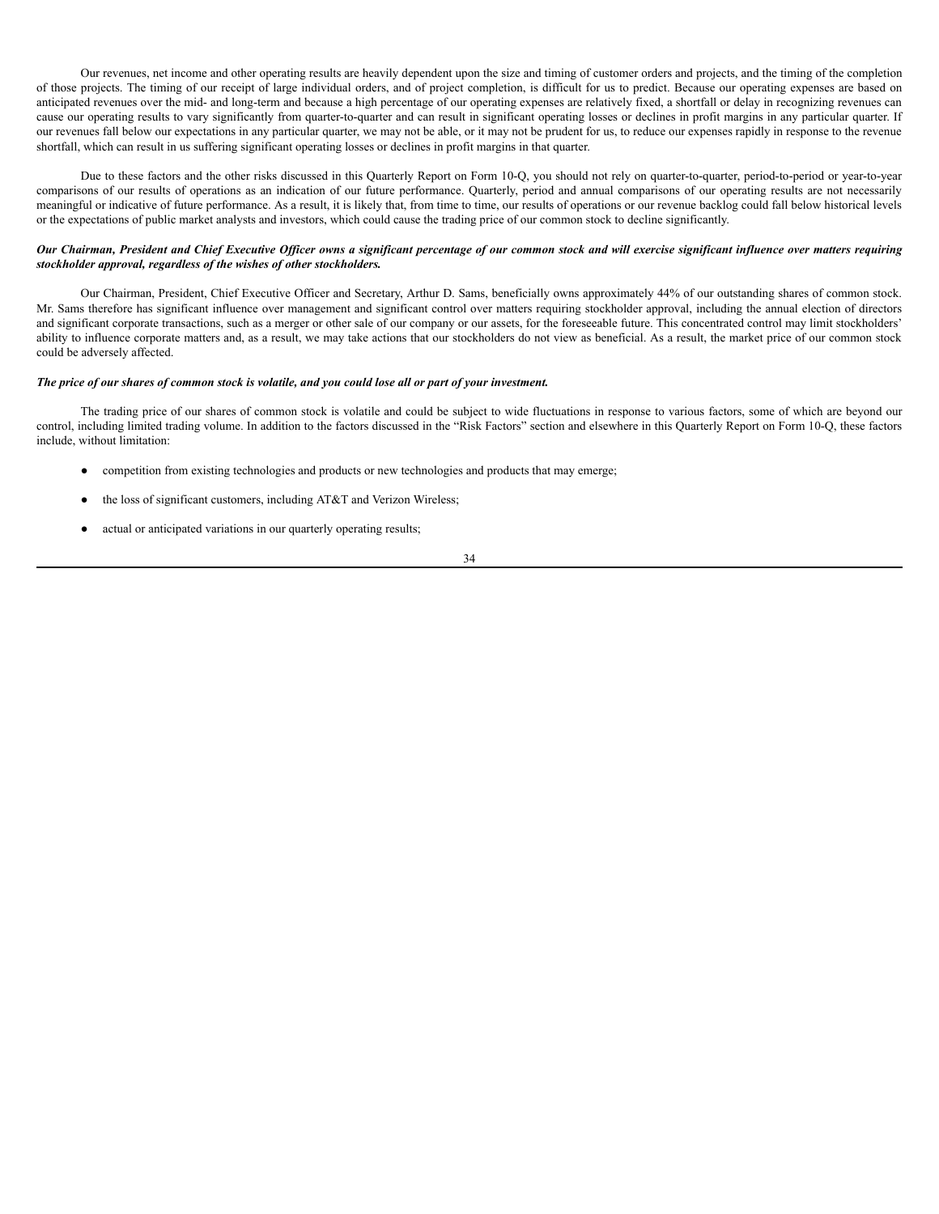Our revenues, net income and other operating results are heavily dependent upon the size and timing of customer orders and projects, and the timing of the completion of those projects. The timing of our receipt of large individual orders, and of project completion, is difficult for us to predict. Because our operating expenses are based on anticipated revenues over the mid- and long-term and because a high percentage of our operating expenses are relatively fixed, a shortfall or delay in recognizing revenues can cause our operating results to vary significantly from quarter-to-quarter and can result in significant operating losses or declines in profit margins in any particular quarter. If our revenues fall below our expectations in any particular quarter, we may not be able, or it may not be prudent for us, to reduce our expenses rapidly in response to the revenue shortfall, which can result in us suffering significant operating losses or declines in profit margins in that quarter.

Due to these factors and the other risks discussed in this Quarterly Report on Form 10-Q, you should not rely on quarter-to-quarter, period-to-period or year-to-year comparisons of our results of operations as an indication of our future performance. Quarterly, period and annual comparisons of our operating results are not necessarily meaningful or indicative of future performance. As a result, it is likely that, from time to time, our results of operations or our revenue backlog could fall below historical levels or the expectations of public market analysts and investors, which could cause the trading price of our common stock to decline significantly.

***Our Chairman, President and Chief Executive Officer owns a significant percentage of our common stock and will exercise significant influence over matters requiring stockholder approval, regardless of the wishes of other stockholders.***

Our Chairman, President, Chief Executive Officer and Secretary, Arthur D. Sams, beneficially owns approximately 44% of our outstanding shares of common stock. Mr. Sams therefore has significant influence over management and significant control over matters requiring stockholder approval, including the annual election of directors and significant corporate transactions, such as a merger or other sale of our company or our assets, for the foreseeable future. This concentrated control may limit stockholders' ability to influence corporate matters and, as a result, we may take actions that our stockholders do not view as beneficial. As a result, the market price of our common stock could be adversely affected.

***The price of our shares of common stock is volatile, and you could lose all or part of your investment.***

The trading price of our shares of common stock is volatile and could be subject to wide fluctuations in response to various factors, some of which are beyond our control, including limited trading volume. In addition to the factors discussed in the "Risk Factors" section and elsewhere in this Quarterly Report on Form 10-Q, these factors include, without limitation:

- competition from existing technologies and products or new technologies and products that may emerge;
- the loss of significant customers, including AT&T and Verizon Wireless;
- actual or anticipated variations in our quarterly operating results;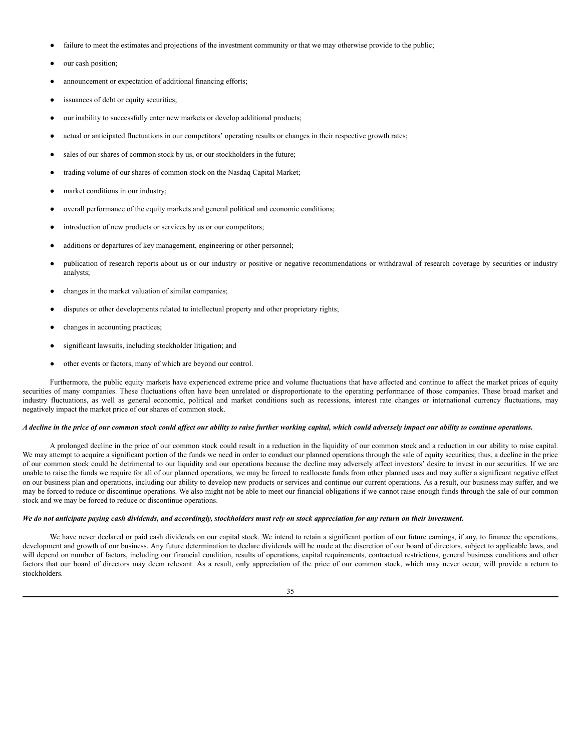- failure to meet the estimates and projections of the investment community or that we may otherwise provide to the public;
- our cash position;
- announcement or expectation of additional financing efforts;
- issuances of debt or equity securities;
- our inability to successfully enter new markets or develop additional products;
- actual or anticipated fluctuations in our competitors' operating results or changes in their respective growth rates;
- sales of our shares of common stock by us, or our stockholders in the future;
- trading volume of our shares of common stock on the Nasdaq Capital Market;
- market conditions in our industry;
- overall performance of the equity markets and general political and economic conditions;
- introduction of new products or services by us or our competitors;
- additions or departures of key management, engineering or other personnel;
- publication of research reports about us or our industry or positive or negative recommendations or withdrawal of research coverage by securities or industry analysts;
- changes in the market valuation of similar companies;
- disputes or other developments related to intellectual property and other proprietary rights;
- changes in accounting practices;
- significant lawsuits, including stockholder litigation; and
- other events or factors, many of which are beyond our control.

Furthermore, the public equity markets have experienced extreme price and volume fluctuations that have affected and continue to affect the market prices of equity securities of many companies. These fluctuations often have been unrelated or disproportionate to the operating performance of those companies. These broad market and industry fluctuations, as well as general economic, political and market conditions such as recessions, interest rate changes or international currency fluctuations, may negatively impact the market price of our shares of common stock.

***A decline in the price of our common stock could affect our ability to raise further working capital, which could adversely impact our ability to continue operations.***

A prolonged decline in the price of our common stock could result in a reduction in the liquidity of our common stock and a reduction in our ability to raise capital. We may attempt to acquire a significant portion of the funds we need in order to conduct our planned operations through the sale of equity securities; thus, a decline in the price of our common stock could be detrimental to our liquidity and our operations because the decline may adversely affect investors' desire to invest in our securities. If we are unable to raise the funds we require for all of our planned operations, we may be forced to reallocate funds from other planned uses and may suffer a significant negative effect on our business plan and operations, including our ability to develop new products or services and continue our current operations. As a result, our business may suffer, and we may be forced to reduce or discontinue operations. We also might not be able to meet our financial obligations if we cannot raise enough funds through the sale of our common stock and we may be forced to reduce or discontinue operations.

***We do not anticipate paying cash dividends, and accordingly, stockholders must rely on stock appreciation for any return on their investment.***

We have never declared or paid cash dividends on our capital stock. We intend to retain a significant portion of our future earnings, if any, to finance the operations, development and growth of our business. Any future determination to declare dividends will be made at the discretion of our board of directors, subject to applicable laws, and will depend on number of factors, including our financial condition, results of operations, capital requirements, contractual restrictions, general business conditions and other factors that our board of directors may deem relevant. As a result, only appreciation of the price of our common stock, which may never occur, will provide a return to stockholders.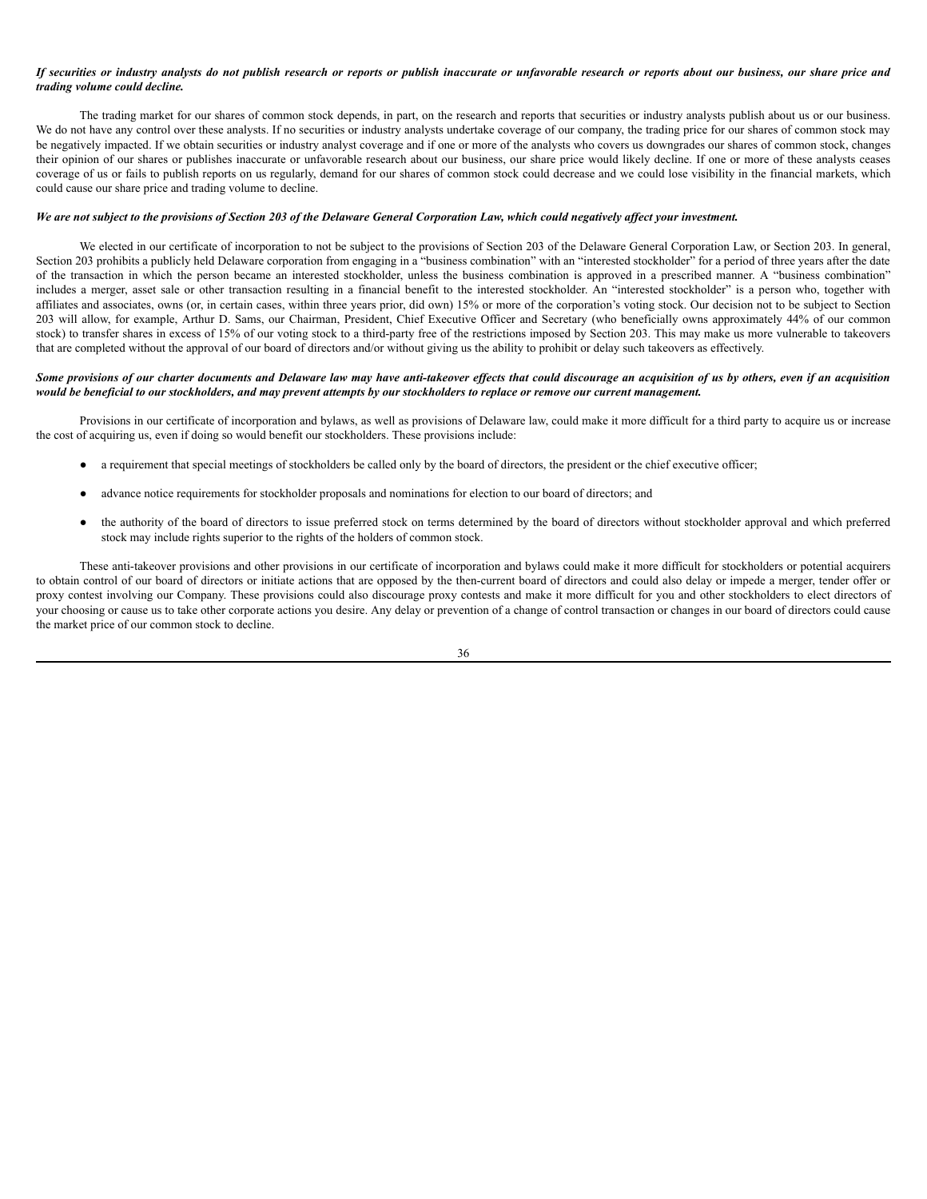***If securities or industry analysts do not publish research or reports or publish inaccurate or unfavorable research or reports about our business, our share price and trading volume could decline.***

The trading market for our shares of common stock depends, in part, on the research and reports that securities or industry analysts publish about us or our business. We do not have any control over these analysts. If no securities or industry analysts undertake coverage of our company, the trading price for our shares of common stock may be negatively impacted. If we obtain securities or industry analyst coverage and if one or more of the analysts who covers us downgrades our shares of common stock, changes their opinion of our shares or publishes inaccurate or unfavorable research about our business, our share price would likely decline. If one or more of these analysts ceases coverage of us or fails to publish reports on us regularly, demand for our shares of common stock could decrease and we could lose visibility in the financial markets, which could cause our share price and trading volume to decline.

***We are not subject to the provisions of Section 203 of the Delaware General Corporation Law, which could negatively affect your investment.***

We elected in our certificate of incorporation to not be subject to the provisions of Section 203 of the Delaware General Corporation Law, or Section 203. In general, Section 203 prohibits a publicly held Delaware corporation from engaging in a "business combination" with an "interested stockholder" for a period of three years after the date of the transaction in which the person became an interested stockholder, unless the business combination is approved in a prescribed manner. A "business combination" includes a merger, asset sale or other transaction resulting in a financial benefit to the interested stockholder. An "interested stockholder" is a person who, together with affiliates and associates, owns (or, in certain cases, within three years prior, did own) 15% or more of the corporation's voting stock. Our decision not to be subject to Section 203 will allow, for example, Arthur D. Sams, our Chairman, President, Chief Executive Officer and Secretary (who beneficially owns approximately 44% of our common stock) to transfer shares in excess of 15% of our voting stock to a third-party free of the restrictions imposed by Section 203. This may make us more vulnerable to takeovers that are completed without the approval of our board of directors and/or without giving us the ability to prohibit or delay such takeovers as effectively.

***Some provisions of our charter documents and Delaware law may have anti-takeover effects that could discourage an acquisition of us by others, even if an acquisition would be beneficial to our stockholders, and may prevent attempts by our stockholders to replace or remove our current management.***

Provisions in our certificate of incorporation and bylaws, as well as provisions of Delaware law, could make it more difficult for a third party to acquire us or increase the cost of acquiring us, even if doing so would benefit our stockholders. These provisions include:

- a requirement that special meetings of stockholders be called only by the board of directors, the president or the chief executive officer;
- advance notice requirements for stockholder proposals and nominations for election to our board of directors; and
- the authority of the board of directors to issue preferred stock on terms determined by the board of directors without stockholder approval and which preferred stock may include rights superior to the rights of the holders of common stock.

These anti-takeover provisions and other provisions in our certificate of incorporation and bylaws could make it more difficult for stockholders or potential acquirers to obtain control of our board of directors or initiate actions that are opposed by the then-current board of directors and could also delay or impede a merger, tender offer or proxy contest involving our Company. These provisions could also discourage proxy contests and make it more difficult for you and other stockholders to elect directors of your choosing or cause us to take other corporate actions you desire. Any delay or prevention of a change of control transaction or changes in our board of directors could cause the market price of our common stock to decline.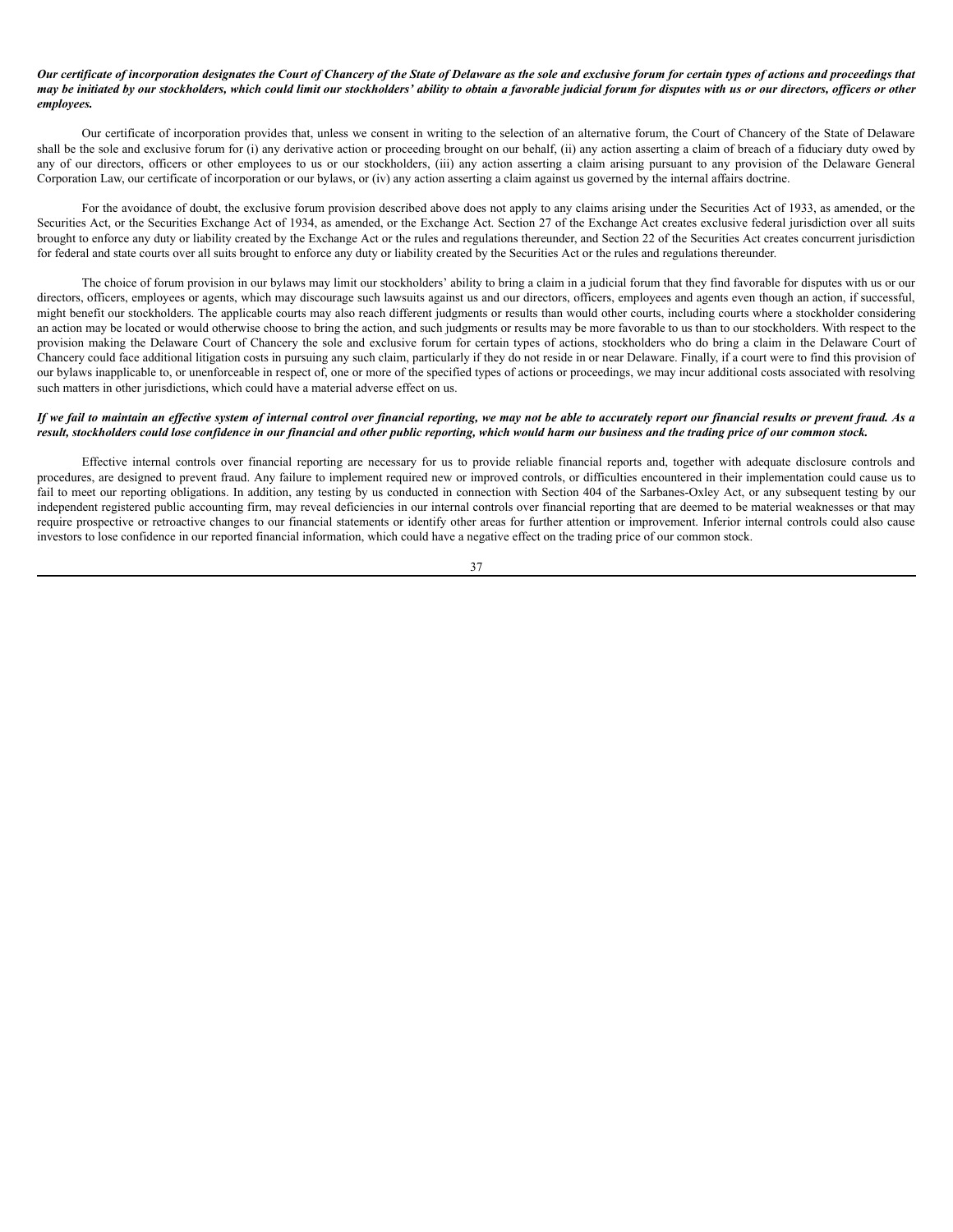***Our certificate of incorporation designates the Court of Chancery of the State of Delaware as the sole and exclusive forum for certain types of actions and proceedings that may be initiated by our stockholders, which could limit our stockholders' ability to obtain a favorable judicial forum for disputes with us or our directors, officers or other employees.***

Our certificate of incorporation provides that, unless we consent in writing to the selection of an alternative forum, the Court of Chancery of the State of Delaware shall be the sole and exclusive forum for (i) any derivative action or proceeding brought on our behalf, (ii) any action asserting a claim of breach of a fiduciary duty owed by any of our directors, officers or other employees to us or our stockholders, (iii) any action asserting a claim arising pursuant to any provision of the Delaware General Corporation Law, our certificate of incorporation or our bylaws, or (iv) any action asserting a claim against us governed by the internal affairs doctrine.

For the avoidance of doubt, the exclusive forum provision described above does not apply to any claims arising under the Securities Act of 1933, as amended, or the Securities Act, or the Securities Exchange Act of 1934, as amended, or the Exchange Act. Section 27 of the Exchange Act creates exclusive federal jurisdiction over all suits brought to enforce any duty or liability created by the Exchange Act or the rules and regulations thereunder, and Section 22 of the Securities Act creates concurrent jurisdiction for federal and state courts over all suits brought to enforce any duty or liability created by the Securities Act or the rules and regulations thereunder.

The choice of forum provision in our bylaws may limit our stockholders' ability to bring a claim in a judicial forum that they find favorable for disputes with us or our directors, officers, employees or agents, which may discourage such lawsuits against us and our directors, officers, employees and agents even though an action, if successful, might benefit our stockholders. The applicable courts may also reach different judgments or results than would other courts, including courts where a stockholder considering an action may be located or would otherwise choose to bring the action, and such judgments or results may be more favorable to us than to our stockholders. With respect to the provision making the Delaware Court of Chancery the sole and exclusive forum for certain types of actions, stockholders who do bring a claim in the Delaware Court of Chancery could face additional litigation costs in pursuing any such claim, particularly if they do not reside in or near Delaware. Finally, if a court were to find this provision of our bylaws inapplicable to, or unenforceable in respect of, one or more of the specified types of actions or proceedings, we may incur additional costs associated with resolving such matters in other jurisdictions, which could have a material adverse effect on us.

***If we fail to maintain an effective system of internal control over financial reporting, we may not be able to accurately report our financial results or prevent fraud. As a result, stockholders could lose confidence in our financial and other public reporting, which would harm our business and the trading price of our common stock.***

Effective internal controls over financial reporting are necessary for us to provide reliable financial reports and, together with adequate disclosure controls and procedures, are designed to prevent fraud. Any failure to implement required new or improved controls, or difficulties encountered in their implementation could cause us to fail to meet our reporting obligations. In addition, any testing by us conducted in connection with Section 404 of the Sarbanes-Oxley Act, or any subsequent testing by our independent registered public accounting firm, may reveal deficiencies in our internal controls over financial reporting that are deemed to be material weaknesses or that may require prospective or retroactive changes to our financial statements or identify other areas for further attention or improvement. Inferior internal controls could also cause investors to lose confidence in our reported financial information, which could have a negative effect on the trading price of our common stock.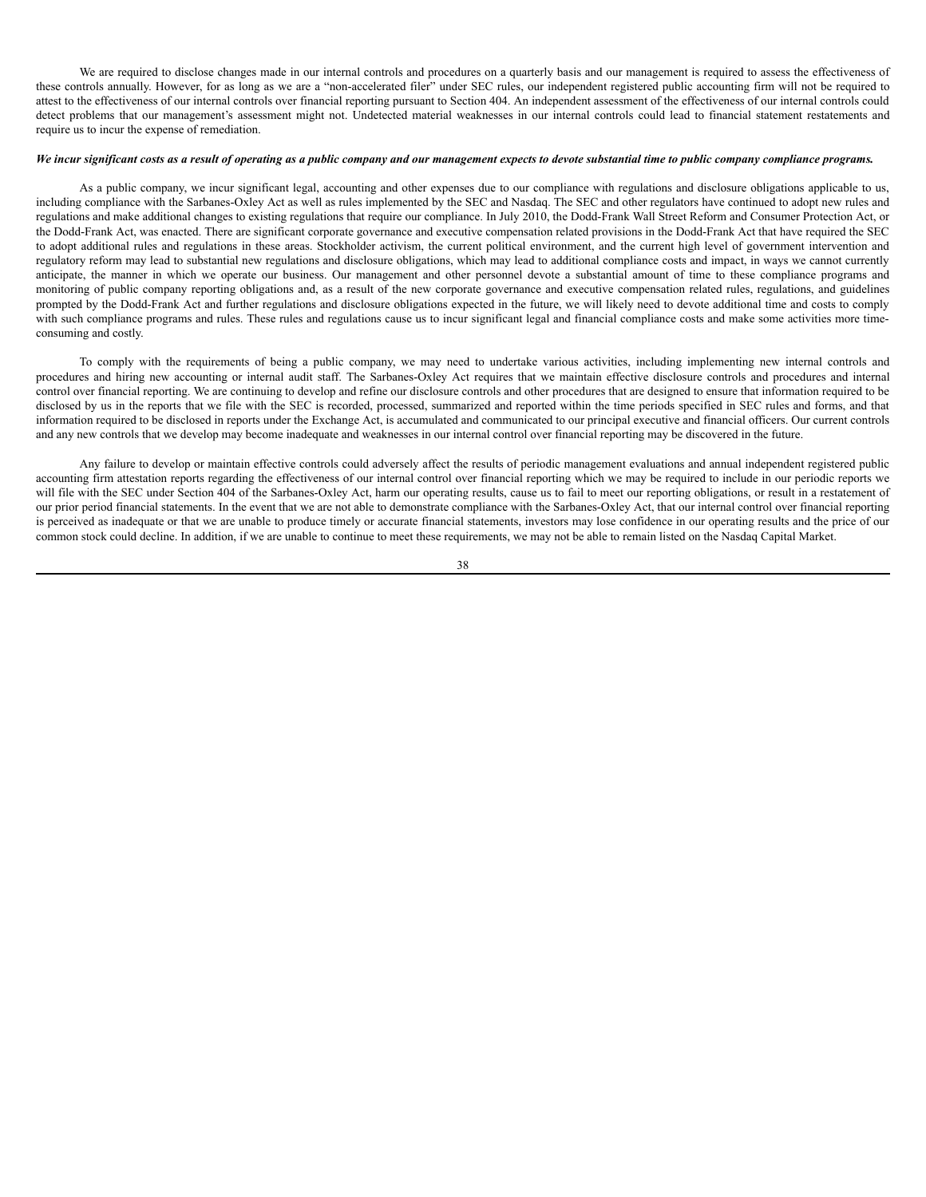We are required to disclose changes made in our internal controls and procedures on a quarterly basis and our management is required to assess the effectiveness of these controls annually. However, for as long as we are a "non-accelerated filer" under SEC rules, our independent registered public accounting firm will not be required to attest to the effectiveness of our internal controls over financial reporting pursuant to Section 404. An independent assessment of the effectiveness of our internal controls could detect problems that our management's assessment might not. Undetected material weaknesses in our internal controls could lead to financial statement restatements and require us to incur the expense of remediation.

***We incur significant costs as a result of operating as a public company and our management expects to devote substantial time to public company compliance programs.***

As a public company, we incur significant legal, accounting and other expenses due to our compliance with regulations and disclosure obligations applicable to us, including compliance with the Sarbanes-Oxley Act as well as rules implemented by the SEC and Nasdaq. The SEC and other regulators have continued to adopt new rules and regulations and make additional changes to existing regulations that require our compliance. In July 2010, the Dodd-Frank Wall Street Reform and Consumer Protection Act, or the Dodd-Frank Act, was enacted. There are significant corporate governance and executive compensation related provisions in the Dodd-Frank Act that have required the SEC to adopt additional rules and regulations in these areas. Stockholder activism, the current political environment, and the current high level of government intervention and regulatory reform may lead to substantial new regulations and disclosure obligations, which may lead to additional compliance costs and impact, in ways we cannot currently anticipate, the manner in which we operate our business. Our management and other personnel devote a substantial amount of time to these compliance programs and monitoring of public company reporting obligations and, as a result of the new corporate governance and executive compensation related rules, regulations, and guidelines prompted by the Dodd-Frank Act and further regulations and disclosure obligations expected in the future, we will likely need to devote additional time and costs to comply with such compliance programs and rules. These rules and regulations cause us to incur significant legal and financial compliance costs and make some activities more time-consuming and costly.

To comply with the requirements of being a public company, we may need to undertake various activities, including implementing new internal controls and procedures and hiring new accounting or internal audit staff. The Sarbanes-Oxley Act requires that we maintain effective disclosure controls and procedures and internal control over financial reporting. We are continuing to develop and refine our disclosure controls and other procedures that are designed to ensure that information required to be disclosed by us in the reports that we file with the SEC is recorded, processed, summarized and reported within the time periods specified in SEC rules and forms, and that information required to be disclosed in reports under the Exchange Act, is accumulated and communicated to our principal executive and financial officers. Our current controls and any new controls that we develop may become inadequate and weaknesses in our internal control over financial reporting may be discovered in the future.

Any failure to develop or maintain effective controls could adversely affect the results of periodic management evaluations and annual independent registered public accounting firm attestation reports regarding the effectiveness of our internal control over financial reporting which we may be required to include in our periodic reports we will file with the SEC under Section 404 of the Sarbanes-Oxley Act, harm our operating results, cause us to fail to meet our reporting obligations, or result in a restatement of our prior period financial statements. In the event that we are not able to demonstrate compliance with the Sarbanes-Oxley Act, that our internal control over financial reporting is perceived as inadequate or that we are unable to produce timely or accurate financial statements, investors may lose confidence in our operating results and the price of our common stock could decline. In addition, if we are unable to continue to meet these requirements, we may not be able to remain listed on the Nasdaq Capital Market.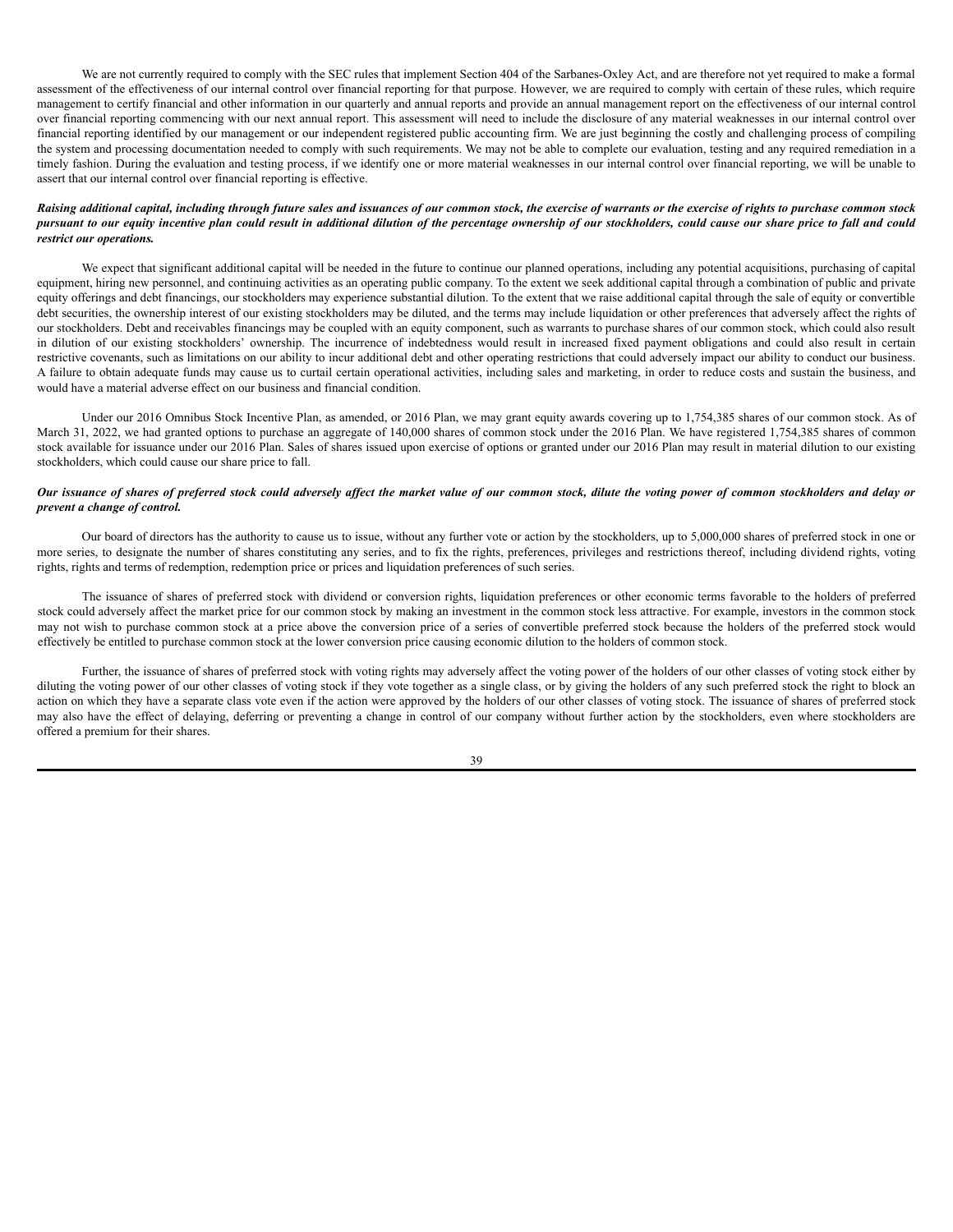We are not currently required to comply with the SEC rules that implement Section 404 of the Sarbanes-Oxley Act, and are therefore not yet required to make a formal assessment of the effectiveness of our internal control over financial reporting for that purpose. However, we are required to comply with certain of these rules, which require management to certify financial and other information in our quarterly and annual reports and provide an annual management report on the effectiveness of our internal control over financial reporting commencing with our next annual report. This assessment will need to include the disclosure of any material weaknesses in our internal control over financial reporting identified by our management or our independent registered public accounting firm. We are just beginning the costly and challenging process of compiling the system and processing documentation needed to comply with such requirements. We may not be able to complete our evaluation, testing and any required remediation in a timely fashion. During the evaluation and testing process, if we identify one or more material weaknesses in our internal control over financial reporting, we will be unable to assert that our internal control over financial reporting is effective.

***Raising additional capital, including through future sales and issuances of our common stock, the exercise of warrants or the exercise of rights to purchase common stock pursuant to our equity incentive plan could result in additional dilution of the percentage ownership of our stockholders, could cause our share price to fall and could restrict our operations.***

We expect that significant additional capital will be needed in the future to continue our planned operations, including any potential acquisitions, purchasing of capital equipment, hiring new personnel, and continuing activities as an operating public company. To the extent we seek additional capital through a combination of public and private equity offerings and debt financings, our stockholders may experience substantial dilution. To the extent that we raise additional capital through the sale of equity or convertible debt securities, the ownership interest of our existing stockholders may be diluted, and the terms may include liquidation or other preferences that adversely affect the rights of our stockholders. Debt and receivables financings may be coupled with an equity component, such as warrants to purchase shares of our common stock, which could also result in dilution of our existing stockholders' ownership. The incurrence of indebtedness would result in increased fixed payment obligations and could also result in certain restrictive covenants, such as limitations on our ability to incur additional debt and other operating restrictions that could adversely impact our ability to conduct our business. A failure to obtain adequate funds may cause us to curtail certain operational activities, including sales and marketing, in order to reduce costs and sustain the business, and would have a material adverse effect on our business and financial condition.

Under our 2016 Omnibus Stock Incentive Plan, as amended, or 2016 Plan, we may grant equity awards covering up to 1,754,385 shares of our common stock. As of March 31, 2022, we had granted options to purchase an aggregate of 140,000 shares of common stock under the 2016 Plan. We have registered 1,754,385 shares of common stock available for issuance under our 2016 Plan. Sales of shares issued upon exercise of options or granted under our 2016 Plan may result in material dilution to our existing stockholders, which could cause our share price to fall.

***Our issuance of shares of preferred stock could adversely affect the market value of our common stock, dilute the voting power of common stockholders and delay or prevent a change of control.***

Our board of directors has the authority to cause us to issue, without any further vote or action by the stockholders, up to 5,000,000 shares of preferred stock in one or more series, to designate the number of shares constituting any series, and to fix the rights, preferences, privileges and restrictions thereof, including dividend rights, voting rights, rights and terms of redemption, redemption price or prices and liquidation preferences of such series.

The issuance of shares of preferred stock with dividend or conversion rights, liquidation preferences or other economic terms favorable to the holders of preferred stock could adversely affect the market price for our common stock by making an investment in the common stock less attractive. For example, investors in the common stock may not wish to purchase common stock at a price above the conversion price of a series of convertible preferred stock because the holders of the preferred stock would effectively be entitled to purchase common stock at the lower conversion price causing economic dilution to the holders of common stock.

Further, the issuance of shares of preferred stock with voting rights may adversely affect the voting power of the holders of our other classes of voting stock either by diluting the voting power of our other classes of voting stock if they vote together as a single class, or by giving the holders of any such preferred stock the right to block an action on which they have a separate class vote even if the action were approved by the holders of our other classes of voting stock. The issuance of shares of preferred stock may also have the effect of delaying, deferring or preventing a change in control of our company without further action by the stockholders, even where stockholders are offered a premium for their shares.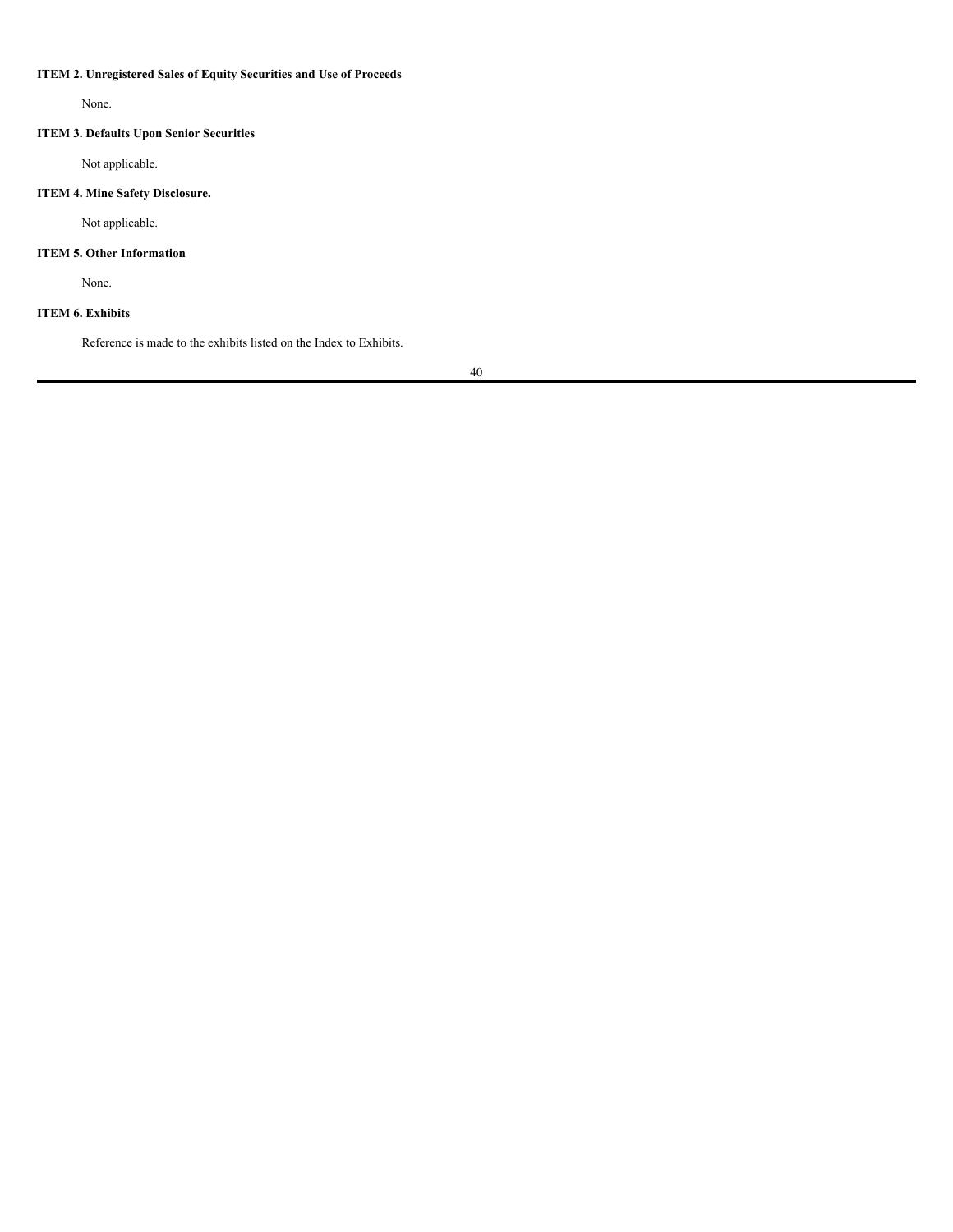### ITEM 2. Unregistered Sales of Equity Securities and Use of Proceeds

None.

### ITEM 3. Defaults Upon Senior Securities

Not applicable.

### ITEM 4. Mine Safety Disclosure.

Not applicable.

### ITEM 5. Other Information

None.

### ITEM 6. Exhibits

Reference is made to the exhibits listed on the Index to Exhibits.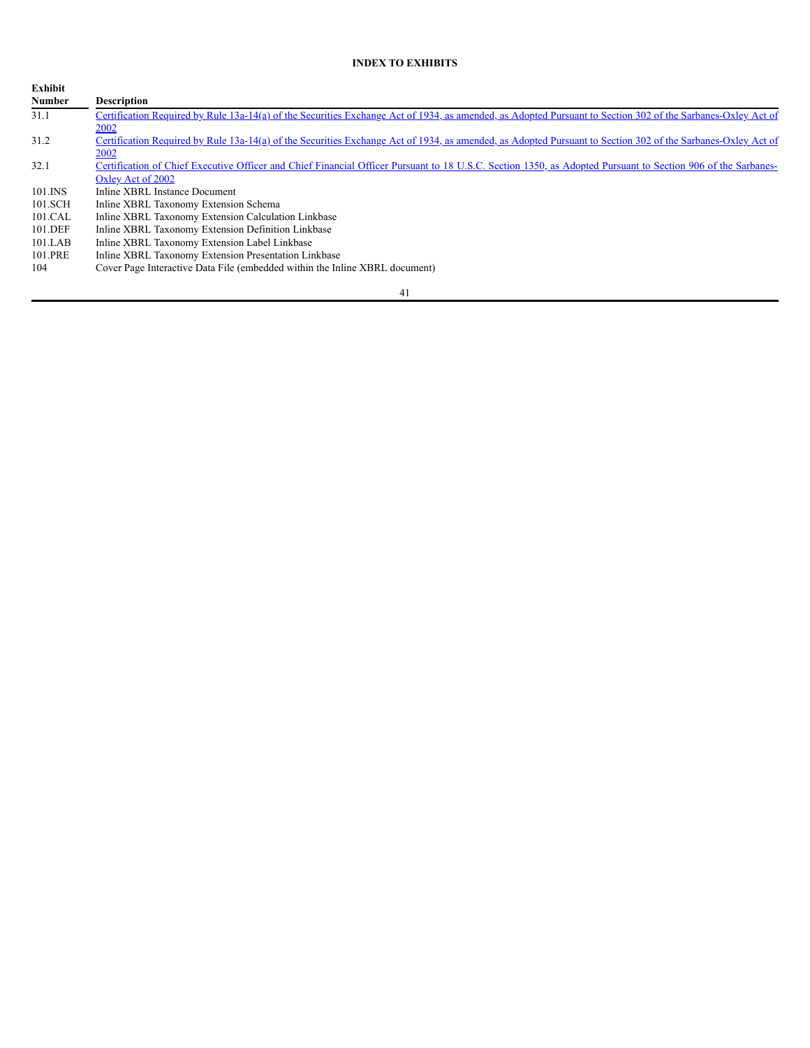**INDEX TO EXHIBITS**

| Exhibit Number | Description |
| --- | --- |
| 31.1 | Certification Required by Rule 13a-14(a) of the Securities Exchange Act of 1934, as amended, as Adopted Pursuant to Section 302 of the Sarbanes-Oxley Act of 2002 |
| 31.2 | Certification Required by Rule 13a-14(a) of the Securities Exchange Act of 1934, as amended, as Adopted Pursuant to Section 302 of the Sarbanes-Oxley Act of 2002 |
| 32.1 | Certification of Chief Executive Officer and Chief Financial Officer Pursuant to 18 U.S.C. Section 1350, as Adopted Pursuant to Section 906 of the Sarbanes-Oxley Act of 2002 |
| 101.INS | Inline XBRL Instance Document |
| 101.SCH | Inline XBRL Taxonomy Extension Schema |
| 101.CAL | Inline XBRL Taxonomy Extension Calculation Linkbase |
| 101.DEF | Inline XBRL Taxonomy Extension Definition Linkbase |
| 101.LAB | Inline XBRL Taxonomy Extension Label Linkbase |
| 101.PRE | Inline XBRL Taxonomy Extension Presentation Linkbase |
| 104 | Cover Page Interactive Data File (embedded within the Inline XBRL document) |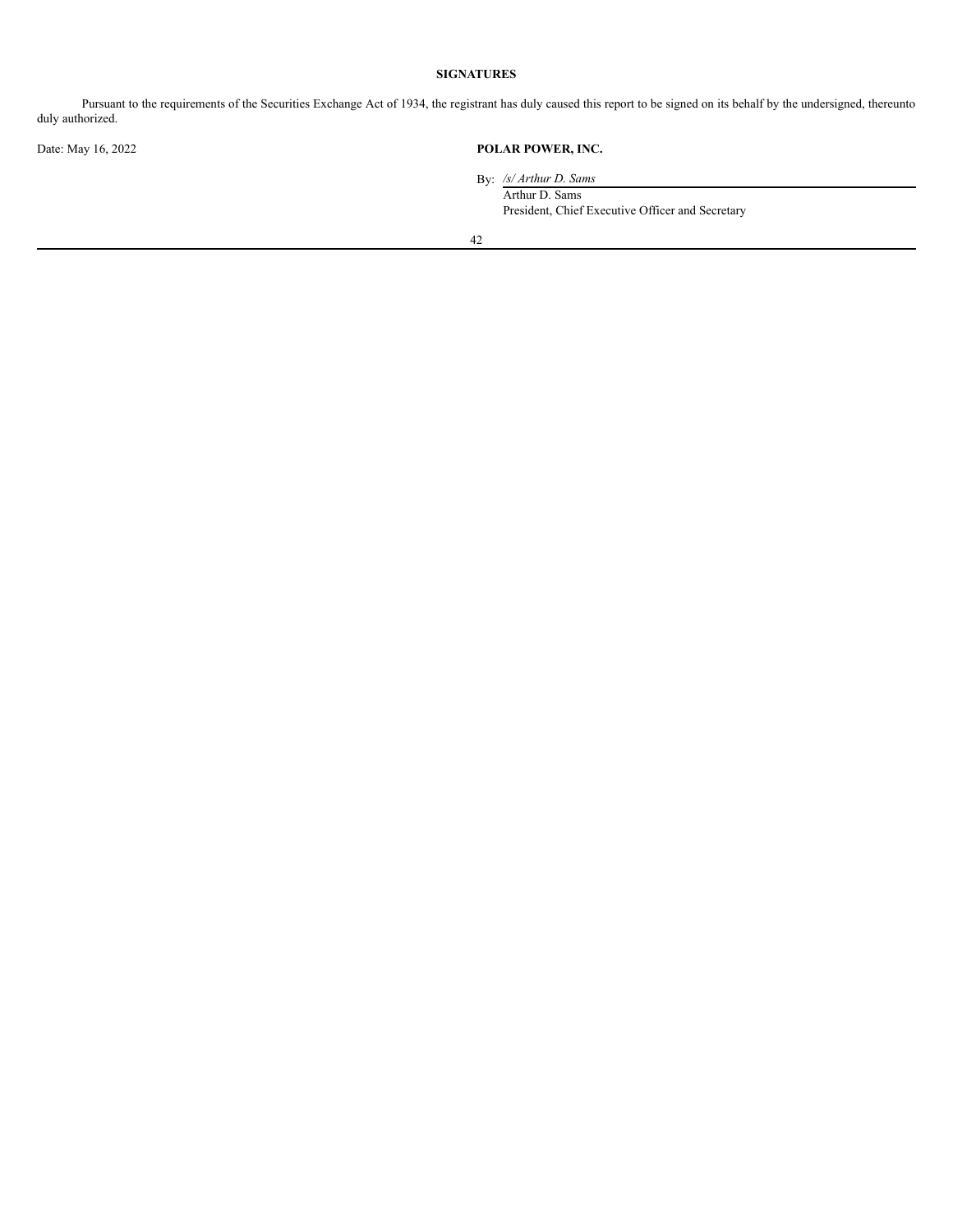**SIGNATURES**

Pursuant to the requirements of the Securities Exchange Act of 1934, the registrant has duly caused this report to be signed on its behalf by the undersigned, thereunto duly authorized.

Date: May 16, 2022

**POLAR POWER, INC.**

By: */s/ Arthur D. Sams*

Arthur D. Sams

President, Chief Executive Officer and Secretary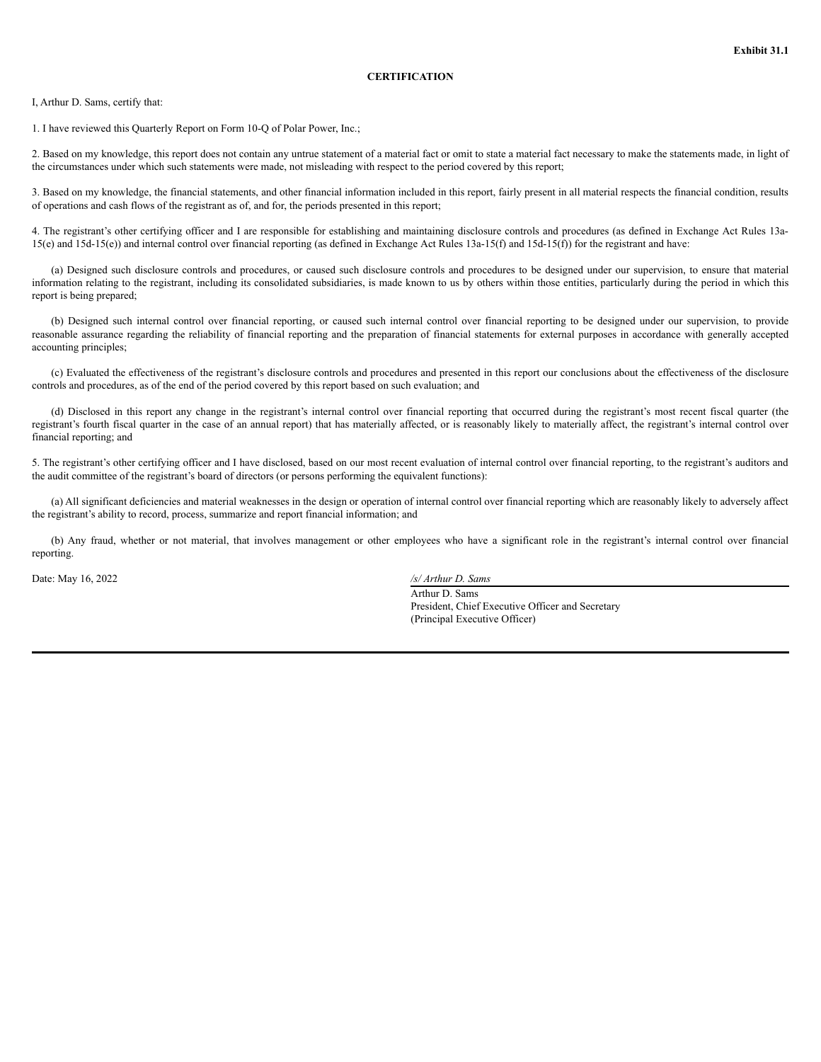**Exhibit 31.1**

**CERTIFICATION**

I, Arthur D. Sams, certify that:

1. I have reviewed this Quarterly Report on Form 10-Q of Polar Power, Inc.;

2. Based on my knowledge, this report does not contain any untrue statement of a material fact or omit to state a material fact necessary to make the statements made, in light of the circumstances under which such statements were made, not misleading with respect to the period covered by this report;

3. Based on my knowledge, the financial statements, and other financial information included in this report, fairly present in all material respects the financial condition, results of operations and cash flows of the registrant as of, and for, the periods presented in this report;

4. The registrant's other certifying officer and I are responsible for establishing and maintaining disclosure controls and procedures (as defined in Exchange Act Rules 13a-15(e) and 15d-15(e)) and internal control over financial reporting (as defined in Exchange Act Rules 13a-15(f) and 15d-15(f)) for the registrant and have:

(a) Designed such disclosure controls and procedures, or caused such disclosure controls and procedures to be designed under our supervision, to ensure that material information relating to the registrant, including its consolidated subsidiaries, is made known to us by others within those entities, particularly during the period in which this report is being prepared;

(b) Designed such internal control over financial reporting, or caused such internal control over financial reporting to be designed under our supervision, to provide reasonable assurance regarding the reliability of financial reporting and the preparation of financial statements for external purposes in accordance with generally accepted accounting principles;

(c) Evaluated the effectiveness of the registrant's disclosure controls and procedures and presented in this report our conclusions about the effectiveness of the disclosure controls and procedures, as of the end of the period covered by this report based on such evaluation; and

(d) Disclosed in this report any change in the registrant's internal control over financial reporting that occurred during the registrant's most recent fiscal quarter (the registrant's fourth fiscal quarter in the case of an annual report) that has materially affected, or is reasonably likely to materially affect, the registrant's internal control over financial reporting; and

5. The registrant's other certifying officer and I have disclosed, based on our most recent evaluation of internal control over financial reporting, to the registrant's auditors and the audit committee of the registrant's board of directors (or persons performing the equivalent functions):

(a) All significant deficiencies and material weaknesses in the design or operation of internal control over financial reporting which are reasonably likely to adversely affect the registrant's ability to record, process, summarize and report financial information; and

(b) Any fraud, whether or not material, that involves management or other employees who have a significant role in the registrant's internal control over financial reporting.

Date: May 16, 2022

*/s/ Arthur D. Sams*
Arthur D. Sams
President, Chief Executive Officer and Secretary
(Principal Executive Officer)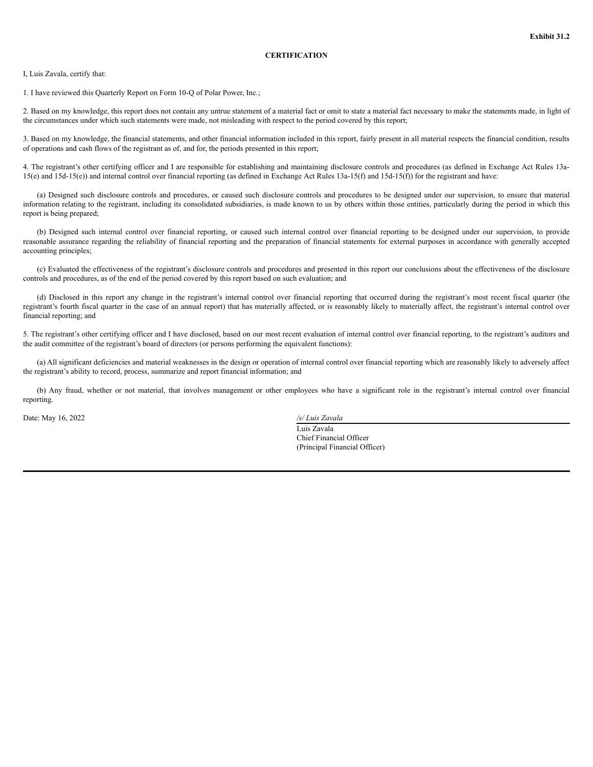**Exhibit 31.2**

**CERTIFICATION**

I, Luis Zavala, certify that:

1. I have reviewed this Quarterly Report on Form 10-Q of Polar Power, Inc.;

2. Based on my knowledge, this report does not contain any untrue statement of a material fact or omit to state a material fact necessary to make the statements made, in light of the circumstances under which such statements were made, not misleading with respect to the period covered by this report;

3. Based on my knowledge, the financial statements, and other financial information included in this report, fairly present in all material respects the financial condition, results of operations and cash flows of the registrant as of, and for, the periods presented in this report;

4. The registrant's other certifying officer and I are responsible for establishing and maintaining disclosure controls and procedures (as defined in Exchange Act Rules 13a-15(e) and 15d-15(e)) and internal control over financial reporting (as defined in Exchange Act Rules 13a-15(f) and 15d-15(f)) for the registrant and have:

(a) Designed such disclosure controls and procedures, or caused such disclosure controls and procedures to be designed under our supervision, to ensure that material information relating to the registrant, including its consolidated subsidiaries, is made known to us by others within those entities, particularly during the period in which this report is being prepared;

(b) Designed such internal control over financial reporting, or caused such internal control over financial reporting to be designed under our supervision, to provide reasonable assurance regarding the reliability of financial reporting and the preparation of financial statements for external purposes in accordance with generally accepted accounting principles;

(c) Evaluated the effectiveness of the registrant's disclosure controls and procedures and presented in this report our conclusions about the effectiveness of the disclosure controls and procedures, as of the end of the period covered by this report based on such evaluation; and

(d) Disclosed in this report any change in the registrant's internal control over financial reporting that occurred during the registrant's most recent fiscal quarter (the registrant's fourth fiscal quarter in the case of an annual report) that has materially affected, or is reasonably likely to materially affect, the registrant's internal control over financial reporting; and

5. The registrant's other certifying officer and I have disclosed, based on our most recent evaluation of internal control over financial reporting, to the registrant's auditors and the audit committee of the registrant's board of directors (or persons performing the equivalent functions):

(a) All significant deficiencies and material weaknesses in the design or operation of internal control over financial reporting which are reasonably likely to adversely affect the registrant's ability to record, process, summarize and report financial information; and

(b) Any fraud, whether or not material, that involves management or other employees who have a significant role in the registrant's internal control over financial reporting.

Date: May 16, 2022

*/s/ Luis Zavala*
Luis Zavala
Chief Financial Officer
(Principal Financial Officer)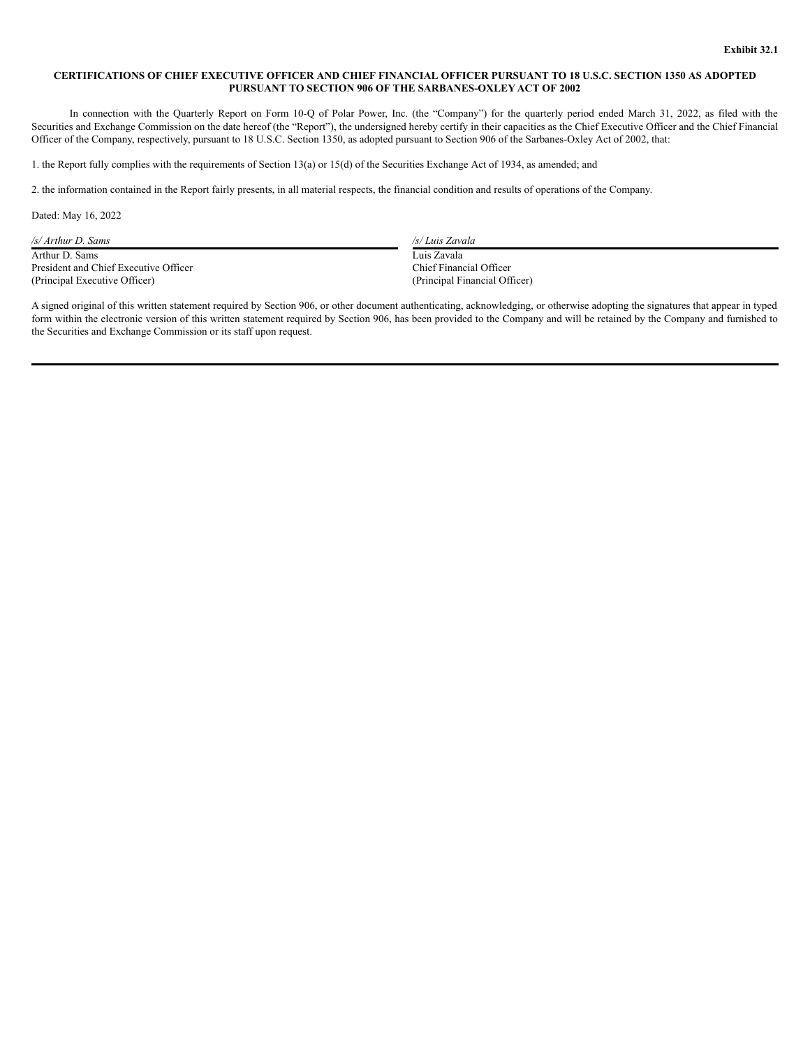**Exhibit 32.1**

**CERTIFICATIONS OF CHIEF EXECUTIVE OFFICER AND CHIEF FINANCIAL OFFICER PURSUANT TO 18 U.S.C. SECTION 1350 AS ADOPTED PURSUANT TO SECTION 906 OF THE SARBANES-OXLEY ACT OF 2002**

In connection with the Quarterly Report on Form 10-Q of Polar Power, Inc. (the "Company") for the quarterly period ended March 31, 2022, as filed with the Securities and Exchange Commission on the date hereof (the "Report"), the undersigned hereby certify in their capacities as the Chief Executive Officer and the Chief Financial Officer of the Company, respectively, pursuant to 18 U.S.C. Section 1350, as adopted pursuant to Section 906 of the Sarbanes-Oxley Act of 2002, that:

1. the Report fully complies with the requirements of Section 13(a) or 15(d) of the Securities Exchange Act of 1934, as amended; and

2. the information contained in the Report fairly presents, in all material respects, the financial condition and results of operations of the Company.

Dated: May 16, 2022

*/s/ Arthur D. Sams*
Arthur D. Sams
President and Chief Executive Officer
(Principal Executive Officer)

*/s/ Luis Zavala*
Luis Zavala
Chief Financial Officer
(Principal Financial Officer)

A signed original of this written statement required by Section 906, or other document authenticating, acknowledging, or otherwise adopting the signatures that appear in typed form within the electronic version of this written statement required by Section 906, has been provided to the Company and will be retained by the Company and furnished to the Securities and Exchange Commission or its staff upon request.